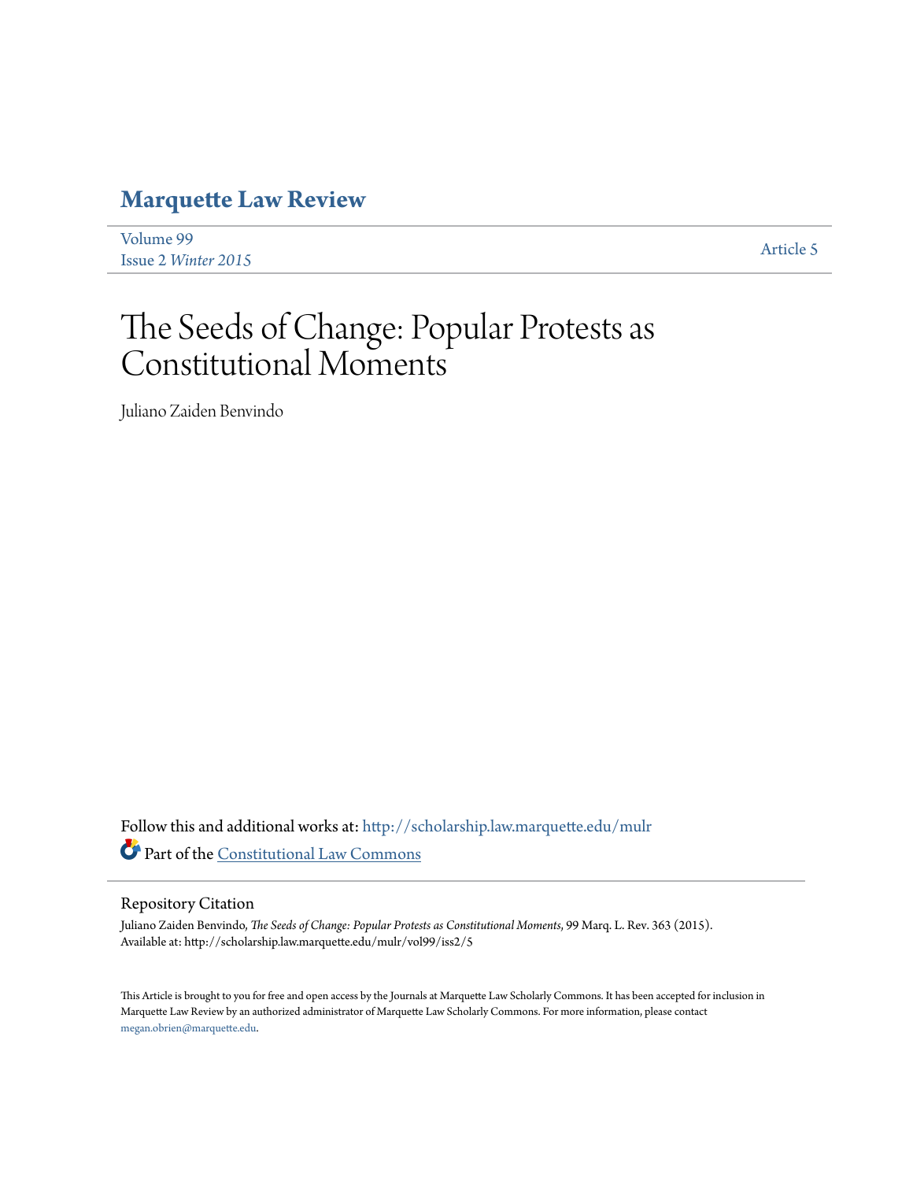# Marquette Law Review

Volume 99
Issue 2 *Winter 2015*

Article 5

# The Seeds of Change: Popular Protests as Constitutional Moments

Juliano Zaiden Benvindo

Follow this and additional works at: http://scholarship.law.marquette.edu/mulr

Part of the Constitutional Law Commons

## Repository Citation

Juliano Zaiden Benvindo, *The Seeds of Change: Popular Protests as Constitutional Moments*, 99 Marq. L. Rev. 363 (2015).
Available at: http://scholarship.law.marquette.edu/mulr/vol99/iss2/5

This Article is brought to you for free and open access by the Journals at Marquette Law Scholarly Commons. It has been accepted for inclusion in Marquette Law Review by an authorized administrator of Marquette Law Scholarly Commons. For more information, please contact megan.obrien@marquette.edu.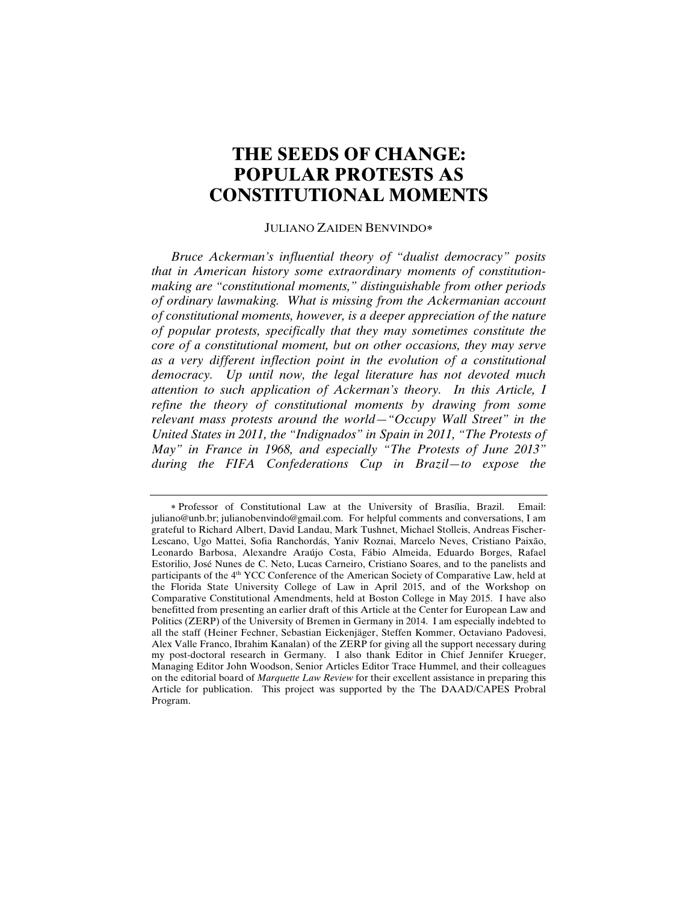# THE SEEDS OF CHANGE: POPULAR PROTESTS AS CONSTITUTIONAL MOMENTS

JULIANO ZAIDEN BENVINDO*

*Bruce Ackerman's influential theory of "dualist democracy" posits that in American history some extraordinary moments of constitution-making are "constitutional moments," distinguishable from other periods of ordinary lawmaking. What is missing from the Ackermanian account of constitutional moments, however, is a deeper appreciation of the nature of popular protests, specifically that they may sometimes constitute the core of a constitutional moment, but on other occasions, they may serve as a very different inflection point in the evolution of a constitutional democracy. Up until now, the legal literature has not devoted much attention to such application of Ackerman's theory. In this Article, I refine the theory of constitutional moments by drawing from some relevant mass protests around the world—"Occupy Wall Street" in the United States in 2011, the "Indignados" in Spain in 2011, "The Protests of May" in France in 1968, and especially "The Protests of June 2013" during the FIFA Confederations Cup in Brazil—to expose the*

---

\* Professor of Constitutional Law at the University of Brasília, Brazil. Email: juliano@unb.br; julianobenvindo@gmail.com. For helpful comments and conversations, I am grateful to Richard Albert, David Landau, Mark Tushnet, Michael Stolleis, Andreas Fischer-Lescano, Ugo Mattei, Sofia Ranchordás, Yaniv Roznai, Marcelo Neves, Cristiano Paixão, Leonardo Barbosa, Alexandre Araújo Costa, Fábio Almeida, Eduardo Borges, Rafael Estorilio, José Nunes de C. Neto, Lucas Carneiro, Cristiano Soares, and to the panelists and participants of the 4th YCC Conference of the American Society of Comparative Law, held at the Florida State University College of Law in April 2015, and of the Workshop on Comparative Constitutional Amendments, held at Boston College in May 2015. I have also benefitted from presenting an earlier draft of this Article at the Center for European Law and Politics (ZERP) of the University of Bremen in Germany in 2014. I am especially indebted to all the staff (Heiner Fechner, Sebastian Eickenjäger, Steffen Kommer, Octaviano Padovesi, Alex Valle Franco, Ibrahim Kanalan) of the ZERP for giving all the support necessary during my post-doctoral research in Germany. I also thank Editor in Chief Jennifer Krueger, Managing Editor John Woodson, Senior Articles Editor Trace Hummel, and their colleagues on the editorial board of *Marquette Law Review* for their excellent assistance in preparing this Article for publication. This project was supported by the The DAAD/CAPES Probral Program.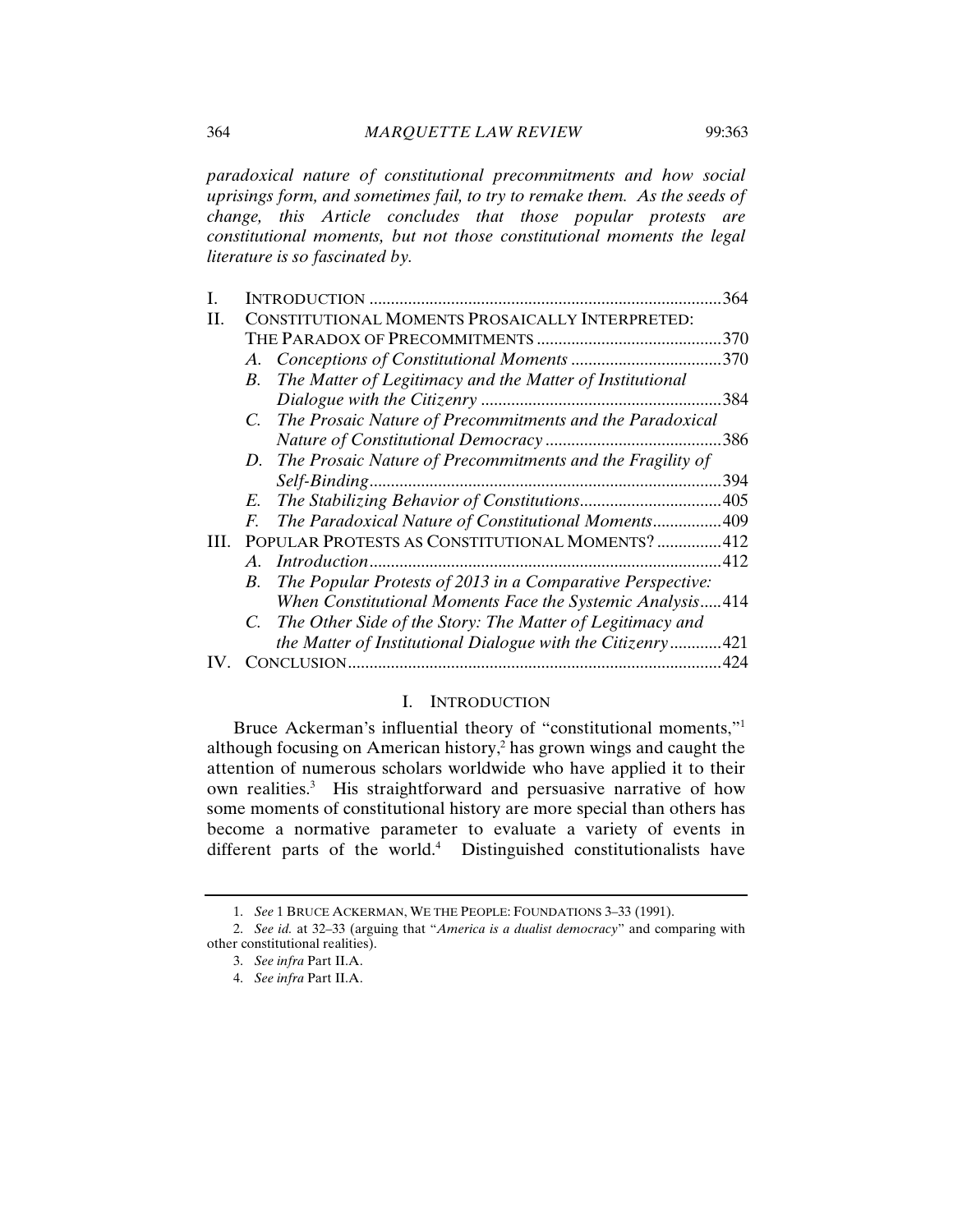*paradoxical nature of constitutional precommitments and how social uprisings form, and sometimes fail, to try to remake them. As the seeds of change, this Article concludes that those popular protests are constitutional moments, but not those constitutional moments the legal literature is so fascinated by.*

I. INTRODUCTION ......... 364
II. CONSTITUTIONAL MOMENTS PROSAICALLY INTERPRETED: THE PARADOX OF PRECOMMITMENTS ......... 370
 A. *Conceptions of Constitutional Moments* ......... 370
 B. *The Matter of Legitimacy and the Matter of Institutional Dialogue with the Citizenry* ......... 384
 C. *The Prosaic Nature of Precommitments and the Paradoxical Nature of Constitutional Democracy* ......... 386
 D. *The Prosaic Nature of Precommitments and the Fragility of Self-Binding* ......... 394
 E. *The Stabilizing Behavior of Constitutions* ......... 405
 F. *The Paradoxical Nature of Constitutional Moments* ......... 409
III. POPULAR PROTESTS AS CONSTITUTIONAL MOMENTS? ......... 412
 A. *Introduction* ......... 412
 B. *The Popular Protests of 2013 in a Comparative Perspective: When Constitutional Moments Face the Systemic Analysis* ......... 414
 C. *The Other Side of the Story: The Matter of Legitimacy and the Matter of Institutional Dialogue with the Citizenry* ......... 421
IV. CONCLUSION ......... 424

## I. INTRODUCTION

Bruce Ackerman's influential theory of "constitutional moments,"[1] although focusing on American history,[2] has grown wings and caught the attention of numerous scholars worldwide who have applied it to their own realities.[3] His straightforward and persuasive narrative of how some moments of constitutional history are more special than others has become a normative parameter to evaluate a variety of events in different parts of the world.[4] Distinguished constitutionalists have

---

1. *See* 1 BRUCE ACKERMAN, WE THE PEOPLE: FOUNDATIONS 3–33 (1991).

2. *See id.* at 32–33 (arguing that "*America is a dualist democracy*" and comparing with other constitutional realities).

3. *See infra* Part II.A.

4. *See infra* Part II.A.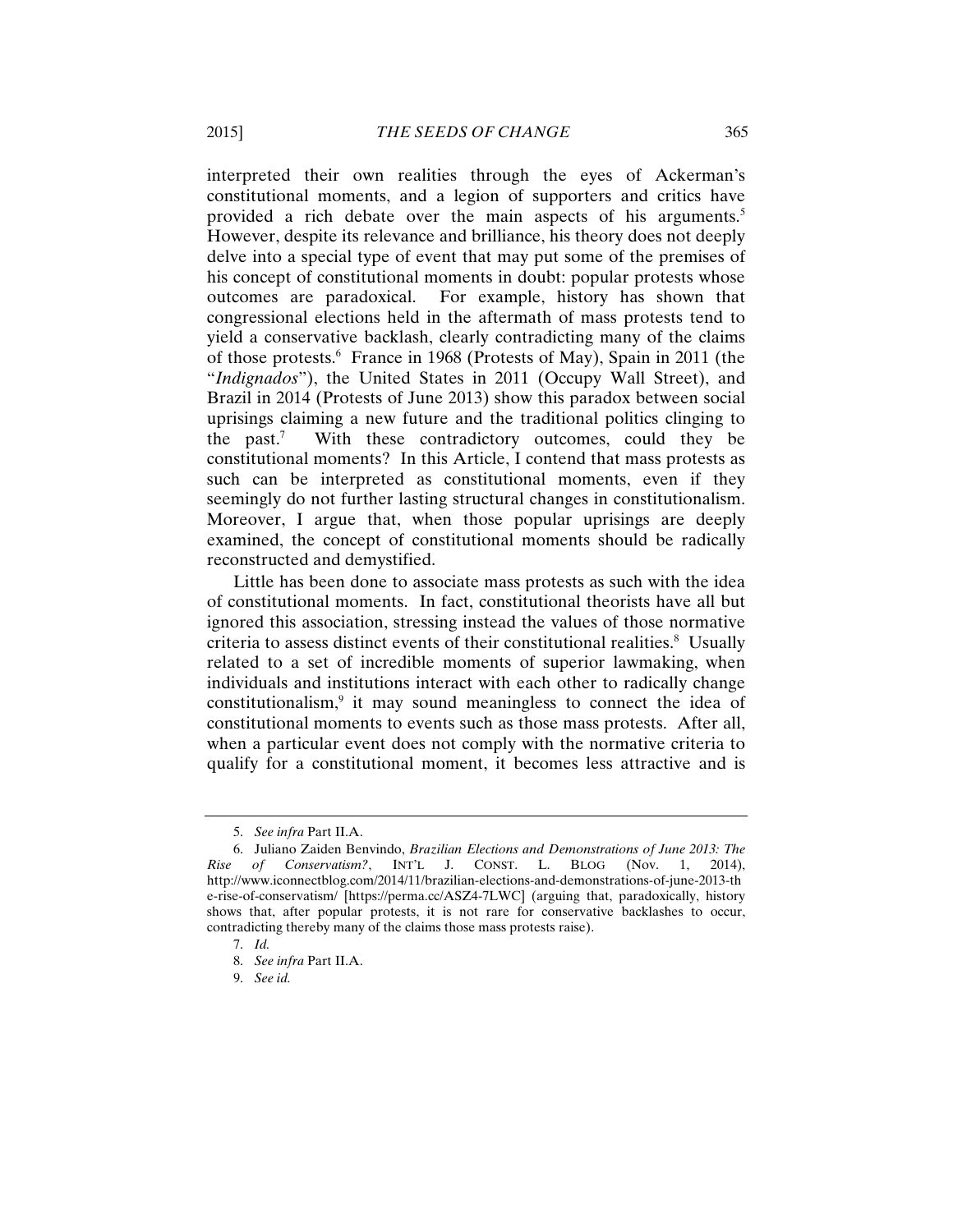interpreted their own realities through the eyes of Ackerman's constitutional moments, and a legion of supporters and critics have provided a rich debate over the main aspects of his arguments.[5] However, despite its relevance and brilliance, his theory does not deeply delve into a special type of event that may put some of the premises of his concept of constitutional moments in doubt: popular protests whose outcomes are paradoxical. For example, history has shown that congressional elections held in the aftermath of mass protests tend to yield a conservative backlash, clearly contradicting many of the claims of those protests.[6] France in 1968 (Protests of May), Spain in 2011 (the "*Indignados*"), the United States in 2011 (Occupy Wall Street), and Brazil in 2014 (Protests of June 2013) show this paradox between social uprisings claiming a new future and the traditional politics clinging to the past.[7] With these contradictory outcomes, could they be constitutional moments? In this Article, I contend that mass protests as such can be interpreted as constitutional moments, even if they seemingly do not further lasting structural changes in constitutionalism. Moreover, I argue that, when those popular uprisings are deeply examined, the concept of constitutional moments should be radically reconstructed and demystified.

Little has been done to associate mass protests as such with the idea of constitutional moments. In fact, constitutional theorists have all but ignored this association, stressing instead the values of those normative criteria to assess distinct events of their constitutional realities.[8] Usually related to a set of incredible moments of superior lawmaking, when individuals and institutions interact with each other to radically change constitutionalism,[9] it may sound meaningless to connect the idea of constitutional moments to events such as those mass protests. After all, when a particular event does not comply with the normative criteria to qualify for a constitutional moment, it becomes less attractive and is

---

5. *See infra* Part II.A.

6. Juliano Zaiden Benvindo, *Brazilian Elections and Demonstrations of June 2013: The Rise of Conservatism?*, INT'L J. CONST. L. BLOG (Nov. 1, 2014), http://www.iconnectblog.com/2014/11/brazilian-elections-and-demonstrations-of-june-2013-the-rise-of-conservatism/ [https://perma.cc/ASZ4-7LWC] (arguing that, paradoxically, history shows that, after popular protests, it is not rare for conservative backlashes to occur, contradicting thereby many of the claims those mass protests raise).

7. *Id.*

8. *See infra* Part II.A.

9. *See id.*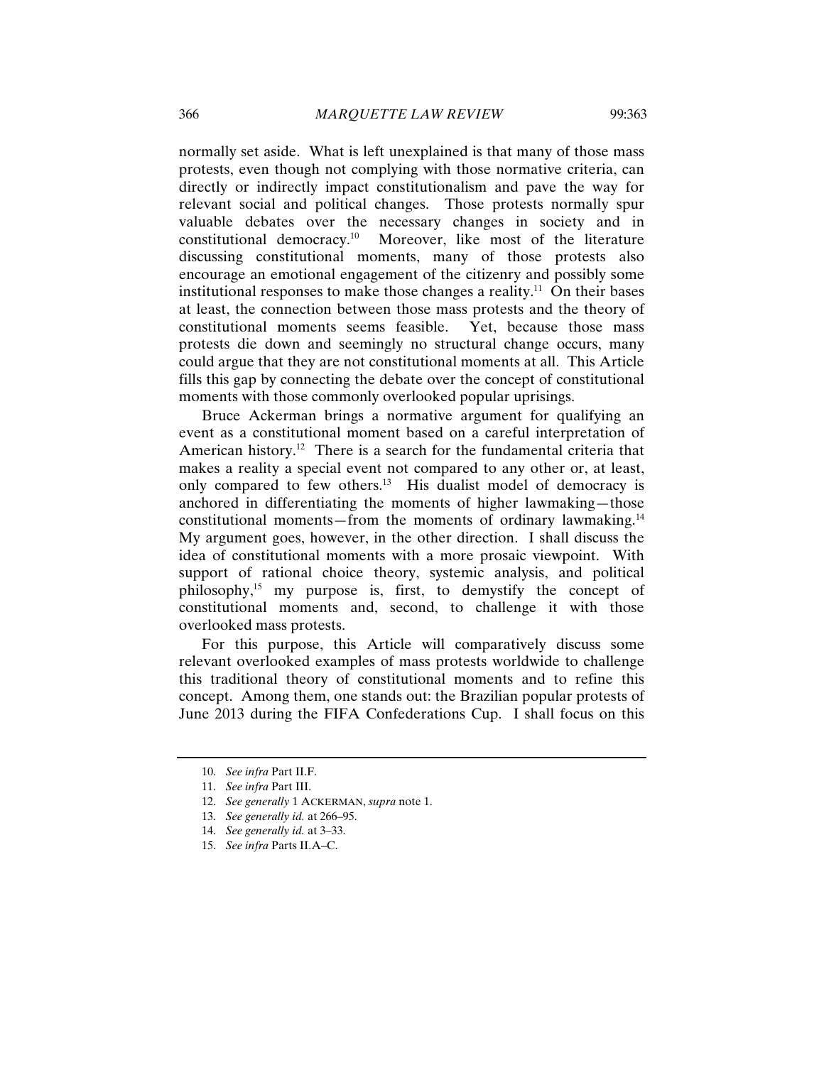normally set aside. What is left unexplained is that many of those mass protests, even though not complying with those normative criteria, can directly or indirectly impact constitutionalism and pave the way for relevant social and political changes. Those protests normally spur valuable debates over the necessary changes in society and in constitutional democracy.[10] Moreover, like most of the literature discussing constitutional moments, many of those protests also encourage an emotional engagement of the citizenry and possibly some institutional responses to make those changes a reality.[11] On their bases at least, the connection between those mass protests and the theory of constitutional moments seems feasible. Yet, because those mass protests die down and seemingly no structural change occurs, many could argue that they are not constitutional moments at all. This Article fills this gap by connecting the debate over the concept of constitutional moments with those commonly overlooked popular uprisings.

Bruce Ackerman brings a normative argument for qualifying an event as a constitutional moment based on a careful interpretation of American history.[12] There is a search for the fundamental criteria that makes a reality a special event not compared to any other or, at least, only compared to few others.[13] His dualist model of democracy is anchored in differentiating the moments of higher lawmaking—those constitutional moments—from the moments of ordinary lawmaking.[14] My argument goes, however, in the other direction. I shall discuss the idea of constitutional moments with a more prosaic viewpoint. With support of rational choice theory, systemic analysis, and political philosophy,[15] my purpose is, first, to demystify the concept of constitutional moments and, second, to challenge it with those overlooked mass protests.

For this purpose, this Article will comparatively discuss some relevant overlooked examples of mass protests worldwide to challenge this traditional theory of constitutional moments and to refine this concept. Among them, one stands out: the Brazilian popular protests of June 2013 during the FIFA Confederations Cup. I shall focus on this

---

10. *See infra* Part II.F.

11. *See infra* Part III.

12. *See generally* 1 ACKERMAN, *supra* note 1.

13. *See generally id.* at 266–95.

14. *See generally id.* at 3–33.

15. *See infra* Parts II.A–C.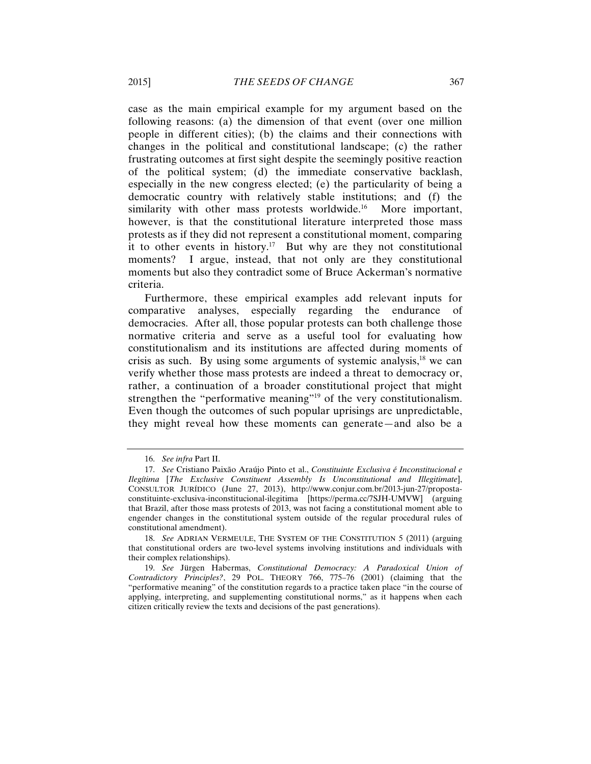case as the main empirical example for my argument based on the following reasons: (a) the dimension of that event (over one million people in different cities); (b) the claims and their connections with changes in the political and constitutional landscape; (c) the rather frustrating outcomes at first sight despite the seemingly positive reaction of the political system; (d) the immediate conservative backlash, especially in the new congress elected; (e) the particularity of being a democratic country with relatively stable institutions; and (f) the similarity with other mass protests worldwide.[16] More important, however, is that the constitutional literature interpreted those mass protests as if they did not represent a constitutional moment, comparing it to other events in history.[17] But why are they not constitutional moments? I argue, instead, that not only are they constitutional moments but also they contradict some of Bruce Ackerman's normative criteria.

Furthermore, these empirical examples add relevant inputs for comparative analyses, especially regarding the endurance of democracies. After all, those popular protests can both challenge those normative criteria and serve as a useful tool for evaluating how constitutionalism and its institutions are affected during moments of crisis as such. By using some arguments of systemic analysis,[18] we can verify whether those mass protests are indeed a threat to democracy or, rather, a continuation of a broader constitutional project that might strengthen the "performative meaning"[19] of the very constitutionalism. Even though the outcomes of such popular uprisings are unpredictable, they might reveal how these moments can generate—and also be a

---

16. *See infra* Part II.

17. *See* Cristiano Paixão Araújo Pinto et al., *Constituinte Exclusiva é Inconstitucional e Ilegítima* [*The Exclusive Constituent Assembly Is Unconstitutional and Illegitimate*], CONSULTOR JURÍDICO (June 27, 2013), http://www.conjur.com.br/2013-jun-27/proposta-constituinte-exclusiva-inconstitucional-ilegitima [https://perma.cc/7SJH-UMVW] (arguing that Brazil, after those mass protests of 2013, was not facing a constitutional moment able to engender changes in the constitutional system outside of the regular procedural rules of constitutional amendment).

18. *See* ADRIAN VERMEULE, THE SYSTEM OF THE CONSTITUTION 5 (2011) (arguing that constitutional orders are two-level systems involving institutions and individuals with their complex relationships).

19. *See* Jürgen Habermas, *Constitutional Democracy: A Paradoxical Union of Contradictory Principles?*, 29 POL. THEORY 766, 775–76 (2001) (claiming that the "performative meaning" of the constitution regards to a practice taken place "in the course of applying, interpreting, and supplementing constitutional norms," as it happens when each citizen critically review the texts and decisions of the past generations).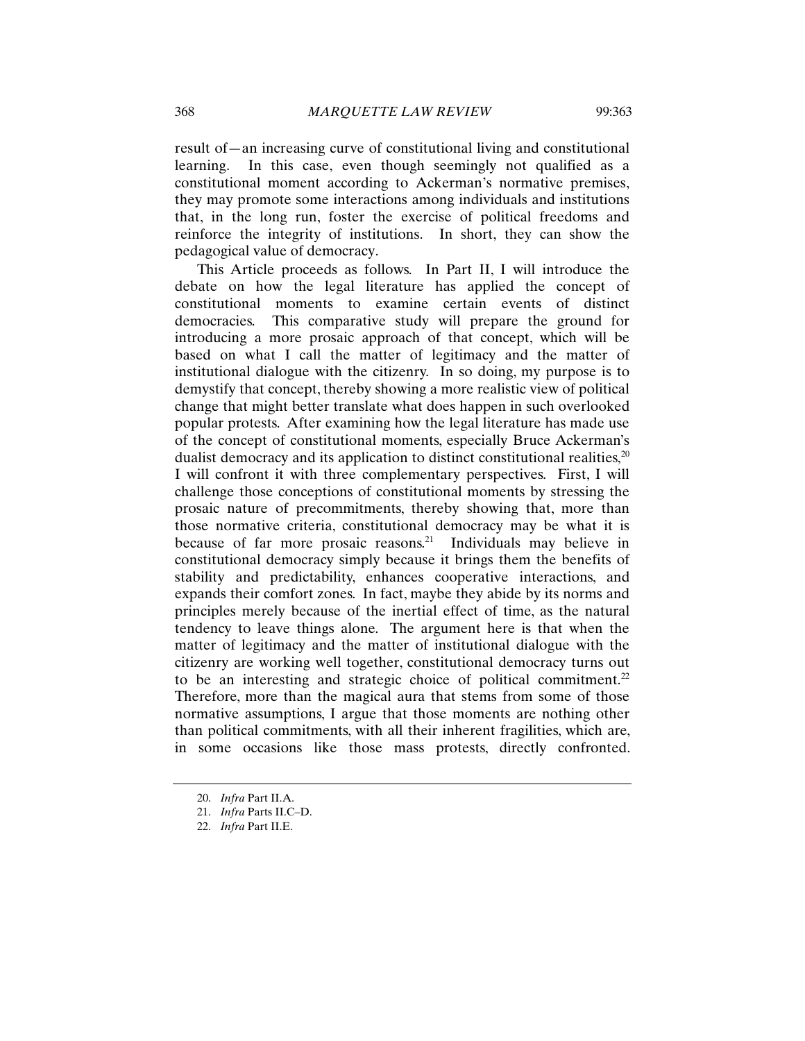result of—an increasing curve of constitutional living and constitutional learning. In this case, even though seemingly not qualified as a constitutional moment according to Ackerman's normative premises, they may promote some interactions among individuals and institutions that, in the long run, foster the exercise of political freedoms and reinforce the integrity of institutions. In short, they can show the pedagogical value of democracy.

This Article proceeds as follows. In Part II, I will introduce the debate on how the legal literature has applied the concept of constitutional moments to examine certain events of distinct democracies. This comparative study will prepare the ground for introducing a more prosaic approach of that concept, which will be based on what I call the matter of legitimacy and the matter of institutional dialogue with the citizenry. In so doing, my purpose is to demystify that concept, thereby showing a more realistic view of political change that might better translate what does happen in such overlooked popular protests. After examining how the legal literature has made use of the concept of constitutional moments, especially Bruce Ackerman's dualist democracy and its application to distinct constitutional realities,[20] I will confront it with three complementary perspectives. First, I will challenge those conceptions of constitutional moments by stressing the prosaic nature of precommitments, thereby showing that, more than those normative criteria, constitutional democracy may be what it is because of far more prosaic reasons.[21] Individuals may believe in constitutional democracy simply because it brings them the benefits of stability and predictability, enhances cooperative interactions, and expands their comfort zones. In fact, maybe they abide by its norms and principles merely because of the inertial effect of time, as the natural tendency to leave things alone. The argument here is that when the matter of legitimacy and the matter of institutional dialogue with the citizenry are working well together, constitutional democracy turns out to be an interesting and strategic choice of political commitment.[22] Therefore, more than the magical aura that stems from some of those normative assumptions, I argue that those moments are nothing other than political commitments, with all their inherent fragilities, which are, in some occasions like those mass protests, directly confronted.

---

20. *Infra* Part II.A.

21. *Infra* Parts II.C–D.

22. *Infra* Part II.E.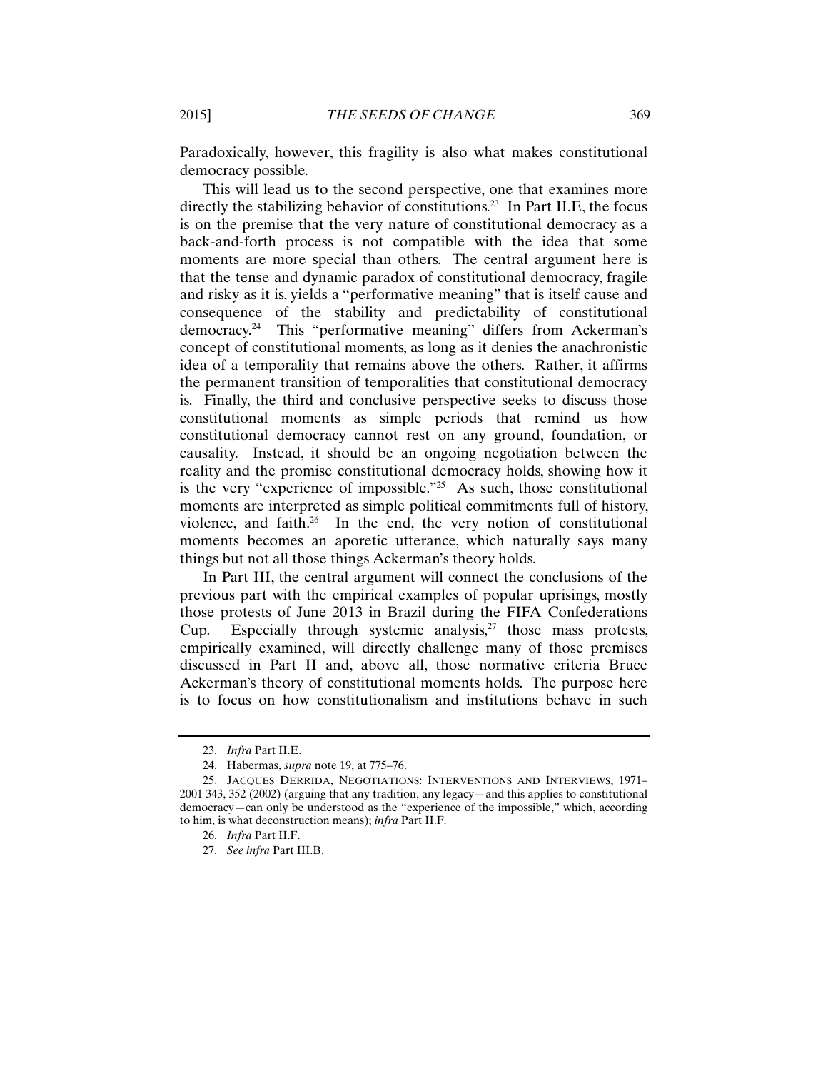Paradoxically, however, this fragility is also what makes constitutional democracy possible.

This will lead us to the second perspective, one that examines more directly the stabilizing behavior of constitutions.[23] In Part II.E, the focus is on the premise that the very nature of constitutional democracy as a back-and-forth process is not compatible with the idea that some moments are more special than others. The central argument here is that the tense and dynamic paradox of constitutional democracy, fragile and risky as it is, yields a "performative meaning" that is itself cause and consequence of the stability and predictability of constitutional democracy.[24] This "performative meaning" differs from Ackerman's concept of constitutional moments, as long as it denies the anachronistic idea of a temporality that remains above the others. Rather, it affirms the permanent transition of temporalities that constitutional democracy is. Finally, the third and conclusive perspective seeks to discuss those constitutional moments as simple periods that remind us how constitutional democracy cannot rest on any ground, foundation, or causality. Instead, it should be an ongoing negotiation between the reality and the promise constitutional democracy holds, showing how it is the very "experience of impossible."[25] As such, those constitutional moments are interpreted as simple political commitments full of history, violence, and faith.[26] In the end, the very notion of constitutional moments becomes an aporetic utterance, which naturally says many things but not all those things Ackerman's theory holds.

In Part III, the central argument will connect the conclusions of the previous part with the empirical examples of popular uprisings, mostly those protests of June 2013 in Brazil during the FIFA Confederations Cup. Especially through systemic analysis,[27] those mass protests, empirically examined, will directly challenge many of those premises discussed in Part II and, above all, those normative criteria Bruce Ackerman's theory of constitutional moments holds. The purpose here is to focus on how constitutionalism and institutions behave in such

---

23. *Infra* Part II.E.

24. Habermas, *supra* note 19, at 775–76.

25. JACQUES DERRIDA, NEGOTIATIONS: INTERVENTIONS AND INTERVIEWS, 1971–2001 343, 352 (2002) (arguing that any tradition, any legacy—and this applies to constitutional democracy—can only be understood as the "experience of the impossible," which, according to him, is what deconstruction means); *infra* Part II.F.

26. *Infra* Part II.F.

27. *See infra* Part III.B.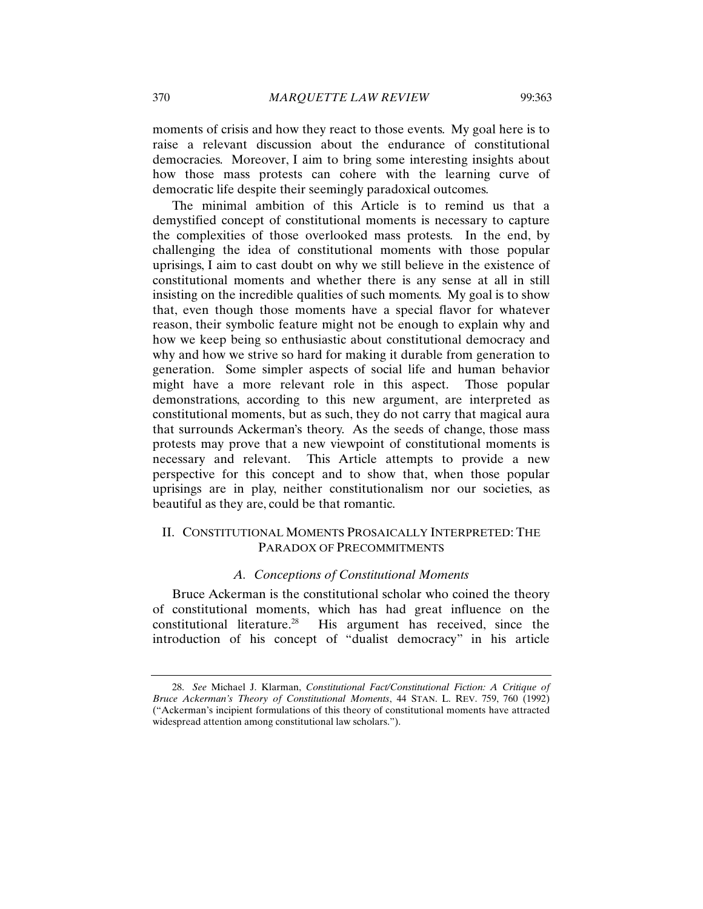moments of crisis and how they react to those events. My goal here is to raise a relevant discussion about the endurance of constitutional democracies. Moreover, I aim to bring some interesting insights about how those mass protests can cohere with the learning curve of democratic life despite their seemingly paradoxical outcomes.

The minimal ambition of this Article is to remind us that a demystified concept of constitutional moments is necessary to capture the complexities of those overlooked mass protests. In the end, by challenging the idea of constitutional moments with those popular uprisings, I aim to cast doubt on why we still believe in the existence of constitutional moments and whether there is any sense at all in still insisting on the incredible qualities of such moments. My goal is to show that, even though those moments have a special flavor for whatever reason, their symbolic feature might not be enough to explain why and how we keep being so enthusiastic about constitutional democracy and why and how we strive so hard for making it durable from generation to generation. Some simpler aspects of social life and human behavior might have a more relevant role in this aspect. Those popular demonstrations, according to this new argument, are interpreted as constitutional moments, but as such, they do not carry that magical aura that surrounds Ackerman's theory. As the seeds of change, those mass protests may prove that a new viewpoint of constitutional moments is necessary and relevant. This Article attempts to provide a new perspective for this concept and to show that, when those popular uprisings are in play, neither constitutionalism nor our societies, as beautiful as they are, could be that romantic.

## II. CONSTITUTIONAL MOMENTS PROSAICALLY INTERPRETED: THE PARADOX OF PRECOMMITMENTS

### *A. Conceptions of Constitutional Moments*

Bruce Ackerman is the constitutional scholar who coined the theory of constitutional moments, which has had great influence on the constitutional literature.[28] His argument has received, since the introduction of his concept of "dualist democracy" in his article

---

28. *See* Michael J. Klarman, *Constitutional Fact/Constitutional Fiction: A Critique of Bruce Ackerman's Theory of Constitutional Moments*, 44 STAN. L. REV. 759, 760 (1992) ("Ackerman's incipient formulations of this theory of constitutional moments have attracted widespread attention among constitutional law scholars.").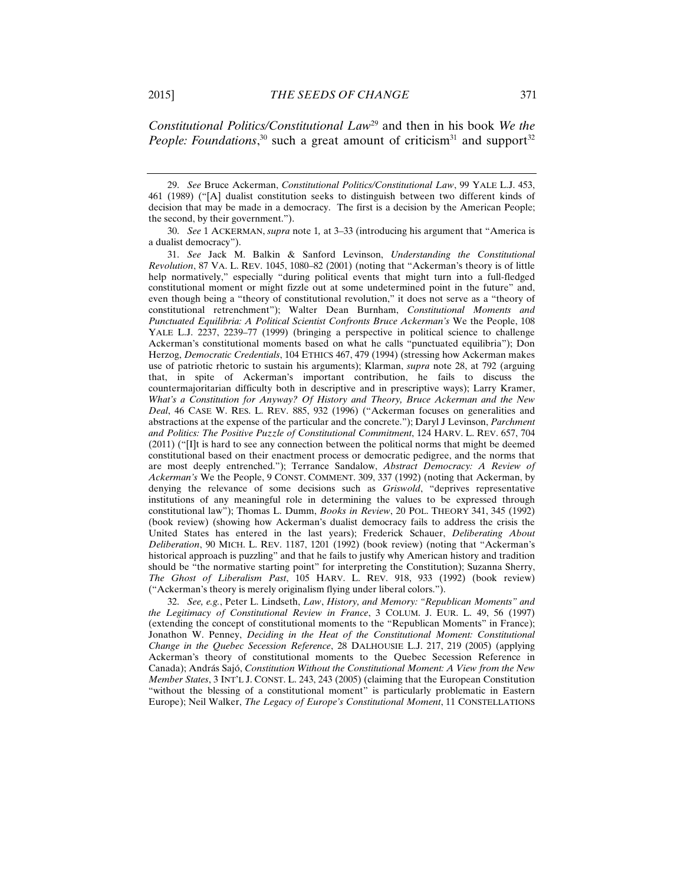*Constitutional Politics/Constitutional Law*[29] and then in his book *We the People: Foundations*,[30] such a great amount of criticism[31] and support[32]

---

29. *See* Bruce Ackerman, *Constitutional Politics/Constitutional Law*, 99 YALE L.J. 453, 461 (1989) ("[A] dualist constitution seeks to distinguish between two different kinds of decision that may be made in a democracy. The first is a decision by the American People; the second, by their government.").

30. *See* 1 ACKERMAN, *supra* note 1, at 3–33 (introducing his argument that "America is a dualist democracy").

31. *See* Jack M. Balkin & Sanford Levinson, *Understanding the Constitutional Revolution*, 87 VA. L. REV. 1045, 1080–82 (2001) (noting that "Ackerman's theory is of little help normatively," especially "during political events that might turn into a full-fledged constitutional moment or might fizzle out at some undetermined point in the future" and, even though being a "theory of constitutional revolution," it does not serve as a "theory of constitutional retrenchment"); Walter Dean Burnham, *Constitutional Moments and Punctuated Equilibria: A Political Scientist Confronts Bruce Ackerman's* We the People, 108 YALE L.J. 2237, 2239–77 (1999) (bringing a perspective in political science to challenge Ackerman's constitutional moments based on what he calls "punctuated equilibria"); Don Herzog, *Democratic Credentials*, 104 ETHICS 467, 479 (1994) (stressing how Ackerman makes use of patriotic rhetoric to sustain his arguments); Klarman, *supra* note 28, at 792 (arguing that, in spite of Ackerman's important contribution, he fails to discuss the countermajoritarian difficulty both in descriptive and in prescriptive ways); Larry Kramer, *What's a Constitution for Anyway? Of History and Theory, Bruce Ackerman and the New Deal*, 46 CASE W. RES. L. REV. 885, 932 (1996) ("Ackerman focuses on generalities and abstractions at the expense of the particular and the concrete."); Daryl J Levinson, *Parchment and Politics: The Positive Puzzle of Constitutional Commitment*, 124 HARV. L. REV. 657, 704 (2011) ("[I]t is hard to see any connection between the political norms that might be deemed constitutional based on their enactment process or democratic pedigree, and the norms that are most deeply entrenched."); Terrance Sandalow, *Abstract Democracy: A Review of Ackerman's* We the People, 9 CONST. COMMENT. 309, 337 (1992) (noting that Ackerman, by denying the relevance of some decisions such as *Griswold*, "deprives representative institutions of any meaningful role in determining the values to be expressed through constitutional law"); Thomas L. Dumm, *Books in Review*, 20 POL. THEORY 341, 345 (1992) (book review) (showing how Ackerman's dualist democracy fails to address the crisis the United States has entered in the last years); Frederick Schauer, *Deliberating About Deliberation*, 90 MICH. L. REV. 1187, 1201 (1992) (book review) (noting that "Ackerman's historical approach is puzzling" and that he fails to justify why American history and tradition should be "the normative starting point" for interpreting the Constitution); Suzanna Sherry, *The Ghost of Liberalism Past*, 105 HARV. L. REV. 918, 933 (1992) (book review) ("Ackerman's theory is merely originalism flying under liberal colors.").

32. *See, e.g.*, Peter L. Lindseth, *Law*, *History, and Memory: "Republican Moments" and the Legitimacy of Constitutional Review in France*, 3 COLUM. J. EUR. L. 49, 56 (1997) (extending the concept of constitutional moments to the "Republican Moments" in France); Jonathon W. Penney, *Deciding in the Heat of the Constitutional Moment: Constitutional Change in the Quebec Secession Reference*, 28 DALHOUSIE L.J. 217, 219 (2005) (applying Ackerman's theory of constitutional moments to the Quebec Secession Reference in Canada); András Sajó, *Constitution Without the Constitutional Moment: A View from the New Member States*, 3 INT'L J. CONST. L. 243, 243 (2005) (claiming that the European Constitution "without the blessing of a constitutional moment" is particularly problematic in Eastern Europe); Neil Walker, *The Legacy of Europe's Constitutional Moment*, 11 CONSTELLATIONS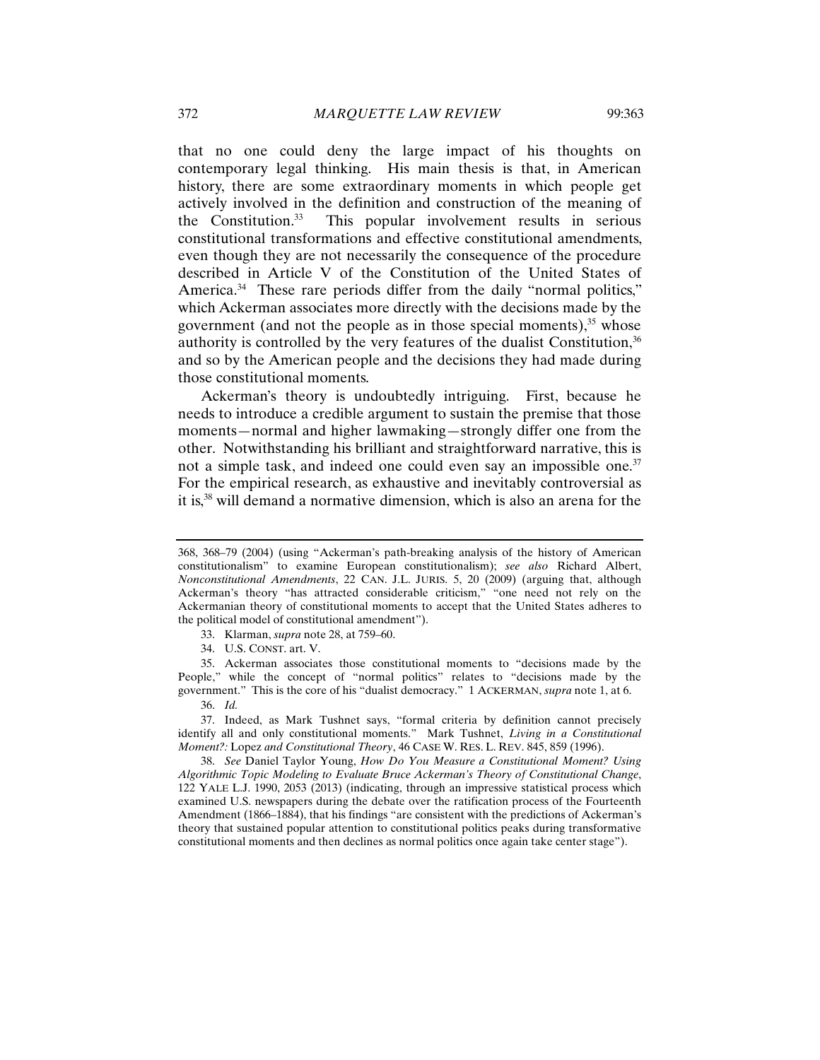that no one could deny the large impact of his thoughts on contemporary legal thinking. His main thesis is that, in American history, there are some extraordinary moments in which people get actively involved in the definition and construction of the meaning of the Constitution.[33] This popular involvement results in serious constitutional transformations and effective constitutional amendments, even though they are not necessarily the consequence of the procedure described in Article V of the Constitution of the United States of America.[34] These rare periods differ from the daily "normal politics," which Ackerman associates more directly with the decisions made by the government (and not the people as in those special moments),[35] whose authority is controlled by the very features of the dualist Constitution,[36] and so by the American people and the decisions they had made during those constitutional moments.

Ackerman's theory is undoubtedly intriguing. First, because he needs to introduce a credible argument to sustain the premise that those moments—normal and higher lawmaking—strongly differ one from the other. Notwithstanding his brilliant and straightforward narrative, this is not a simple task, and indeed one could even say an impossible one.[37] For the empirical research, as exhaustive and inevitably controversial as it is,[38] will demand a normative dimension, which is also an arena for the

---

368, 368–79 (2004) (using "Ackerman's path-breaking analysis of the history of American constitutionalism" to examine European constitutionalism); *see also* Richard Albert, *Nonconstitutional Amendments*, 22 CAN. J.L. JURIS. 5, 20 (2009) (arguing that, although Ackerman's theory "has attracted considerable criticism," "one need not rely on the Ackermanian theory of constitutional moments to accept that the United States adheres to the political model of constitutional amendment").

33. Klarman, *supra* note 28, at 759–60.

34. U.S. CONST. art. V.

35. Ackerman associates those constitutional moments to "decisions made by the People," while the concept of "normal politics" relates to "decisions made by the government." This is the core of his "dualist democracy." 1 ACKERMAN, *supra* note 1, at 6.

36. *Id.*

37. Indeed, as Mark Tushnet says, "formal criteria by definition cannot precisely identify all and only constitutional moments." Mark Tushnet, *Living in a Constitutional Moment?:* Lopez *and Constitutional Theory*, 46 CASE W. RES. L. REV. 845, 859 (1996).

38. *See* Daniel Taylor Young, *How Do You Measure a Constitutional Moment? Using Algorithmic Topic Modeling to Evaluate Bruce Ackerman's Theory of Constitutional Change*, 122 YALE L.J. 1990, 2053 (2013) (indicating, through an impressive statistical process which examined U.S. newspapers during the debate over the ratification process of the Fourteenth Amendment (1866–1884), that his findings "are consistent with the predictions of Ackerman's theory that sustained popular attention to constitutional politics peaks during transformative constitutional moments and then declines as normal politics once again take center stage").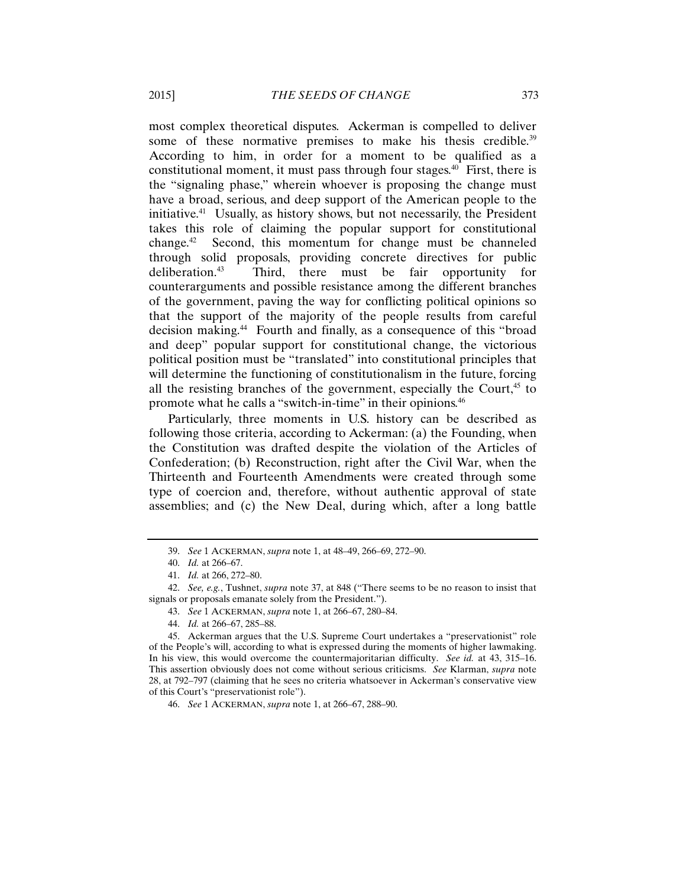most complex theoretical disputes. Ackerman is compelled to deliver some of these normative premises to make his thesis credible.[39] According to him, in order for a moment to be qualified as a constitutional moment, it must pass through four stages.[40] First, there is the "signaling phase," wherein whoever is proposing the change must have a broad, serious, and deep support of the American people to the initiative.[41] Usually, as history shows, but not necessarily, the President takes this role of claiming the popular support for constitutional change.[42] Second, this momentum for change must be channeled through solid proposals, providing concrete directives for public deliberation.[43] Third, there must be fair opportunity for counterarguments and possible resistance among the different branches of the government, paving the way for conflicting political opinions so that the support of the majority of the people results from careful decision making.[44] Fourth and finally, as a consequence of this "broad and deep" popular support for constitutional change, the victorious political position must be "translated" into constitutional principles that will determine the functioning of constitutionalism in the future, forcing all the resisting branches of the government, especially the Court,[45] to promote what he calls a "switch-in-time" in their opinions.[46]

Particularly, three moments in U.S. history can be described as following those criteria, according to Ackerman: (a) the Founding, when the Constitution was drafted despite the violation of the Articles of Confederation; (b) Reconstruction, right after the Civil War, when the Thirteenth and Fourteenth Amendments were created through some type of coercion and, therefore, without authentic approval of state assemblies; and (c) the New Deal, during which, after a long battle

---

39. *See* 1 ACKERMAN, *supra* note 1, at 48–49, 266–69, 272–90.

40. *Id.* at 266–67.

41. *Id.* at 266, 272–80.

42. *See, e.g.*, Tushnet, *supra* note 37, at 848 ("There seems to be no reason to insist that signals or proposals emanate solely from the President.").

43. *See* 1 ACKERMAN, *supra* note 1, at 266–67, 280–84.

44. *Id.* at 266–67, 285–88.

45. Ackerman argues that the U.S. Supreme Court undertakes a "preservationist" role of the People's will, according to what is expressed during the moments of higher lawmaking. In his view, this would overcome the countermajoritarian difficulty. *See id.* at 43, 315–16. This assertion obviously does not come without serious criticisms. *See* Klarman, *supra* note 28, at 792–797 (claiming that he sees no criteria whatsoever in Ackerman's conservative view of this Court's "preservationist role").

46. *See* 1 ACKERMAN, *supra* note 1, at 266–67, 288–90.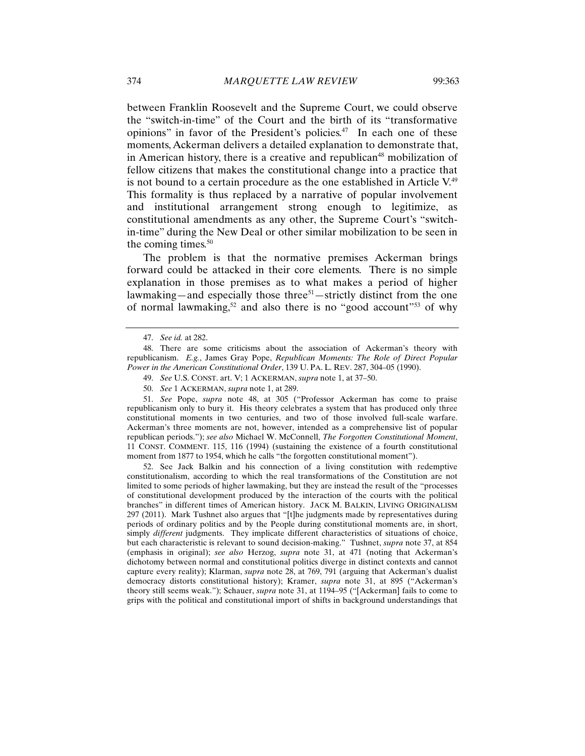between Franklin Roosevelt and the Supreme Court, we could observe the "switch-in-time" of the Court and the birth of its "transformative opinions" in favor of the President's policies.[47] In each one of these moments, Ackerman delivers a detailed explanation to demonstrate that, in American history, there is a creative and republican[48] mobilization of fellow citizens that makes the constitutional change into a practice that is not bound to a certain procedure as the one established in Article V.[49] This formality is thus replaced by a narrative of popular involvement and institutional arrangement strong enough to legitimize, as constitutional amendments as any other, the Supreme Court's "switch-in-time" during the New Deal or other similar mobilization to be seen in the coming times.[50]

The problem is that the normative premises Ackerman brings forward could be attacked in their core elements. There is no simple explanation in those premises as to what makes a period of higher lawmaking—and especially those three[51]—strictly distinct from the one of normal lawmaking,[52] and also there is no "good account"[53] of why

---

47. *See id.* at 282.

48. There are some criticisms about the association of Ackerman's theory with republicanism. *E.g.*, James Gray Pope, *Republican Moments: The Role of Direct Popular Power in the American Constitutional Order*, 139 U. PA. L. REV. 287, 304–05 (1990).

49. *See* U.S. CONST. art. V; 1 ACKERMAN, *supra* note 1, at 37–50.

50. *See* 1 ACKERMAN, *supra* note 1, at 289.

51. *See* Pope, *supra* note 48, at 305 ("Professor Ackerman has come to praise republicanism only to bury it. His theory celebrates a system that has produced only three constitutional moments in two centuries, and two of those involved full-scale warfare. Ackerman's three moments are not, however, intended as a comprehensive list of popular republican periods."); *see also* Michael W. McConnell, *The Forgotten Constitutional Moment*, 11 CONST. COMMENT. 115, 116 (1994) (sustaining the existence of a fourth constitutional moment from 1877 to 1954, which he calls "the forgotten constitutional moment").

52. See Jack Balkin and his connection of a living constitution with redemptive constitutionalism, according to which the real transformations of the Constitution are not limited to some periods of higher lawmaking, but they are instead the result of the "processes of constitutional development produced by the interaction of the courts with the political branches" in different times of American history. JACK M. BALKIN, LIVING ORIGINALISM 297 (2011). Mark Tushnet also argues that "[t]he judgments made by representatives during periods of ordinary politics and by the People during constitutional moments are, in short, simply *different* judgments. They implicate different characteristics of situations of choice, but each characteristic is relevant to sound decision-making." Tushnet, *supra* note 37, at 854 (emphasis in original); *see also* Herzog, *supra* note 31, at 471 (noting that Ackerman's dichotomy between normal and constitutional politics diverge in distinct contexts and cannot capture every reality); Klarman, *supra* note 28, at 769, 791 (arguing that Ackerman's dualist democracy distorts constitutional history); Kramer, *supra* note 31, at 895 ("Ackerman's theory still seems weak."); Schauer, *supra* note 31, at 1194–95 ("[Ackerman] fails to come to grips with the political and constitutional import of shifts in background understandings that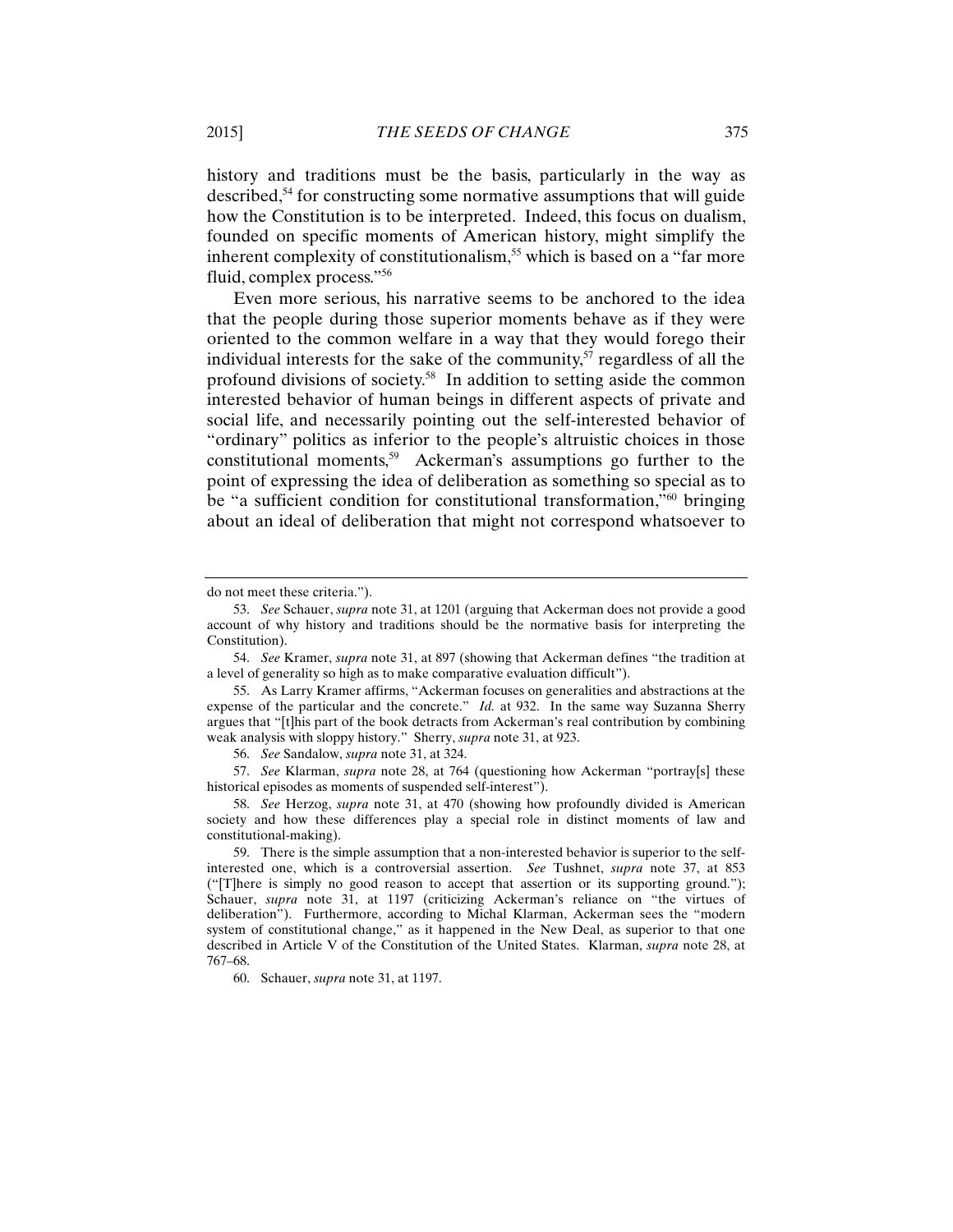history and traditions must be the basis, particularly in the way as described,[54] for constructing some normative assumptions that will guide how the Constitution is to be interpreted. Indeed, this focus on dualism, founded on specific moments of American history, might simplify the inherent complexity of constitutionalism,[55] which is based on a "far more fluid, complex process."[56]

Even more serious, his narrative seems to be anchored to the idea that the people during those superior moments behave as if they were oriented to the common welfare in a way that they would forego their individual interests for the sake of the community,[57] regardless of all the profound divisions of society.[58] In addition to setting aside the common interested behavior of human beings in different aspects of private and social life, and necessarily pointing out the self-interested behavior of "ordinary" politics as inferior to the people's altruistic choices in those constitutional moments,[59] Ackerman's assumptions go further to the point of expressing the idea of deliberation as something so special as to be "a sufficient condition for constitutional transformation,"[60] bringing about an ideal of deliberation that might not correspond whatsoever to

---

do not meet these criteria.").

53. *See* Schauer, *supra* note 31, at 1201 (arguing that Ackerman does not provide a good account of why history and traditions should be the normative basis for interpreting the Constitution).

54. *See* Kramer, *supra* note 31, at 897 (showing that Ackerman defines "the tradition at a level of generality so high as to make comparative evaluation difficult").

55. As Larry Kramer affirms, "Ackerman focuses on generalities and abstractions at the expense of the particular and the concrete." *Id.* at 932. In the same way Suzanna Sherry argues that "[t]his part of the book detracts from Ackerman's real contribution by combining weak analysis with sloppy history." Sherry, *supra* note 31, at 923.

56. *See* Sandalow, *supra* note 31, at 324.

57. *See* Klarman, *supra* note 28, at 764 (questioning how Ackerman "portray[s] these historical episodes as moments of suspended self-interest").

58. *See* Herzog, *supra* note 31, at 470 (showing how profoundly divided is American society and how these differences play a special role in distinct moments of law and constitutional-making).

59. There is the simple assumption that a non-interested behavior is superior to the self-interested one, which is a controversial assertion. *See* Tushnet, *supra* note 37, at 853 ("[T]here is simply no good reason to accept that assertion or its supporting ground."); Schauer, *supra* note 31, at 1197 (criticizing Ackerman's reliance on "the virtues of deliberation"). Furthermore, according to Michal Klarman, Ackerman sees the "modern system of constitutional change," as it happened in the New Deal, as superior to that one described in Article V of the Constitution of the United States. Klarman, *supra* note 28, at 767–68.

60. Schauer, *supra* note 31, at 1197.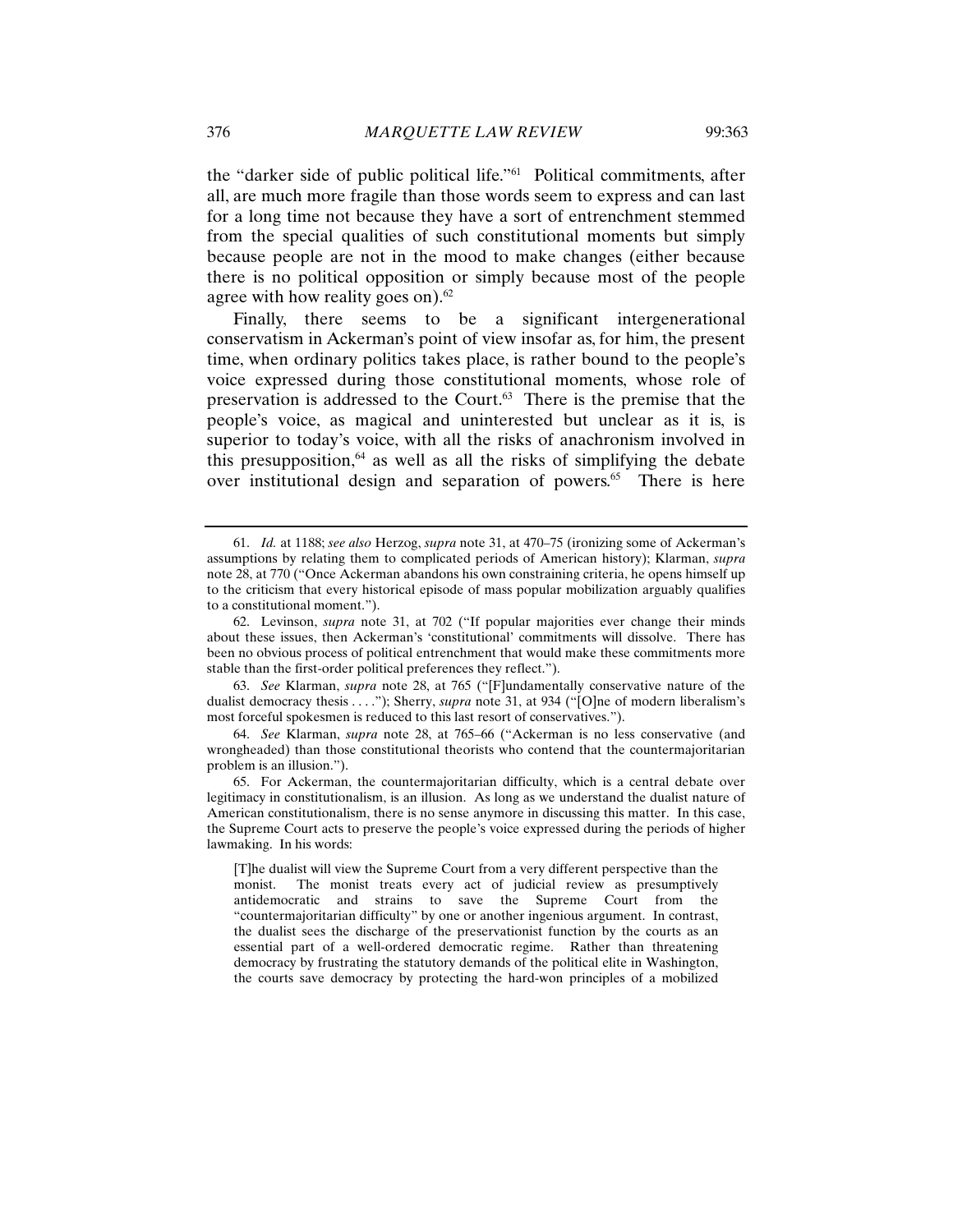the "darker side of public political life."[61] Political commitments, after all, are much more fragile than those words seem to express and can last for a long time not because they have a sort of entrenchment stemmed from the special qualities of such constitutional moments but simply because people are not in the mood to make changes (either because there is no political opposition or simply because most of the people agree with how reality goes on).[62]

Finally, there seems to be a significant intergenerational conservatism in Ackerman's point of view insofar as, for him, the present time, when ordinary politics takes place, is rather bound to the people's voice expressed during those constitutional moments, whose role of preservation is addressed to the Court.[63] There is the premise that the people's voice, as magical and uninterested but unclear as it is, is superior to today's voice, with all the risks of anachronism involved in this presupposition,[64] as well as all the risks of simplifying the debate over institutional design and separation of powers.[65] There is here

---

61. *Id.* at 1188; *see also* Herzog, *supra* note 31, at 470–75 (ironizing some of Ackerman's assumptions by relating them to complicated periods of American history); Klarman, *supra* note 28, at 770 ("Once Ackerman abandons his own constraining criteria, he opens himself up to the criticism that every historical episode of mass popular mobilization arguably qualifies to a constitutional moment.").

62. Levinson, *supra* note 31, at 702 ("If popular majorities ever change their minds about these issues, then Ackerman's 'constitutional' commitments will dissolve. There has been no obvious process of political entrenchment that would make these commitments more stable than the first-order political preferences they reflect.").

63. *See* Klarman, *supra* note 28, at 765 ("[F]undamentally conservative nature of the dualist democracy thesis . . . ."); Sherry, *supra* note 31, at 934 ("[O]ne of modern liberalism's most forceful spokesmen is reduced to this last resort of conservatives.").

64. *See* Klarman, *supra* note 28, at 765–66 ("Ackerman is no less conservative (and wrongheaded) than those constitutional theorists who contend that the countermajoritarian problem is an illusion.").

65. For Ackerman, the countermajoritarian difficulty, which is a central debate over legitimacy in constitutionalism, is an illusion. As long as we understand the dualist nature of American constitutionalism, there is no sense anymore in discussing this matter. In this case, the Supreme Court acts to preserve the people's voice expressed during the periods of higher lawmaking. In his words:

> [T]he dualist will view the Supreme Court from a very different perspective than the monist. The monist treats every act of judicial review as presumptively antidemocratic and strains to save the Supreme Court from the "countermajoritarian difficulty" by one or another ingenious argument. In contrast, the dualist sees the discharge of the preservationist function by the courts as an essential part of a well-ordered democratic regime. Rather than threatening democracy by frustrating the statutory demands of the political elite in Washington, the courts save democracy by protecting the hard-won principles of a mobilized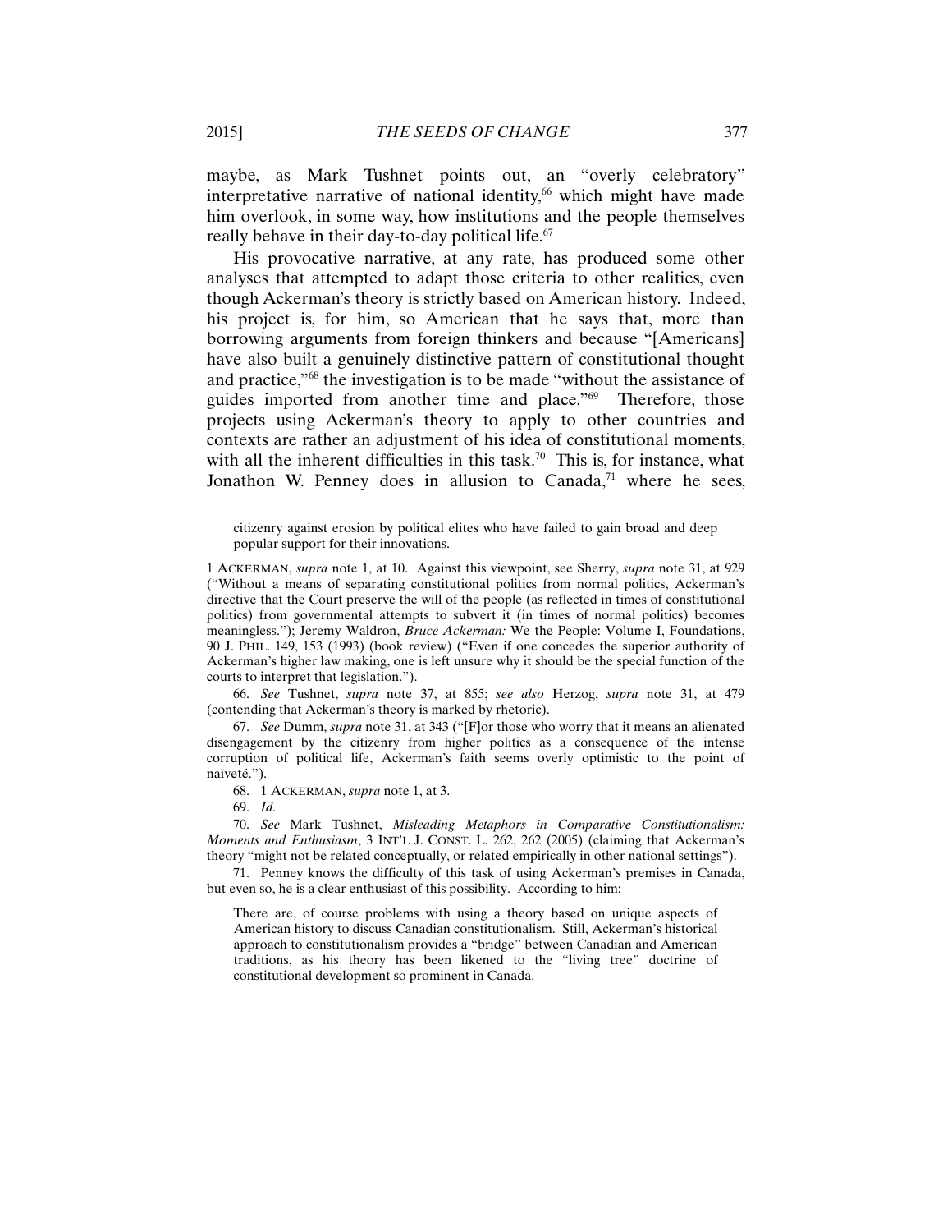maybe, as Mark Tushnet points out, an "overly celebratory" interpretative narrative of national identity,[66] which might have made him overlook, in some way, how institutions and the people themselves really behave in their day-to-day political life.[67]

His provocative narrative, at any rate, has produced some other analyses that attempted to adapt those criteria to other realities, even though Ackerman's theory is strictly based on American history. Indeed, his project is, for him, so American that he says that, more than borrowing arguments from foreign thinkers and because "[Americans] have also built a genuinely distinctive pattern of constitutional thought and practice,"[68] the investigation is to be made "without the assistance of guides imported from another time and place."[69] Therefore, those projects using Ackerman's theory to apply to other countries and contexts are rather an adjustment of his idea of constitutional moments, with all the inherent difficulties in this task.[70] This is, for instance, what Jonathon W. Penney does in allusion to Canada,[71] where he sees,

---

> citizenry against erosion by political elites who have failed to gain broad and deep popular support for their innovations.

1 ACKERMAN, *supra* note 1, at 10. Against this viewpoint, see Sherry, *supra* note 31, at 929 ("Without a means of separating constitutional politics from normal politics, Ackerman's directive that the Court preserve the will of the people (as reflected in times of constitutional politics) from governmental attempts to subvert it (in times of normal politics) becomes meaningless."); Jeremy Waldron, *Bruce Ackerman:* We the People: Volume I, Foundations, 90 J. PHIL. 149, 153 (1993) (book review) ("Even if one concedes the superior authority of Ackerman's higher law making, one is left unsure why it should be the special function of the courts to interpret that legislation.").

66. *See* Tushnet, *supra* note 37, at 855; *see also* Herzog, *supra* note 31, at 479 (contending that Ackerman's theory is marked by rhetoric).

67. *See* Dumm, *supra* note 31, at 343 ("[F]or those who worry that it means an alienated disengagement by the citizenry from higher politics as a consequence of the intense corruption of political life, Ackerman's faith seems overly optimistic to the point of naïveté.").

68. 1 ACKERMAN, *supra* note 1, at 3.

69. *Id.*

70. *See* Mark Tushnet, *Misleading Metaphors in Comparative Constitutionalism: Moments and Enthusiasm*, 3 INT'L J. CONST. L. 262, 262 (2005) (claiming that Ackerman's theory "might not be related conceptually, or related empirically in other national settings").

71. Penney knows the difficulty of this task of using Ackerman's premises in Canada, but even so, he is a clear enthusiast of this possibility. According to him:

> There are, of course problems with using a theory based on unique aspects of American history to discuss Canadian constitutionalism. Still, Ackerman's historical approach to constitutionalism provides a "bridge" between Canadian and American traditions, as his theory has been likened to the "living tree" doctrine of constitutional development so prominent in Canada.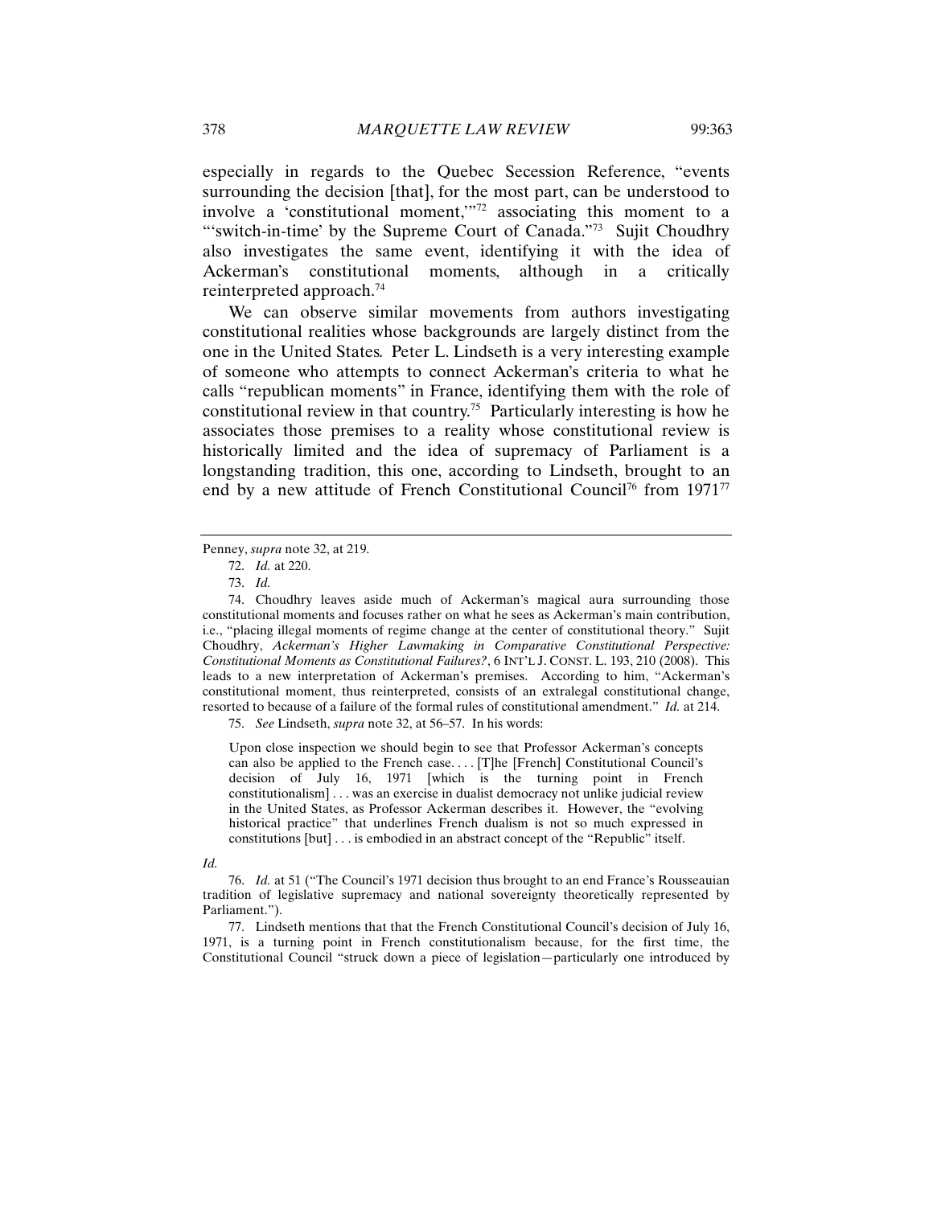especially in regards to the Quebec Secession Reference, "events surrounding the decision [that], for the most part, can be understood to involve a 'constitutional moment,'"[72] associating this moment to a "'switch-in-time' by the Supreme Court of Canada."[73] Sujit Choudhry also investigates the same event, identifying it with the idea of Ackerman's constitutional moments, although in a critically reinterpreted approach.[74]

We can observe similar movements from authors investigating constitutional realities whose backgrounds are largely distinct from the one in the United States. Peter L. Lindseth is a very interesting example of someone who attempts to connect Ackerman's criteria to what he calls "republican moments" in France, identifying them with the role of constitutional review in that country.[75] Particularly interesting is how he associates those premises to a reality whose constitutional review is historically limited and the idea of supremacy of Parliament is a longstanding tradition, this one, according to Lindseth, brought to an end by a new attitude of French Constitutional Council[76] from 1971[77]

---

Penney, *supra* note 32, at 219.

72. *Id.* at 220.

73. *Id.*

74. Choudhry leaves aside much of Ackerman's magical aura surrounding those constitutional moments and focuses rather on what he sees as Ackerman's main contribution, i.e., "placing illegal moments of regime change at the center of constitutional theory." Sujit Choudhry, *Ackerman's Higher Lawmaking in Comparative Constitutional Perspective: Constitutional Moments as Constitutional Failures?*, 6 INT'L J. CONST. L. 193, 210 (2008). This leads to a new interpretation of Ackerman's premises. According to him, "Ackerman's constitutional moment, thus reinterpreted, consists of an extralegal constitutional change, resorted to because of a failure of the formal rules of constitutional amendment." *Id.* at 214.

75. *See* Lindseth, *supra* note 32, at 56–57. In his words:

> Upon close inspection we should begin to see that Professor Ackerman's concepts can also be applied to the French case. . . . [T]he [French] Constitutional Council's decision of July 16, 1971 [which is the turning point in French constitutionalism] . . . was an exercise in dualist democracy not unlike judicial review in the United States, as Professor Ackerman describes it. However, the "evolving historical practice" that underlines French dualism is not so much expressed in constitutions [but] . . . is embodied in an abstract concept of the "Republic" itself.

*Id.*

76. *Id.* at 51 ("The Council's 1971 decision thus brought to an end France's Rousseauian tradition of legislative supremacy and national sovereignty theoretically represented by Parliament.").

77. Lindseth mentions that that the French Constitutional Council's decision of July 16, 1971, is a turning point in French constitutionalism because, for the first time, the Constitutional Council "struck down a piece of legislation—particularly one introduced by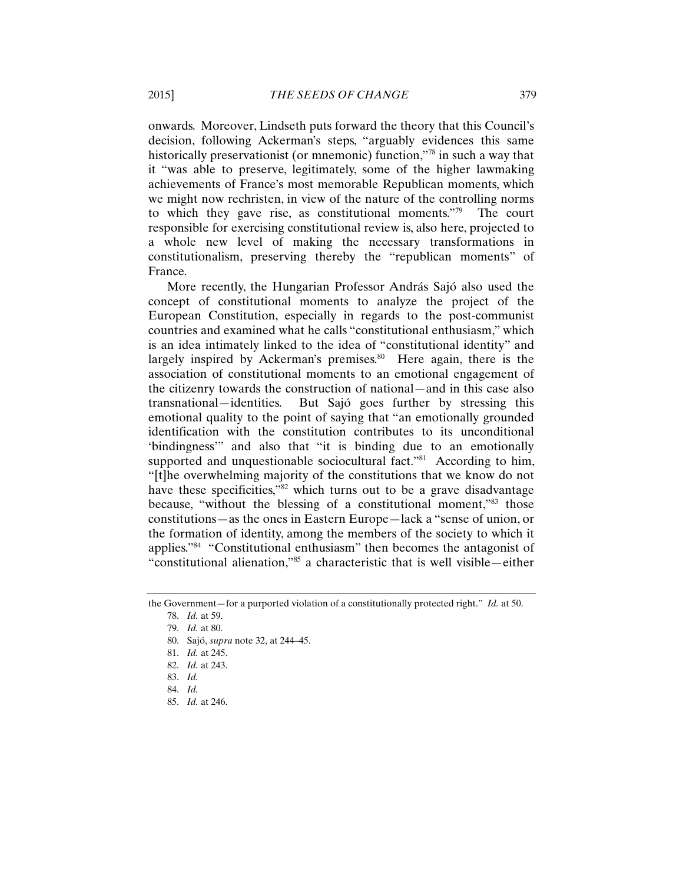onwards. Moreover, Lindseth puts forward the theory that this Council's decision, following Ackerman's steps, "arguably evidences this same historically preservationist (or mnemonic) function,"[78] in such a way that it "was able to preserve, legitimately, some of the higher lawmaking achievements of France's most memorable Republican moments, which we might now rechristen, in view of the nature of the controlling norms to which they gave rise, as constitutional moments."[79] The court responsible for exercising constitutional review is, also here, projected to a whole new level of making the necessary transformations in constitutionalism, preserving thereby the "republican moments" of France.

More recently, the Hungarian Professor András Sajó also used the concept of constitutional moments to analyze the project of the European Constitution, especially in regards to the post-communist countries and examined what he calls "constitutional enthusiasm," which is an idea intimately linked to the idea of "constitutional identity" and largely inspired by Ackerman's premises.[80] Here again, there is the association of constitutional moments to an emotional engagement of the citizenry towards the construction of national—and in this case also transnational—identities. But Sajó goes further by stressing this emotional quality to the point of saying that "an emotionally grounded identification with the constitution contributes to its unconditional 'bindingness'" and also that "it is binding due to an emotionally supported and unquestionable sociocultural fact."[81] According to him, "[t]he overwhelming majority of the constitutions that we know do not have these specificities,"[82] which turns out to be a grave disadvantage because, "without the blessing of a constitutional moment,"[83] those constitutions—as the ones in Eastern Europe—lack a "sense of union, or the formation of identity, among the members of the society to which it applies."[84] "Constitutional enthusiasm" then becomes the antagonist of "constitutional alienation,"[85] a characteristic that is well visible—either

---

the Government—for a purported violation of a constitutionally protected right." *Id.* at 50.

78. *Id.* at 59.

79. *Id.* at 80.

80. Sajó, *supra* note 32, at 244–45.

81. *Id.* at 245.

82. *Id.* at 243.

83. *Id.*

84. *Id.*

85. *Id.* at 246.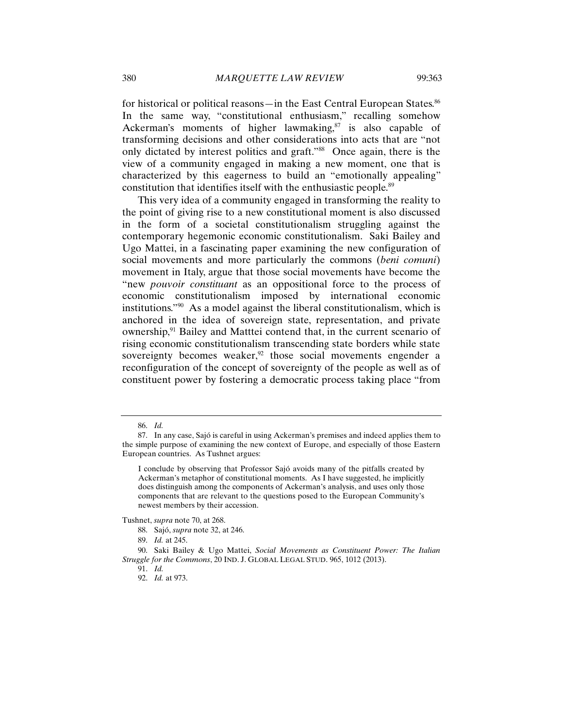for historical or political reasons—in the East Central European States.[86] In the same way, "constitutional enthusiasm," recalling somehow Ackerman's moments of higher lawmaking,[87] is also capable of transforming decisions and other considerations into acts that are "not only dictated by interest politics and graft."[88] Once again, there is the view of a community engaged in making a new moment, one that is characterized by this eagerness to build an "emotionally appealing" constitution that identifies itself with the enthusiastic people.[89]

This very idea of a community engaged in transforming the reality to the point of giving rise to a new constitutional moment is also discussed in the form of a societal constitutionalism struggling against the contemporary hegemonic economic constitutionalism. Saki Bailey and Ugo Mattei, in a fascinating paper examining the new configuration of social movements and more particularly the commons (*beni comuni*) movement in Italy, argue that those social movements have become the "new *pouvoir constituant* as an oppositional force to the process of economic constitutionalism imposed by international economic institutions."[90] As a model against the liberal constitutionalism, which is anchored in the idea of sovereign state, representation, and private ownership,[91] Bailey and Matttei contend that, in the current scenario of rising economic constitutionalism transcending state borders while state sovereignty becomes weaker,[92] those social movements engender a reconfiguration of the concept of sovereignty of the people as well as of constituent power by fostering a democratic process taking place "from

---

86. *Id.*

87. In any case, Sajó is careful in using Ackerman's premises and indeed applies them to the simple purpose of examining the new context of Europe, and especially of those Eastern European countries. As Tushnet argues:

> I conclude by observing that Professor Sajó avoids many of the pitfalls created by Ackerman's metaphor of constitutional moments. As I have suggested, he implicitly does distinguish among the components of Ackerman's analysis, and uses only those components that are relevant to the questions posed to the European Community's newest members by their accession.

Tushnet, *supra* note 70, at 268.

88. Sajó, *supra* note 32, at 246.

89. *Id.* at 245.

90. Saki Bailey & Ugo Mattei, *Social Movements as Constituent Power: The Italian Struggle for the Commons*, 20 IND. J. GLOBAL LEGAL STUD. 965, 1012 (2013).

91. *Id.*

92. *Id.* at 973.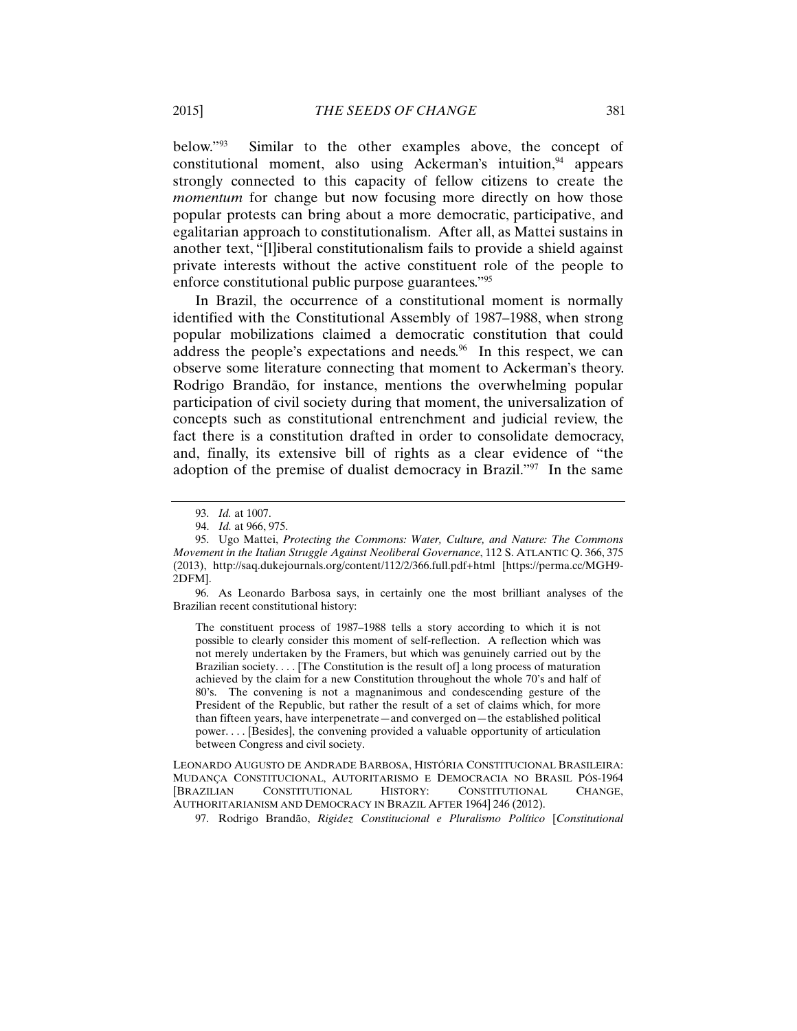below."[93] Similar to the other examples above, the concept of constitutional moment, also using Ackerman's intuition,[94] appears strongly connected to this capacity of fellow citizens to create the *momentum* for change but now focusing more directly on how those popular protests can bring about a more democratic, participative, and egalitarian approach to constitutionalism. After all, as Mattei sustains in another text, "[l]iberal constitutionalism fails to provide a shield against private interests without the active constituent role of the people to enforce constitutional public purpose guarantees."[95]

In Brazil, the occurrence of a constitutional moment is normally identified with the Constitutional Assembly of 1987–1988, when strong popular mobilizations claimed a democratic constitution that could address the people's expectations and needs.[96] In this respect, we can observe some literature connecting that moment to Ackerman's theory. Rodrigo Brandão, for instance, mentions the overwhelming popular participation of civil society during that moment, the universalization of concepts such as constitutional entrenchment and judicial review, the fact there is a constitution drafted in order to consolidate democracy, and, finally, its extensive bill of rights as a clear evidence of "the adoption of the premise of dualist democracy in Brazil."[97] In the same

---

93. *Id.* at 1007.

94. *Id.* at 966, 975.

95. Ugo Mattei, *Protecting the Commons: Water, Culture, and Nature: The Commons Movement in the Italian Struggle Against Neoliberal Governance*, 112 S. ATLANTIC Q. 366, 375 (2013), http://saq.dukejournals.org/content/112/2/366.full.pdf+html [https://perma.cc/MGH9-2DFM].

96. As Leonardo Barbosa says, in certainly one the most brilliant analyses of the Brazilian recent constitutional history:

> The constituent process of 1987–1988 tells a story according to which it is not possible to clearly consider this moment of self-reflection. A reflection which was not merely undertaken by the Framers, but which was genuinely carried out by the Brazilian society. . . . [The Constitution is the result of] a long process of maturation achieved by the claim for a new Constitution throughout the whole 70's and half of 80's. The convening is not a magnanimous and condescending gesture of the President of the Republic, but rather the result of a set of claims which, for more than fifteen years, have interpenetrate—and converged on—the established political power. . . . [Besides], the convening provided a valuable opportunity of articulation between Congress and civil society.

LEONARDO AUGUSTO DE ANDRADE BARBOSA, HISTÓRIA CONSTITUCIONAL BRASILEIRA: MUDANÇA CONSTITUCIONAL, AUTORITARISMO E DEMOCRACIA NO BRASIL PÓS-1964 [BRAZILIAN CONSTITUTIONAL HISTORY: CONSTITUTIONAL CHANGE, AUTHORITARIANISM AND DEMOCRACY IN BRAZIL AFTER 1964] 246 (2012).

97. Rodrigo Brandão, *Rigidez Constitucional e Pluralismo Político* [*Constitutional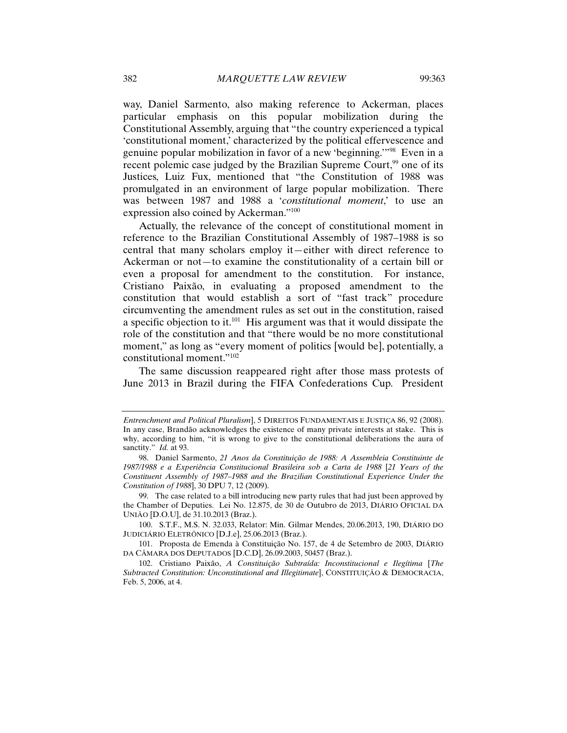way, Daniel Sarmento, also making reference to Ackerman, places particular emphasis on this popular mobilization during the Constitutional Assembly, arguing that "the country experienced a typical 'constitutional moment,' characterized by the political effervescence and genuine popular mobilization in favor of a new 'beginning.'"[98] Even in a recent polemic case judged by the Brazilian Supreme Court,[99] one of its Justices, Luiz Fux, mentioned that "the Constitution of 1988 was promulgated in an environment of large popular mobilization. There was between 1987 and 1988 a '*constitutional moment*,' to use an expression also coined by Ackerman."[100]

Actually, the relevance of the concept of constitutional moment in reference to the Brazilian Constitutional Assembly of 1987–1988 is so central that many scholars employ it—either with direct reference to Ackerman or not—to examine the constitutionality of a certain bill or even a proposal for amendment to the constitution. For instance, Cristiano Paixão, in evaluating a proposed amendment to the constitution that would establish a sort of "fast track" procedure circumventing the amendment rules as set out in the constitution, raised a specific objection to it.[101] His argument was that it would dissipate the role of the constitution and that "there would be no more constitutional moment," as long as "every moment of politics [would be], potentially, a constitutional moment."[102]

The same discussion reappeared right after those mass protests of June 2013 in Brazil during the FIFA Confederations Cup. President

---

*Entrenchment and Political Pluralism*], 5 DIREITOS FUNDAMENTAIS E JUSTIÇA 86, 92 (2008). In any case, Brandão acknowledges the existence of many private interests at stake. This is why, according to him, "it is wrong to give to the constitutional deliberations the aura of sanctity." *Id.* at 93.

98. Daniel Sarmento, *21 Anos da Constituição de 1988: A Assembleia Constituinte de 1987/1988 e a Experiência Constitucional Brasileira sob a Carta de 1988* [*21 Years of the Constituent Assembly of 1987–1988 and the Brazilian Constitutional Experience Under the Constitution of 1988*], 30 DPU 7, 12 (2009).

99. The case related to a bill introducing new party rules that had just been approved by the Chamber of Deputies. Lei No. 12.875, de 30 de Outubro de 2013, DIÁRIO OFICIAL DA UNIÃO [D.O.U], de 31.10.2013 (Braz.).

100. S.T.F., M.S. N. 32.033, Relator: Min. Gilmar Mendes, 20.06.2013, 190, DIÁRIO DO JUDICIÁRIO ELETRÔNICO [D.J.e], 25.06.2013 (Braz.).

101. Proposta de Emenda à Constituição No. 157, de 4 de Setembro de 2003, DIÁRIO DA CÂMARA DOS DEPUTADOS [D.C.D], 26.09.2003, 50457 (Braz.).

102. Cristiano Paixão, *A Constituição Subtraída: Inconstitucional e Ilegítima* [*The Subtracted Constitution: Unconstitutional and Illegitimate*], CONSTITUIÇÃO & DEMOCRACIA, Feb. 5, 2006, at 4.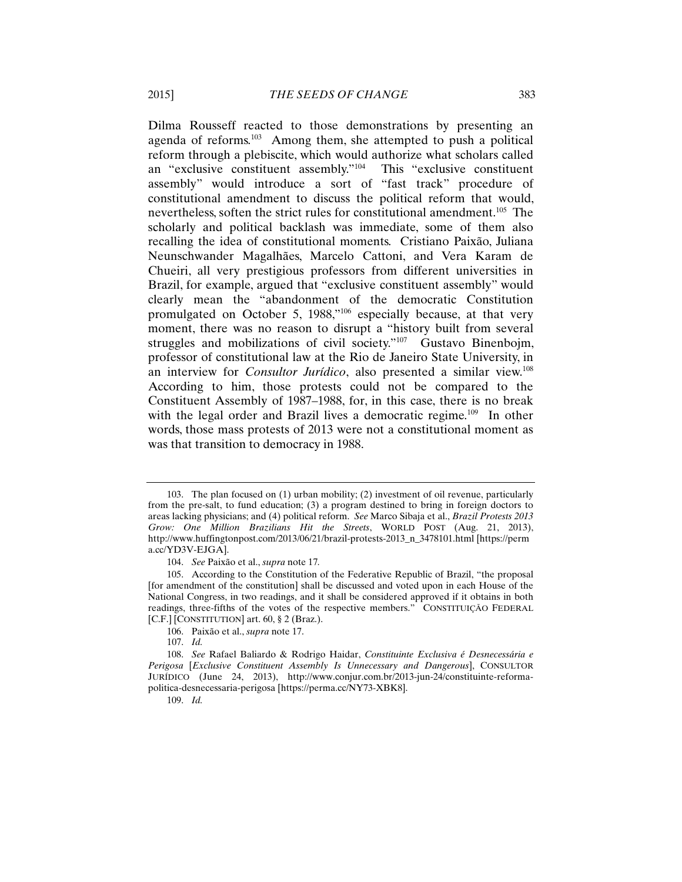Dilma Rousseff reacted to those demonstrations by presenting an agenda of reforms.[103] Among them, she attempted to push a political reform through a plebiscite, which would authorize what scholars called an "exclusive constituent assembly."[104] This "exclusive constituent assembly" would introduce a sort of "fast track" procedure of constitutional amendment to discuss the political reform that would, nevertheless, soften the strict rules for constitutional amendment.[105] The scholarly and political backlash was immediate, some of them also recalling the idea of constitutional moments. Cristiano Paixão, Juliana Neunschwander Magalhães, Marcelo Cattoni, and Vera Karam de Chueiri, all very prestigious professors from different universities in Brazil, for example, argued that "exclusive constituent assembly" would clearly mean the "abandonment of the democratic Constitution promulgated on October 5, 1988,"[106] especially because, at that very moment, there was no reason to disrupt a "history built from several struggles and mobilizations of civil society."[107] Gustavo Binenbojm, professor of constitutional law at the Rio de Janeiro State University, in an interview for *Consultor Jurídico*, also presented a similar view.[108] According to him, those protests could not be compared to the Constituent Assembly of 1987–1988, for, in this case, there is no break with the legal order and Brazil lives a democratic regime.[109] In other words, those mass protests of 2013 were not a constitutional moment as was that transition to democracy in 1988.

---

103. The plan focused on (1) urban mobility; (2) investment of oil revenue, particularly from the pre-salt, to fund education; (3) a program destined to bring in foreign doctors to areas lacking physicians; and (4) political reform. *See* Marco Sibaja et al., *Brazil Protests 2013 Grow: One Million Brazilians Hit the Streets*, WORLD POST (Aug. 21, 2013), http://www.huffingtonpost.com/2013/06/21/brazil-protests-2013_n_3478101.html [https://perma.cc/YD3V-EJGA].

104. *See* Paixão et al., *supra* note 17.

105. According to the Constitution of the Federative Republic of Brazil, "the proposal [for amendment of the constitution] shall be discussed and voted upon in each House of the National Congress, in two readings, and it shall be considered approved if it obtains in both readings, three-fifths of the votes of the respective members." CONSTITUIÇÃO FEDERAL [C.F.] [CONSTITUTION] art. 60, § 2 (Braz.).

106. Paixão et al., *supra* note 17.

107. *Id.*

108. *See* Rafael Baliardo & Rodrigo Haidar, *Constituinte Exclusiva é Desnecessária e Perigosa* [*Exclusive Constituent Assembly Is Unnecessary and Dangerous*], CONSULTOR JURÍDICO (June 24, 2013), http://www.conjur.com.br/2013-jun-24/constituinte-reforma-politica-desnecessaria-perigosa [https://perma.cc/NY73-XBK8].

109. *Id.*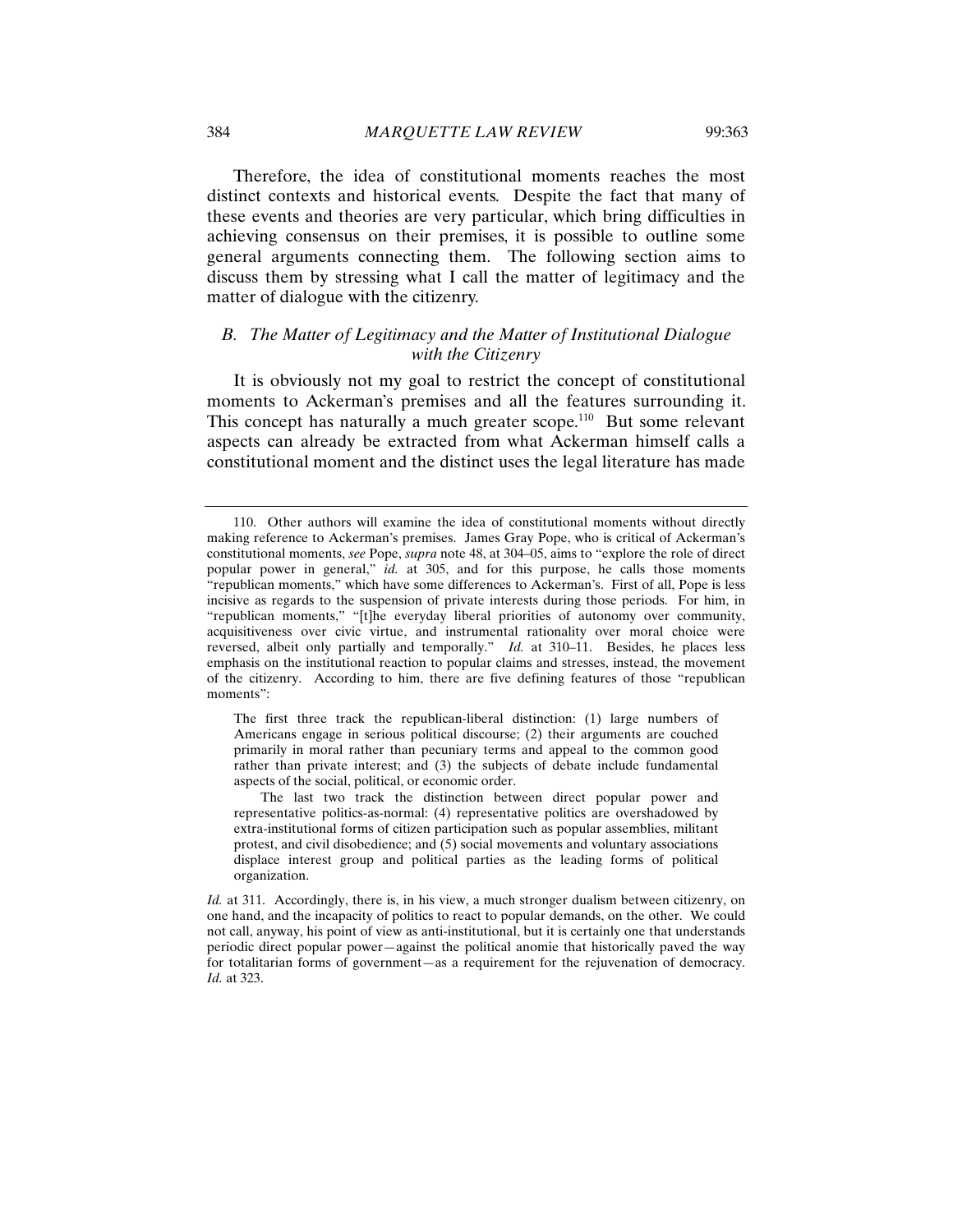Therefore, the idea of constitutional moments reaches the most distinct contexts and historical events. Despite the fact that many of these events and theories are very particular, which bring difficulties in achieving consensus on their premises, it is possible to outline some general arguments connecting them. The following section aims to discuss them by stressing what I call the matter of legitimacy and the matter of dialogue with the citizenry.

### *B. The Matter of Legitimacy and the Matter of Institutional Dialogue with the Citizenry*

It is obviously not my goal to restrict the concept of constitutional moments to Ackerman's premises and all the features surrounding it. This concept has naturally a much greater scope.[110] But some relevant aspects can already be extracted from what Ackerman himself calls a constitutional moment and the distinct uses the legal literature has made

---

110. Other authors will examine the idea of constitutional moments without directly making reference to Ackerman's premises. James Gray Pope, who is critical of Ackerman's constitutional moments, *see* Pope, *supra* note 48, at 304–05, aims to "explore the role of direct popular power in general," *id.* at 305, and for this purpose, he calls those moments "republican moments," which have some differences to Ackerman's. First of all, Pope is less incisive as regards to the suspension of private interests during those periods. For him, in "republican moments," "[t]he everyday liberal priorities of autonomy over community, acquisitiveness over civic virtue, and instrumental rationality over moral choice were reversed, albeit only partially and temporally." *Id.* at 310–11. Besides, he places less emphasis on the institutional reaction to popular claims and stresses, instead, the movement of the citizenry. According to him, there are five defining features of those "republican moments":

> The first three track the republican-liberal distinction: (1) large numbers of Americans engage in serious political discourse; (2) their arguments are couched primarily in moral rather than pecuniary terms and appeal to the common good rather than private interest; and (3) the subjects of debate include fundamental aspects of the social, political, or economic order.
>
> The last two track the distinction between direct popular power and representative politics-as-normal: (4) representative politics are overshadowed by extra-institutional forms of citizen participation such as popular assemblies, militant protest, and civil disobedience; and (5) social movements and voluntary associations displace interest group and political parties as the leading forms of political organization.

*Id.* at 311. Accordingly, there is, in his view, a much stronger dualism between citizenry, on one hand, and the incapacity of politics to react to popular demands, on the other. We could not call, anyway, his point of view as anti-institutional, but it is certainly one that understands periodic direct popular power—against the political anomie that historically paved the way for totalitarian forms of government—as a requirement for the rejuvenation of democracy. *Id.* at 323.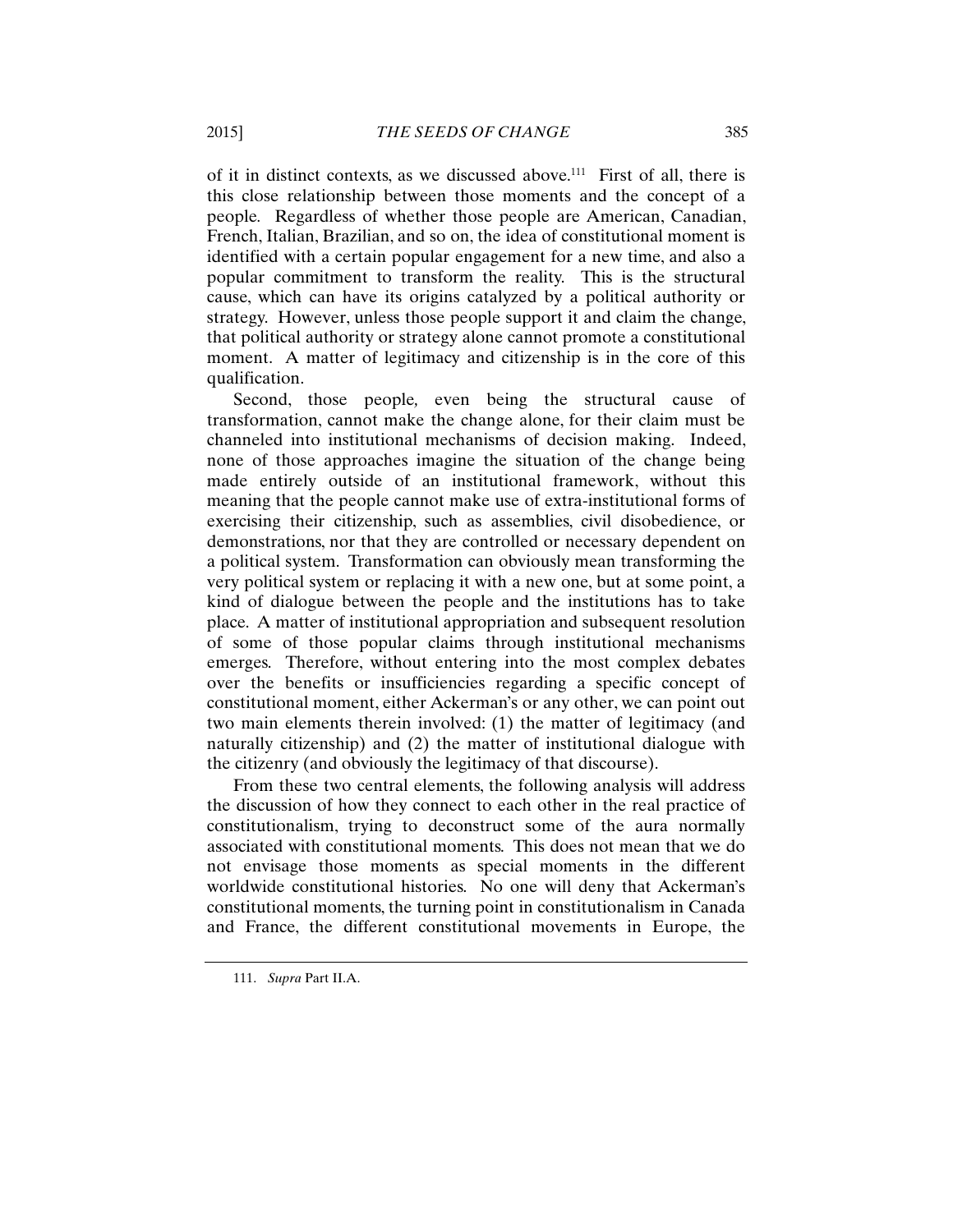of it in distinct contexts, as we discussed above.[111] First of all, there is this close relationship between those moments and the concept of a people. Regardless of whether those people are American, Canadian, French, Italian, Brazilian, and so on, the idea of constitutional moment is identified with a certain popular engagement for a new time, and also a popular commitment to transform the reality. This is the structural cause, which can have its origins catalyzed by a political authority or strategy. However, unless those people support it and claim the change, that political authority or strategy alone cannot promote a constitutional moment. A matter of legitimacy and citizenship is in the core of this qualification.

Second, those people*,* even being the structural cause of transformation, cannot make the change alone, for their claim must be channeled into institutional mechanisms of decision making. Indeed, none of those approaches imagine the situation of the change being made entirely outside of an institutional framework, without this meaning that the people cannot make use of extra-institutional forms of exercising their citizenship, such as assemblies, civil disobedience, or demonstrations, nor that they are controlled or necessary dependent on a political system. Transformation can obviously mean transforming the very political system or replacing it with a new one, but at some point, a kind of dialogue between the people and the institutions has to take place. A matter of institutional appropriation and subsequent resolution of some of those popular claims through institutional mechanisms emerges. Therefore, without entering into the most complex debates over the benefits or insufficiencies regarding a specific concept of constitutional moment, either Ackerman's or any other, we can point out two main elements therein involved: (1) the matter of legitimacy (and naturally citizenship) and (2) the matter of institutional dialogue with the citizenry (and obviously the legitimacy of that discourse).

From these two central elements, the following analysis will address the discussion of how they connect to each other in the real practice of constitutionalism, trying to deconstruct some of the aura normally associated with constitutional moments. This does not mean that we do not envisage those moments as special moments in the different worldwide constitutional histories. No one will deny that Ackerman's constitutional moments, the turning point in constitutionalism in Canada and France, the different constitutional movements in Europe, the

111. *Supra* Part II.A.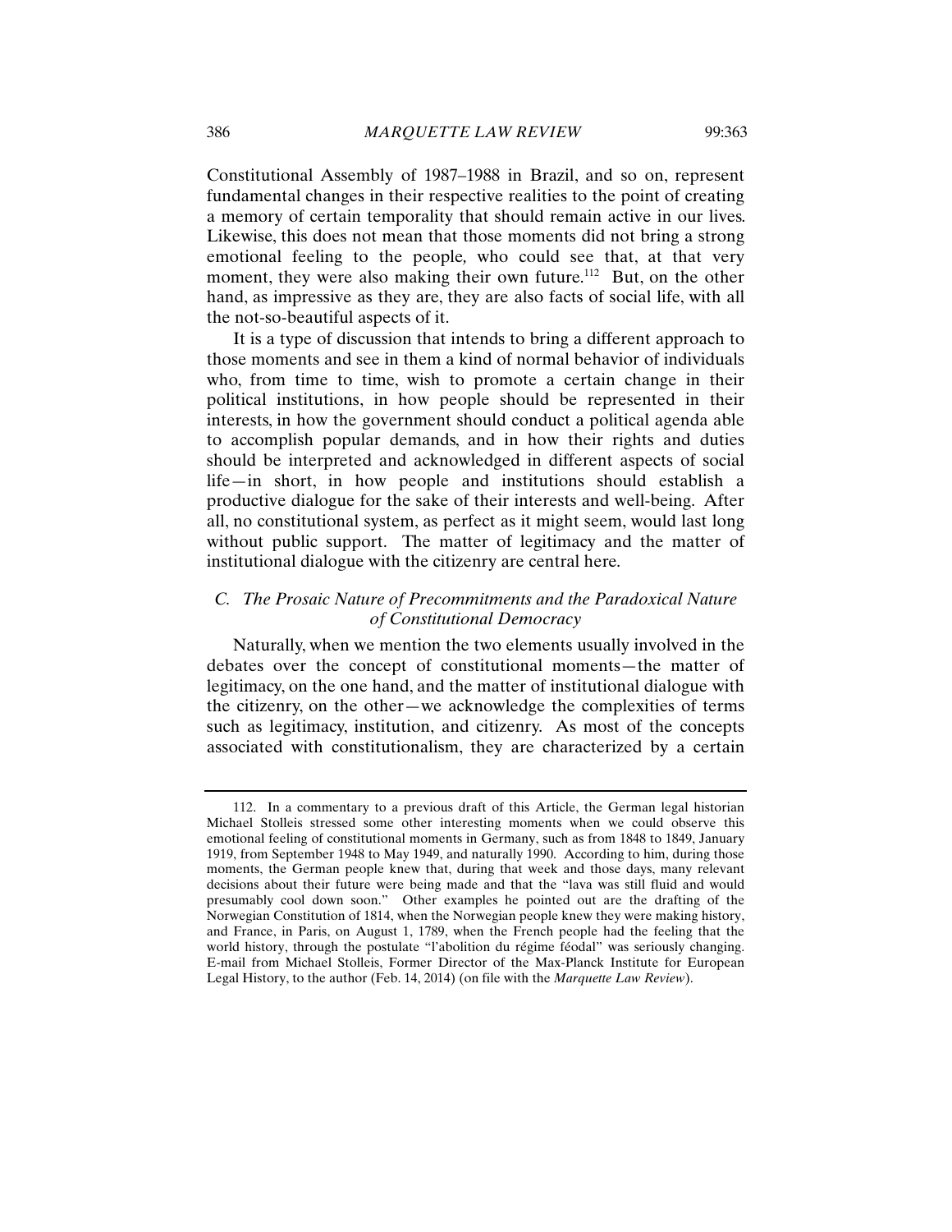Constitutional Assembly of 1987–1988 in Brazil, and so on, represent fundamental changes in their respective realities to the point of creating a memory of certain temporality that should remain active in our lives. Likewise, this does not mean that those moments did not bring a strong emotional feeling to the people, who could see that, at that very moment, they were also making their own future.[112] But, on the other hand, as impressive as they are, they are also facts of social life, with all the not-so-beautiful aspects of it.

It is a type of discussion that intends to bring a different approach to those moments and see in them a kind of normal behavior of individuals who, from time to time, wish to promote a certain change in their political institutions, in how people should be represented in their interests, in how the government should conduct a political agenda able to accomplish popular demands, and in how their rights and duties should be interpreted and acknowledged in different aspects of social life—in short, in how people and institutions should establish a productive dialogue for the sake of their interests and well-being. After all, no constitutional system, as perfect as it might seem, would last long without public support. The matter of legitimacy and the matter of institutional dialogue with the citizenry are central here.

### *C. The Prosaic Nature of Precommitments and the Paradoxical Nature of Constitutional Democracy*

Naturally, when we mention the two elements usually involved in the debates over the concept of constitutional moments—the matter of legitimacy, on the one hand, and the matter of institutional dialogue with the citizenry, on the other—we acknowledge the complexities of terms such as legitimacy, institution, and citizenry. As most of the concepts associated with constitutionalism, they are characterized by a certain

112. In a commentary to a previous draft of this Article, the German legal historian Michael Stolleis stressed some other interesting moments when we could observe this emotional feeling of constitutional moments in Germany, such as from 1848 to 1849, January 1919, from September 1948 to May 1949, and naturally 1990. According to him, during those moments, the German people knew that, during that week and those days, many relevant decisions about their future were being made and that the "lava was still fluid and would presumably cool down soon." Other examples he pointed out are the drafting of the Norwegian Constitution of 1814, when the Norwegian people knew they were making history, and France, in Paris, on August 1, 1789, when the French people had the feeling that the world history, through the postulate "l'abolition du régime féodal" was seriously changing. E-mail from Michael Stolleis, Former Director of the Max-Planck Institute for European Legal History, to the author (Feb. 14, 2014) (on file with the *Marquette Law Review*).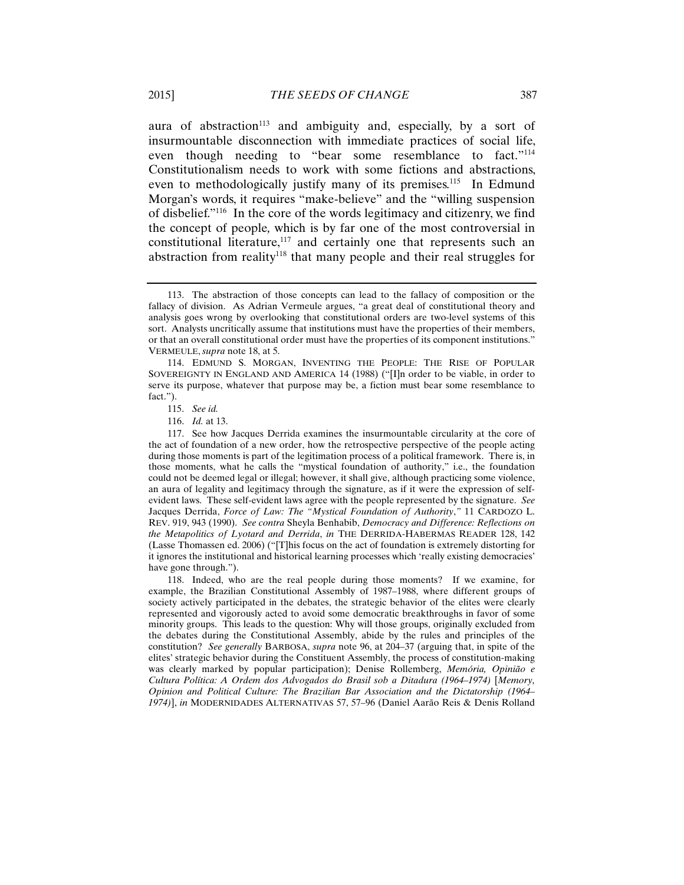aura of abstraction[113] and ambiguity and, especially, by a sort of insurmountable disconnection with immediate practices of social life, even though needing to "bear some resemblance to fact."[114] Constitutionalism needs to work with some fictions and abstractions, even to methodologically justify many of its premises.[115] In Edmund Morgan's words, it requires "make-believe" and the "willing suspension of disbelief."[116] In the core of the words legitimacy and citizenry, we find the concept of people, which is by far one of the most controversial in constitutional literature,[117] and certainly one that represents such an abstraction from reality[118] that many people and their real struggles for

---

113. The abstraction of those concepts can lead to the fallacy of composition or the fallacy of division. As Adrian Vermeule argues, "a great deal of constitutional theory and analysis goes wrong by overlooking that constitutional orders are two-level systems of this sort. Analysts uncritically assume that institutions must have the properties of their members, or that an overall constitutional order must have the properties of its component institutions." VERMEULE, *supra* note 18, at 5.

114. EDMUND S. MORGAN, INVENTING THE PEOPLE: THE RISE OF POPULAR SOVEREIGNTY IN ENGLAND AND AMERICA 14 (1988) ("[I]n order to be viable, in order to serve its purpose, whatever that purpose may be, a fiction must bear some resemblance to fact.").

115. *See id.*

116. *Id.* at 13.

117. See how Jacques Derrida examines the insurmountable circularity at the core of the act of foundation of a new order, how the retrospective perspective of the people acting during those moments is part of the legitimation process of a political framework. There is, in those moments, what he calls the "mystical foundation of authority," i.e., the foundation could not be deemed legal or illegal; however, it shall give, although practicing some violence, an aura of legality and legitimacy through the signature, as if it were the expression of self-evident laws. These self-evident laws agree with the people represented by the signature. *See* Jacques Derrida, *Force of Law: The "Mystical Foundation of Authority*,*"* 11 CARDOZO L. REV. 919, 943 (1990). *See contra* Sheyla Benhabib, *Democracy and Difference: Reflections on the Metapolitics of Lyotard and Derrida*, *in* THE DERRIDA-HABERMAS READER 128, 142 (Lasse Thomassen ed. 2006) ("[T]his focus on the act of foundation is extremely distorting for it ignores the institutional and historical learning processes which 'really existing democracies' have gone through.").

118. Indeed, who are the real people during those moments? If we examine, for example, the Brazilian Constitutional Assembly of 1987–1988, where different groups of society actively participated in the debates, the strategic behavior of the elites were clearly represented and vigorously acted to avoid some democratic breakthroughs in favor of some minority groups. This leads to the question: Why will those groups, originally excluded from the debates during the Constitutional Assembly, abide by the rules and principles of the constitution? *See generally* BARBOSA, *supra* note 96, at 204–37 (arguing that, in spite of the elites' strategic behavior during the Constituent Assembly, the process of constitution-making was clearly marked by popular participation); Denise Rollemberg, *Memória, Opinião e Cultura Política: A Ordem dos Advogados do Brasil sob a Ditadura (1964–1974)* [*Memory, Opinion and Political Culture: The Brazilian Bar Association and the Dictatorship (1964–1974)*], *in* MODERNIDADES ALTERNATIVAS 57, 57–96 (Daniel Aarão Reis & Denis Rolland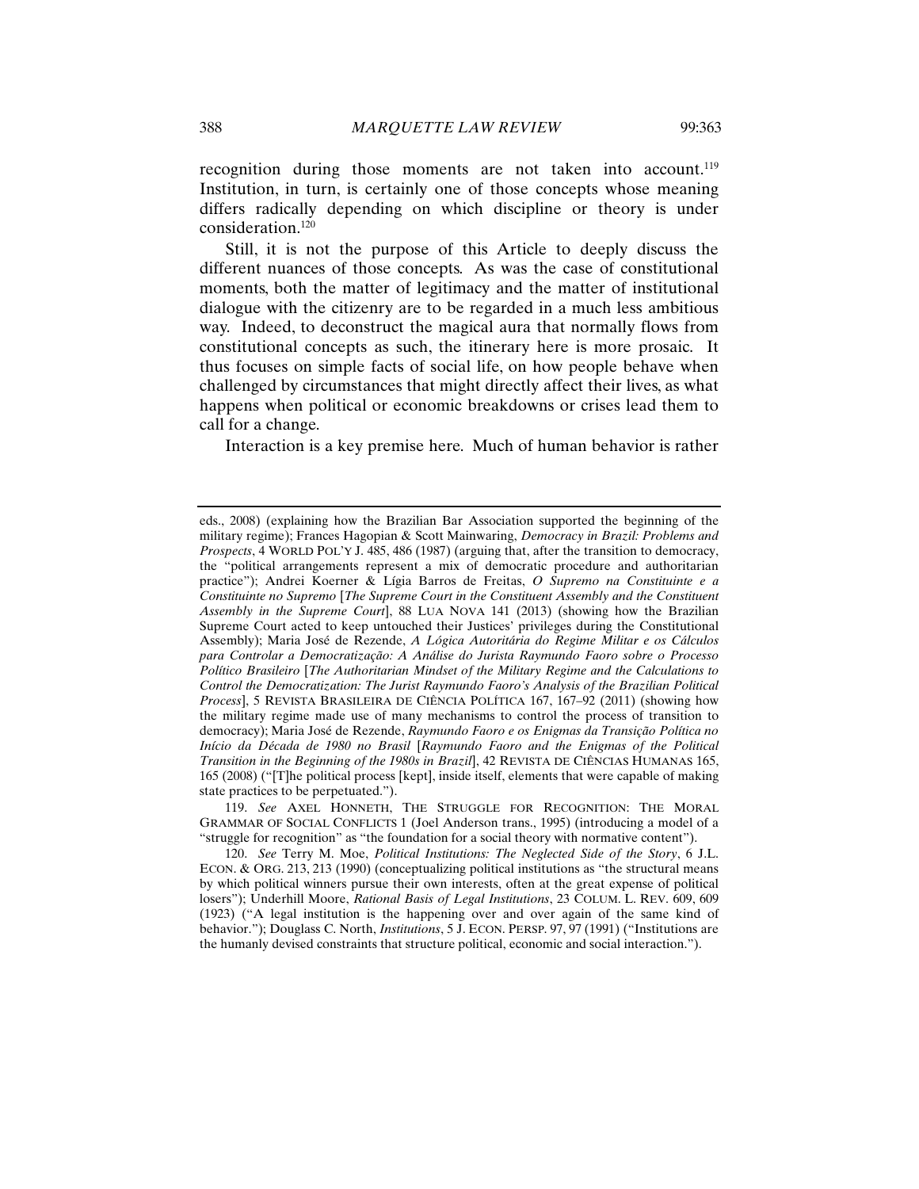recognition during those moments are not taken into account.[119] Institution, in turn, is certainly one of those concepts whose meaning differs radically depending on which discipline or theory is under consideration.[120]

Still, it is not the purpose of this Article to deeply discuss the different nuances of those concepts. As was the case of constitutional moments, both the matter of legitimacy and the matter of institutional dialogue with the citizenry are to be regarded in a much less ambitious way. Indeed, to deconstruct the magical aura that normally flows from constitutional concepts as such, the itinerary here is more prosaic. It thus focuses on simple facts of social life, on how people behave when challenged by circumstances that might directly affect their lives, as what happens when political or economic breakdowns or crises lead them to call for a change.

Interaction is a key premise here. Much of human behavior is rather

---

eds., 2008) (explaining how the Brazilian Bar Association supported the beginning of the military regime); Frances Hagopian & Scott Mainwaring, *Democracy in Brazil: Problems and Prospects*, 4 WORLD POL'Y J. 485, 486 (1987) (arguing that, after the transition to democracy, the "political arrangements represent a mix of democratic procedure and authoritarian practice"); Andrei Koerner & Lígia Barros de Freitas, *O Supremo na Constituinte e a Constituinte no Supremo* [*The Supreme Court in the Constituent Assembly and the Constituent Assembly in the Supreme Court*], 88 LUA NOVA 141 (2013) (showing how the Brazilian Supreme Court acted to keep untouched their Justices' privileges during the Constitutional Assembly); Maria José de Rezende, *A Lógica Autoritária do Regime Militar e os Cálculos para Controlar a Democratização: A Análise do Jurista Raymundo Faoro sobre o Processo Político Brasileiro* [*The Authoritarian Mindset of the Military Regime and the Calculations to Control the Democratization: The Jurist Raymundo Faoro's Analysis of the Brazilian Political Process*], 5 REVISTA BRASILEIRA DE CIÊNCIA POLÍTICA 167, 167–92 (2011) (showing how the military regime made use of many mechanisms to control the process of transition to democracy); Maria José de Rezende, *Raymundo Faoro e os Enigmas da Transição Política no Início da Década de 1980 no Brasil* [*Raymundo Faoro and the Enigmas of the Political Transition in the Beginning of the 1980s in Brazil*], 42 REVISTA DE CIÊNCIAS HUMANAS 165, 165 (2008) ("[T]he political process [kept], inside itself, elements that were capable of making state practices to be perpetuated.").

119. *See* AXEL HONNETH, THE STRUGGLE FOR RECOGNITION: THE MORAL GRAMMAR OF SOCIAL CONFLICTS 1 (Joel Anderson trans., 1995) (introducing a model of a "struggle for recognition" as "the foundation for a social theory with normative content").

120. *See* Terry M. Moe, *Political Institutions: The Neglected Side of the Story*, 6 J.L. ECON. & ORG. 213, 213 (1990) (conceptualizing political institutions as "the structural means by which political winners pursue their own interests, often at the great expense of political losers"); Underhill Moore, *Rational Basis of Legal Institutions*, 23 COLUM. L. REV. 609, 609 (1923) ("A legal institution is the happening over and over again of the same kind of behavior."); Douglass C. North, *Institutions*, 5 J. ECON. PERSP. 97, 97 (1991) ("Institutions are the humanly devised constraints that structure political, economic and social interaction.").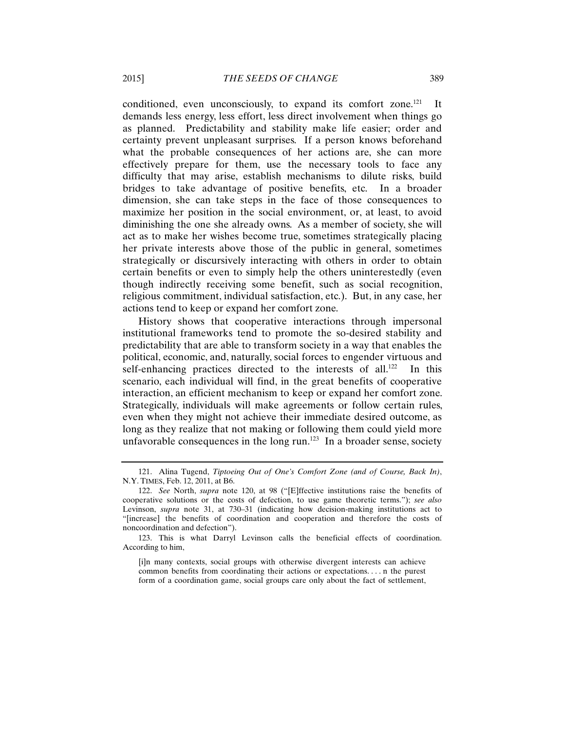conditioned, even unconsciously, to expand its comfort zone.[121] It demands less energy, less effort, less direct involvement when things go as planned. Predictability and stability make life easier; order and certainty prevent unpleasant surprises. If a person knows beforehand what the probable consequences of her actions are, she can more effectively prepare for them, use the necessary tools to face any difficulty that may arise, establish mechanisms to dilute risks, build bridges to take advantage of positive benefits, etc. In a broader dimension, she can take steps in the face of those consequences to maximize her position in the social environment, or, at least, to avoid diminishing the one she already owns. As a member of society, she will act as to make her wishes become true, sometimes strategically placing her private interests above those of the public in general, sometimes strategically or discursively interacting with others in order to obtain certain benefits or even to simply help the others uninterestedly (even though indirectly receiving some benefit, such as social recognition, religious commitment, individual satisfaction, etc.). But, in any case, her actions tend to keep or expand her comfort zone.

History shows that cooperative interactions through impersonal institutional frameworks tend to promote the so-desired stability and predictability that are able to transform society in a way that enables the political, economic, and, naturally, social forces to engender virtuous and self-enhancing practices directed to the interests of all.[122] In this scenario, each individual will find, in the great benefits of cooperative interaction, an efficient mechanism to keep or expand her comfort zone. Strategically, individuals will make agreements or follow certain rules, even when they might not achieve their immediate desired outcome, as long as they realize that not making or following them could yield more unfavorable consequences in the long run.[123] In a broader sense, society

---

121. Alina Tugend, *Tiptoeing Out of One's Comfort Zone (and of Course, Back In)*, N.Y. TIMES, Feb. 12, 2011, at B6.

122. *See* North, *supra* note 120, at 98 ("[E]ffective institutions raise the benefits of cooperative solutions or the costs of defection, to use game theoretic terms."); *see also* Levinson, *supra* note 31, at 730–31 (indicating how decision-making institutions act to "[increase] the benefits of coordination and cooperation and therefore the costs of noncoordination and defection").

123. This is what Darryl Levinson calls the beneficial effects of coordination. According to him,

> [i]n many contexts, social groups with otherwise divergent interests can achieve common benefits from coordinating their actions or expectations. . . . n the purest form of a coordination game, social groups care only about the fact of settlement,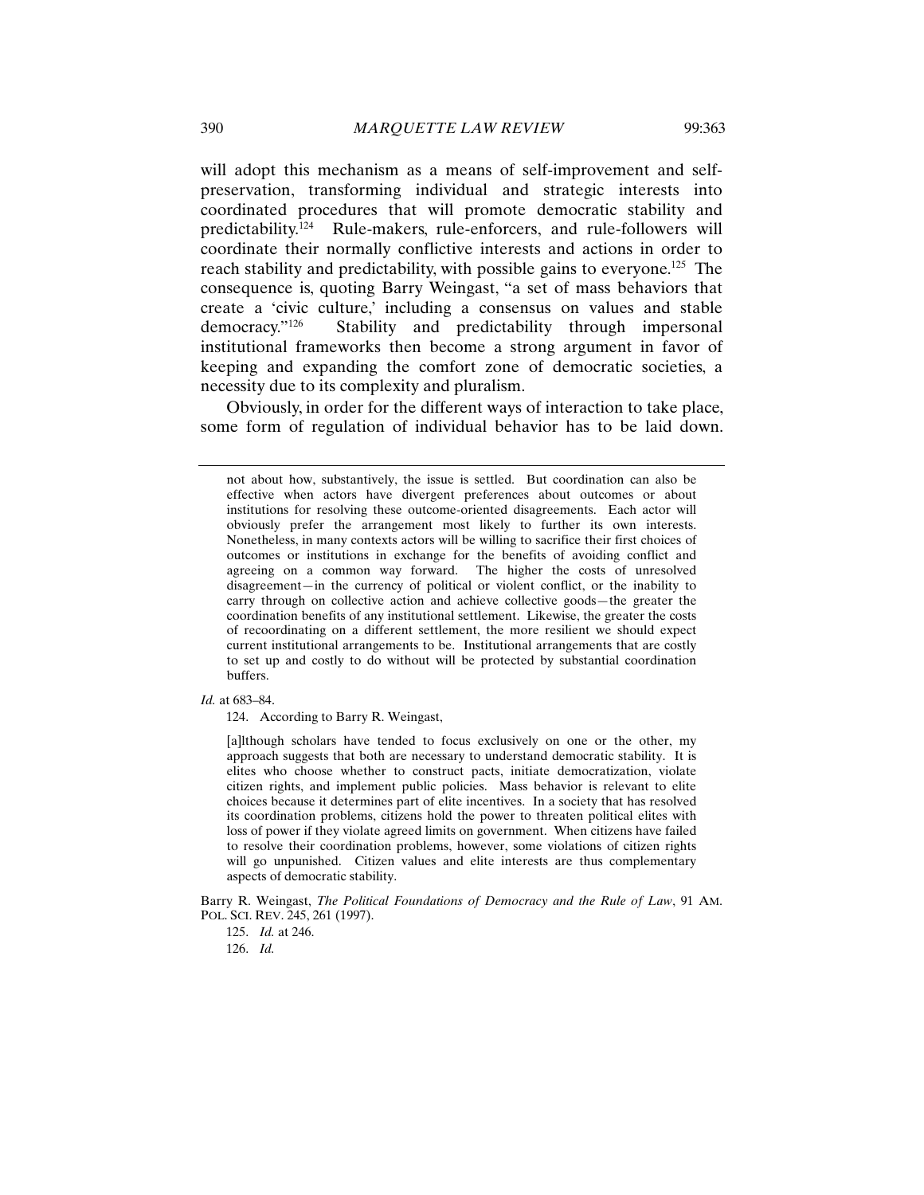will adopt this mechanism as a means of self-improvement and self-preservation, transforming individual and strategic interests into coordinated procedures that will promote democratic stability and predictability.[124] Rule-makers, rule-enforcers, and rule-followers will coordinate their normally conflictive interests and actions in order to reach stability and predictability, with possible gains to everyone.[125] The consequence is, quoting Barry Weingast, "a set of mass behaviors that create a 'civic culture,' including a consensus on values and stable democracy."[126] Stability and predictability through impersonal institutional frameworks then become a strong argument in favor of keeping and expanding the comfort zone of democratic societies, a necessity due to its complexity and pluralism.

Obviously, in order for the different ways of interaction to take place, some form of regulation of individual behavior has to be laid down.

---

> not about how, substantively, the issue is settled. But coordination can also be effective when actors have divergent preferences about outcomes or about institutions for resolving these outcome-oriented disagreements. Each actor will obviously prefer the arrangement most likely to further its own interests. Nonetheless, in many contexts actors will be willing to sacrifice their first choices of outcomes or institutions in exchange for the benefits of avoiding conflict and agreeing on a common way forward. The higher the costs of unresolved disagreement—in the currency of political or violent conflict, or the inability to carry through on collective action and achieve collective goods—the greater the coordination benefits of any institutional settlement. Likewise, the greater the costs of recoordinating on a different settlement, the more resilient we should expect current institutional arrangements to be. Institutional arrangements that are costly to set up and costly to do without will be protected by substantial coordination buffers.

*Id.* at 683–84.

124. According to Barry R. Weingast,

> [a]lthough scholars have tended to focus exclusively on one or the other, my approach suggests that both are necessary to understand democratic stability. It is elites who choose whether to construct pacts, initiate democratization, violate citizen rights, and implement public policies. Mass behavior is relevant to elite choices because it determines part of elite incentives. In a society that has resolved its coordination problems, citizens hold the power to threaten political elites with loss of power if they violate agreed limits on government. When citizens have failed to resolve their coordination problems, however, some violations of citizen rights will go unpunished. Citizen values and elite interests are thus complementary aspects of democratic stability.

Barry R. Weingast, *The Political Foundations of Democracy and the Rule of Law*, 91 AM. POL. SCI. REV. 245, 261 (1997).

125. *Id.* at 246.

126. *Id.*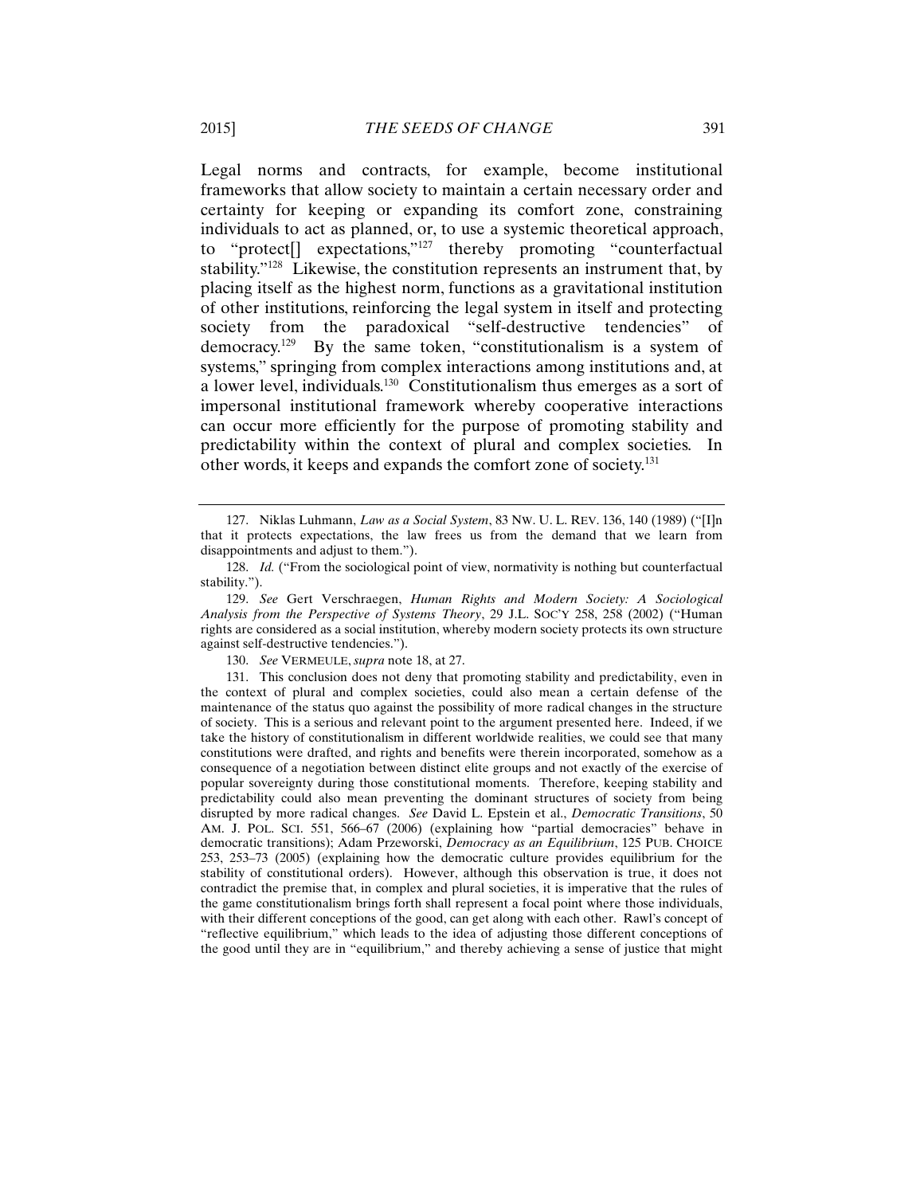Legal norms and contracts, for example, become institutional frameworks that allow society to maintain a certain necessary order and certainty for keeping or expanding its comfort zone, constraining individuals to act as planned, or, to use a systemic theoretical approach, to "protect[] expectations,"[127] thereby promoting "counterfactual stability."[128] Likewise, the constitution represents an instrument that, by placing itself as the highest norm, functions as a gravitational institution of other institutions, reinforcing the legal system in itself and protecting society from the paradoxical "self-destructive tendencies" of democracy.[129] By the same token, "constitutionalism is a system of systems," springing from complex interactions among institutions and, at a lower level, individuals.[130] Constitutionalism thus emerges as a sort of impersonal institutional framework whereby cooperative interactions can occur more efficiently for the purpose of promoting stability and predictability within the context of plural and complex societies. In other words, it keeps and expands the comfort zone of society.[131]

---

127. Niklas Luhmann, *Law as a Social System*, 83 NW. U. L. REV. 136, 140 (1989) ("[I]n that it protects expectations, the law frees us from the demand that we learn from disappointments and adjust to them.").

128. *Id.* ("From the sociological point of view, normativity is nothing but counterfactual stability.").

129. *See* Gert Verschraegen, *Human Rights and Modern Society: A Sociological Analysis from the Perspective of Systems Theory*, 29 J.L. SOC'Y 258, 258 (2002) ("Human rights are considered as a social institution, whereby modern society protects its own structure against self-destructive tendencies.").

130. *See* VERMEULE, *supra* note 18, at 27.

131. This conclusion does not deny that promoting stability and predictability, even in the context of plural and complex societies, could also mean a certain defense of the maintenance of the status quo against the possibility of more radical changes in the structure of society. This is a serious and relevant point to the argument presented here. Indeed, if we take the history of constitutionalism in different worldwide realities, we could see that many constitutions were drafted, and rights and benefits were therein incorporated, somehow as a consequence of a negotiation between distinct elite groups and not exactly of the exercise of popular sovereignty during those constitutional moments. Therefore, keeping stability and predictability could also mean preventing the dominant structures of society from being disrupted by more radical changes. *See* David L. Epstein et al., *Democratic Transitions*, 50 AM. J. POL. SCI. 551, 566–67 (2006) (explaining how "partial democracies" behave in democratic transitions); Adam Przeworski, *Democracy as an Equilibrium*, 125 PUB. CHOICE 253, 253–73 (2005) (explaining how the democratic culture provides equilibrium for the stability of constitutional orders). However, although this observation is true, it does not contradict the premise that, in complex and plural societies, it is imperative that the rules of the game constitutionalism brings forth shall represent a focal point where those individuals, with their different conceptions of the good, can get along with each other. Rawl's concept of "reflective equilibrium," which leads to the idea of adjusting those different conceptions of the good until they are in "equilibrium," and thereby achieving a sense of justice that might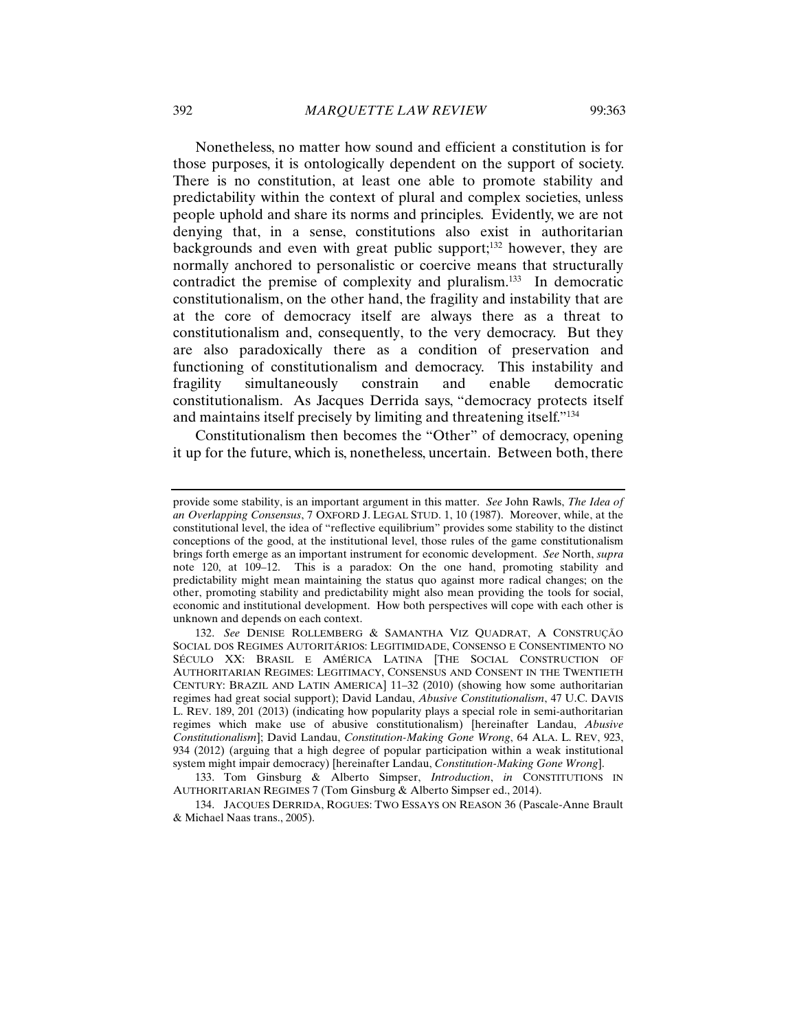Nonetheless, no matter how sound and efficient a constitution is for those purposes, it is ontologically dependent on the support of society. There is no constitution, at least one able to promote stability and predictability within the context of plural and complex societies, unless people uphold and share its norms and principles. Evidently, we are not denying that, in a sense, constitutions also exist in authoritarian backgrounds and even with great public support;[132] however, they are normally anchored to personalistic or coercive means that structurally contradict the premise of complexity and pluralism.[133] In democratic constitutionalism, on the other hand, the fragility and instability that are at the core of democracy itself are always there as a threat to constitutionalism and, consequently, to the very democracy. But they are also paradoxically there as a condition of preservation and functioning of constitutionalism and democracy. This instability and fragility simultaneously constrain and enable democratic constitutionalism. As Jacques Derrida says, "democracy protects itself and maintains itself precisely by limiting and threatening itself."[134]

Constitutionalism then becomes the "Other" of democracy, opening it up for the future, which is, nonetheless, uncertain. Between both, there

---

provide some stability, is an important argument in this matter. *See* John Rawls, *The Idea of an Overlapping Consensus*, 7 OXFORD J. LEGAL STUD. 1, 10 (1987). Moreover, while, at the constitutional level, the idea of "reflective equilibrium" provides some stability to the distinct conceptions of the good, at the institutional level, those rules of the game constitutionalism brings forth emerge as an important instrument for economic development. *See* North, *supra* note 120, at 109–12. This is a paradox: On the one hand, promoting stability and predictability might mean maintaining the status quo against more radical changes; on the other, promoting stability and predictability might also mean providing the tools for social, economic and institutional development. How both perspectives will cope with each other is unknown and depends on each context.

132. *See* DENISE ROLLEMBERG & SAMANTHA VIZ QUADRAT, A CONSTRUÇÃO SOCIAL DOS REGIMES AUTORITÁRIOS: LEGITIMIDADE, CONSENSO E CONSENTIMENTO NO SÉCULO XX: BRASIL E AMÉRICA LATINA [THE SOCIAL CONSTRUCTION OF AUTHORITARIAN REGIMES: LEGITIMACY, CONSENSUS AND CONSENT IN THE TWENTIETH CENTURY: BRAZIL AND LATIN AMERICA] 11–32 (2010) (showing how some authoritarian regimes had great social support); David Landau, *Abusive Constitutionalism*, 47 U.C. DAVIS L. REV. 189, 201 (2013) (indicating how popularity plays a special role in semi-authoritarian regimes which make use of abusive constitutionalism) [hereinafter Landau, *Abusive Constitutionalism*]; David Landau, *Constitution-Making Gone Wrong*, 64 ALA. L. REV, 923, 934 (2012) (arguing that a high degree of popular participation within a weak institutional system might impair democracy) [hereinafter Landau, *Constitution-Making Gone Wrong*].

133. Tom Ginsburg & Alberto Simpser, *Introduction*, *in* CONSTITUTIONS IN AUTHORITARIAN REGIMES 7 (Tom Ginsburg & Alberto Simpser ed., 2014).

134. JACQUES DERRIDA, ROGUES: TWO ESSAYS ON REASON 36 (Pascale-Anne Brault & Michael Naas trans., 2005).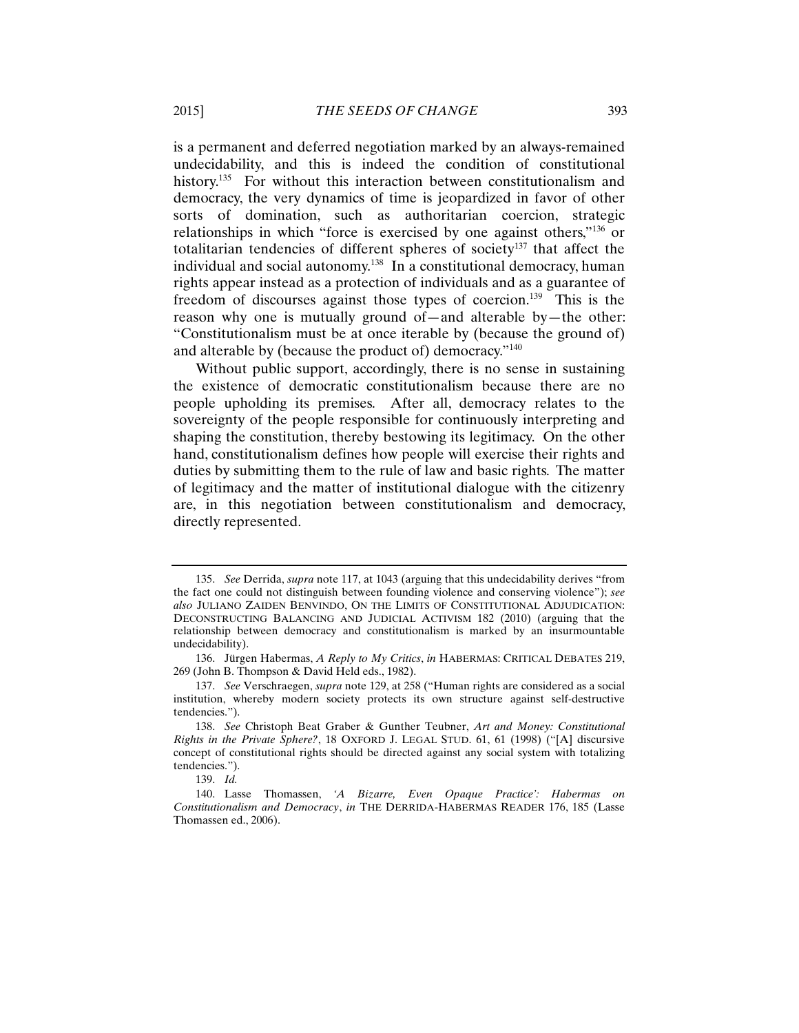is a permanent and deferred negotiation marked by an always-remained undecidability, and this is indeed the condition of constitutional history.[135] For without this interaction between constitutionalism and democracy, the very dynamics of time is jeopardized in favor of other sorts of domination, such as authoritarian coercion, strategic relationships in which "force is exercised by one against others,"[136] or totalitarian tendencies of different spheres of society[137] that affect the individual and social autonomy.[138] In a constitutional democracy, human rights appear instead as a protection of individuals and as a guarantee of freedom of discourses against those types of coercion.[139] This is the reason why one is mutually ground of—and alterable by—the other: "Constitutionalism must be at once iterable by (because the ground of) and alterable by (because the product of) democracy."[140]

Without public support, accordingly, there is no sense in sustaining the existence of democratic constitutionalism because there are no people upholding its premises. After all, democracy relates to the sovereignty of the people responsible for continuously interpreting and shaping the constitution, thereby bestowing its legitimacy. On the other hand, constitutionalism defines how people will exercise their rights and duties by submitting them to the rule of law and basic rights. The matter of legitimacy and the matter of institutional dialogue with the citizenry are, in this negotiation between constitutionalism and democracy, directly represented.

---

135. *See* Derrida, *supra* note 117, at 1043 (arguing that this undecidability derives "from the fact one could not distinguish between founding violence and conserving violence"); *see also* JULIANO ZAIDEN BENVINDO, ON THE LIMITS OF CONSTITUTIONAL ADJUDICATION: DECONSTRUCTING BALANCING AND JUDICIAL ACTIVISM 182 (2010) (arguing that the relationship between democracy and constitutionalism is marked by an insurmountable undecidability).

136. Jürgen Habermas, *A Reply to My Critics*, *in* HABERMAS: CRITICAL DEBATES 219, 269 (John B. Thompson & David Held eds., 1982).

137. *See* Verschraegen, *supra* note 129, at 258 ("Human rights are considered as a social institution, whereby modern society protects its own structure against self-destructive tendencies.").

138. *See* Christoph Beat Graber & Gunther Teubner, *Art and Money: Constitutional Rights in the Private Sphere?*, 18 OXFORD J. LEGAL STUD. 61, 61 (1998) ("[A] discursive concept of constitutional rights should be directed against any social system with totalizing tendencies.").

139. *Id.*

140. Lasse Thomassen, *'A Bizarre, Even Opaque Practice': Habermas on Constitutionalism and Democracy*, *in* THE DERRIDA-HABERMAS READER 176, 185 (Lasse Thomassen ed., 2006).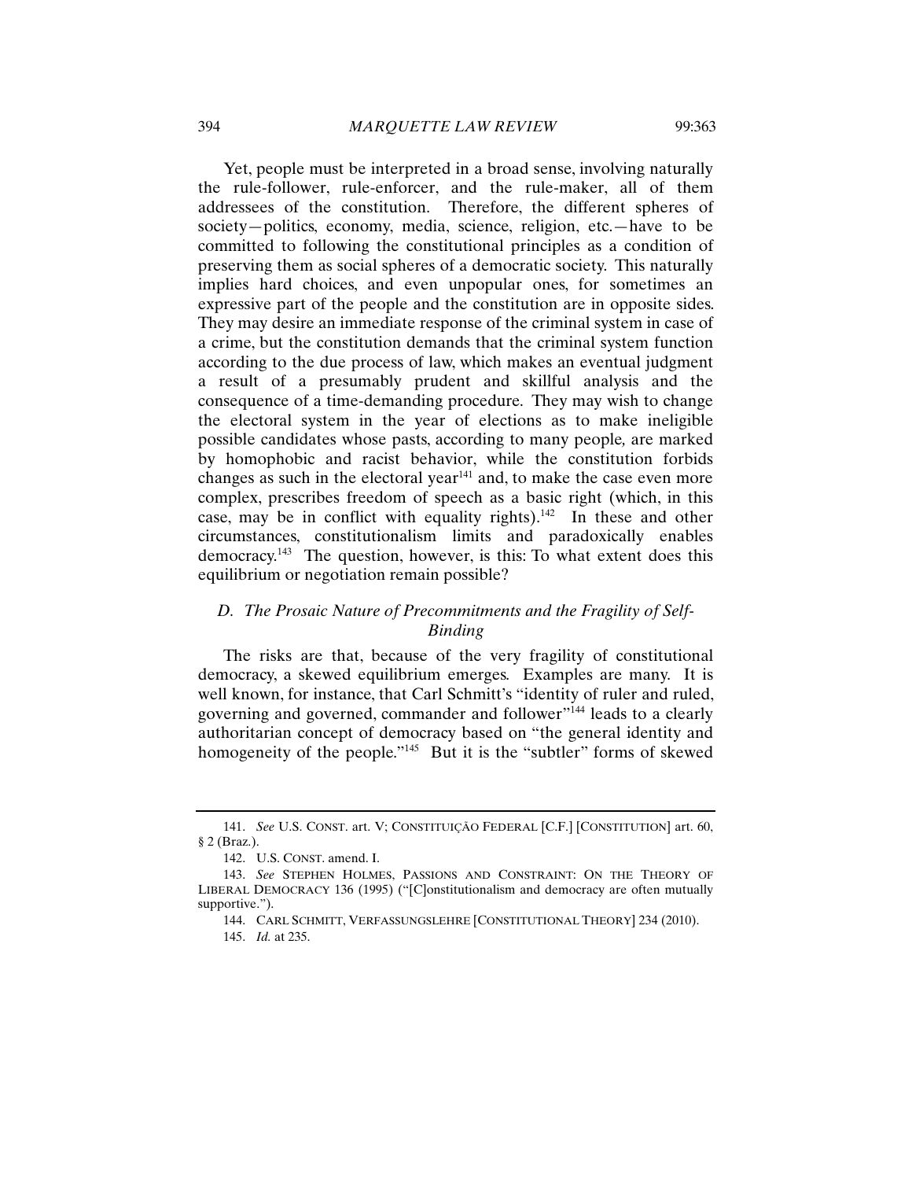Yet, people must be interpreted in a broad sense, involving naturally the rule-follower, rule-enforcer, and the rule-maker, all of them addressees of the constitution. Therefore, the different spheres of society—politics, economy, media, science, religion, etc.—have to be committed to following the constitutional principles as a condition of preserving them as social spheres of a democratic society. This naturally implies hard choices, and even unpopular ones, for sometimes an expressive part of the people and the constitution are in opposite sides. They may desire an immediate response of the criminal system in case of a crime, but the constitution demands that the criminal system function according to the due process of law, which makes an eventual judgment a result of a presumably prudent and skillful analysis and the consequence of a time-demanding procedure. They may wish to change the electoral system in the year of elections as to make ineligible possible candidates whose pasts, according to many people, are marked by homophobic and racist behavior, while the constitution forbids changes as such in the electoral year[141] and, to make the case even more complex, prescribes freedom of speech as a basic right (which, in this case, may be in conflict with equality rights).[142] In these and other circumstances, constitutionalism limits and paradoxically enables democracy.[143] The question, however, is this: To what extent does this equilibrium or negotiation remain possible?

### *D. The Prosaic Nature of Precommitments and the Fragility of Self-Binding*

The risks are that, because of the very fragility of constitutional democracy, a skewed equilibrium emerges. Examples are many. It is well known, for instance, that Carl Schmitt's "identity of ruler and ruled, governing and governed, commander and follower"[144] leads to a clearly authoritarian concept of democracy based on "the general identity and homogeneity of the people."[145] But it is the "subtler" forms of skewed

---

141. *See* U.S. CONST. art. V; CONSTITUIÇÃO FEDERAL [C.F.] [CONSTITUTION] art. 60, § 2 (Braz.).

142. U.S. CONST. amend. I.

143. *See* STEPHEN HOLMES, PASSIONS AND CONSTRAINT: ON THE THEORY OF LIBERAL DEMOCRACY 136 (1995) ("[C]onstitutionalism and democracy are often mutually supportive.").

144. CARL SCHMITT, VERFASSUNGSLEHRE [CONSTITUTIONAL THEORY] 234 (2010).

145. *Id.* at 235.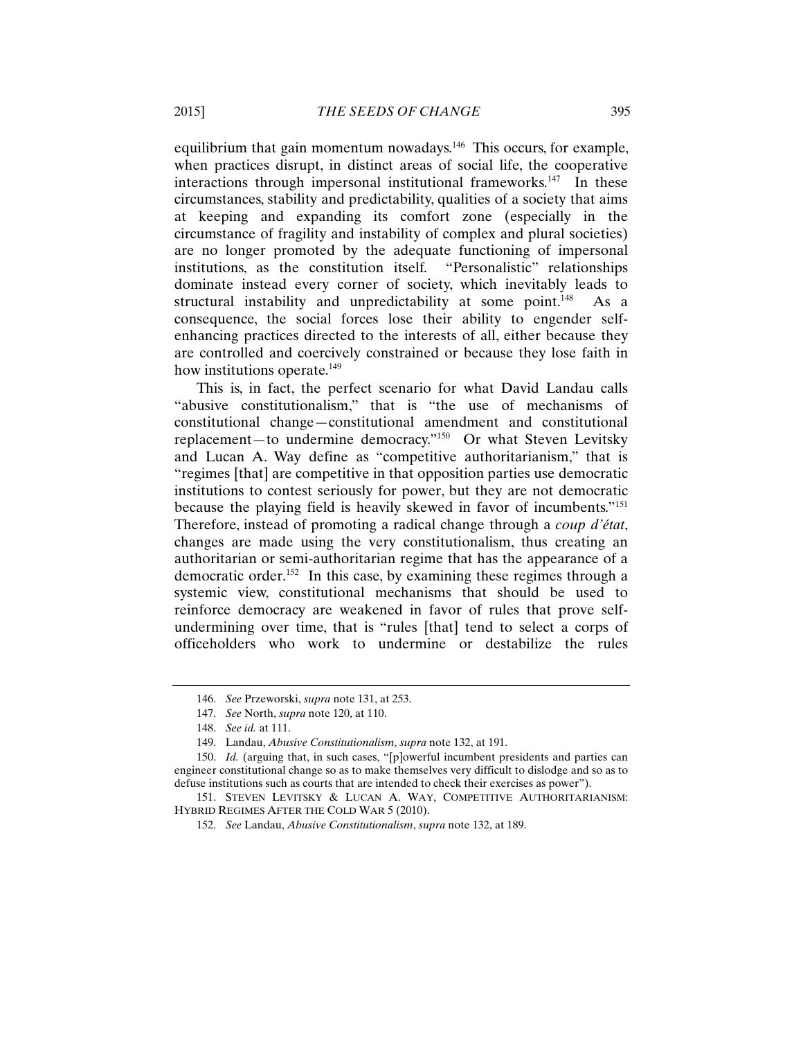equilibrium that gain momentum nowadays.[146] This occurs, for example, when practices disrupt, in distinct areas of social life, the cooperative interactions through impersonal institutional frameworks.[147] In these circumstances, stability and predictability, qualities of a society that aims at keeping and expanding its comfort zone (especially in the circumstance of fragility and instability of complex and plural societies) are no longer promoted by the adequate functioning of impersonal institutions, as the constitution itself. "Personalistic" relationships dominate instead every corner of society, which inevitably leads to structural instability and unpredictability at some point.[148] As a consequence, the social forces lose their ability to engender self-enhancing practices directed to the interests of all, either because they are controlled and coercively constrained or because they lose faith in how institutions operate.[149]

This is, in fact, the perfect scenario for what David Landau calls "abusive constitutionalism," that is "the use of mechanisms of constitutional change—constitutional amendment and constitutional replacement—to undermine democracy."[150] Or what Steven Levitsky and Lucan A. Way define as "competitive authoritarianism," that is "regimes [that] are competitive in that opposition parties use democratic institutions to contest seriously for power, but they are not democratic because the playing field is heavily skewed in favor of incumbents."[151] Therefore, instead of promoting a radical change through a *coup d'état*, changes are made using the very constitutionalism, thus creating an authoritarian or semi-authoritarian regime that has the appearance of a democratic order.[152] In this case, by examining these regimes through a systemic view, constitutional mechanisms that should be used to reinforce democracy are weakened in favor of rules that prove self-undermining over time, that is "rules [that] tend to select a corps of officeholders who work to undermine or destabilize the rules

---

146. *See* Przeworski, *supra* note 131, at 253.

147. *See* North, *supra* note 120, at 110.

148. *See id.* at 111.

149. Landau, *Abusive Constitutionalism*, *supra* note 132, at 191.

150. *Id.* (arguing that, in such cases, "[p]owerful incumbent presidents and parties can engineer constitutional change so as to make themselves very difficult to dislodge and so as to defuse institutions such as courts that are intended to check their exercises as power").

151. STEVEN LEVITSKY & LUCAN A. WAY, COMPETITIVE AUTHORITARIANISM: HYBRID REGIMES AFTER THE COLD WAR 5 (2010).

152. *See* Landau, *Abusive Constitutionalism*, *supra* note 132, at 189.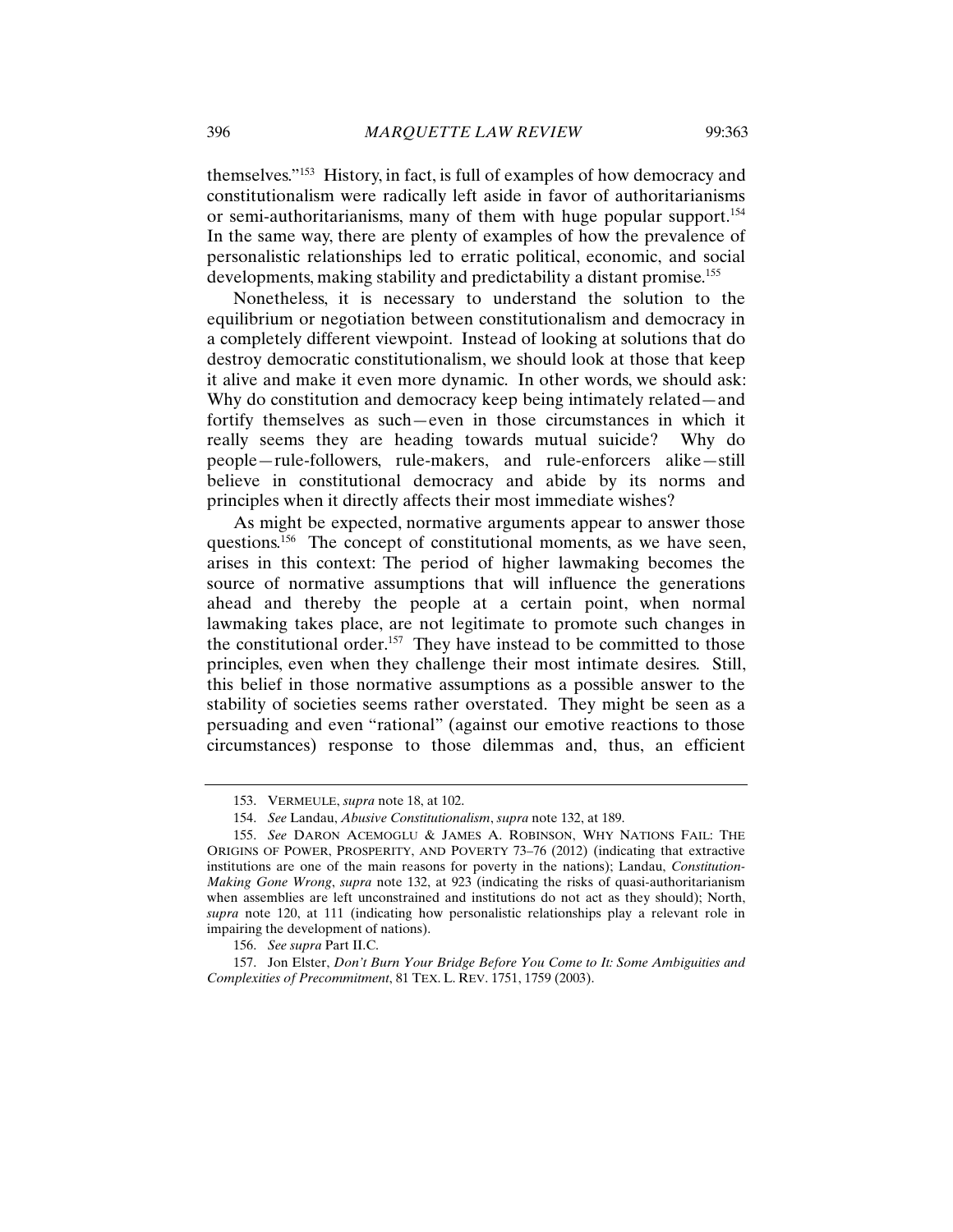themselves."[153] History, in fact, is full of examples of how democracy and constitutionalism were radically left aside in favor of authoritarianisms or semi-authoritarianisms, many of them with huge popular support.[154] In the same way, there are plenty of examples of how the prevalence of personalistic relationships led to erratic political, economic, and social developments, making stability and predictability a distant promise.[155]

Nonetheless, it is necessary to understand the solution to the equilibrium or negotiation between constitutionalism and democracy in a completely different viewpoint. Instead of looking at solutions that do destroy democratic constitutionalism, we should look at those that keep it alive and make it even more dynamic. In other words, we should ask: Why do constitution and democracy keep being intimately related—and fortify themselves as such—even in those circumstances in which it really seems they are heading towards mutual suicide? Why do people—rule-followers, rule-makers, and rule-enforcers alike—still believe in constitutional democracy and abide by its norms and principles when it directly affects their most immediate wishes?

As might be expected, normative arguments appear to answer those questions.[156] The concept of constitutional moments, as we have seen, arises in this context: The period of higher lawmaking becomes the source of normative assumptions that will influence the generations ahead and thereby the people at a certain point, when normal lawmaking takes place, are not legitimate to promote such changes in the constitutional order.[157] They have instead to be committed to those principles, even when they challenge their most intimate desires. Still, this belief in those normative assumptions as a possible answer to the stability of societies seems rather overstated. They might be seen as a persuading and even "rational" (against our emotive reactions to those circumstances) response to those dilemmas and, thus, an efficient

---

153. VERMEULE, *supra* note 18, at 102.

154. *See* Landau, *Abusive Constitutionalism*, *supra* note 132, at 189.

155. *See* DARON ACEMOGLU & JAMES A. ROBINSON, WHY NATIONS FAIL: THE ORIGINS OF POWER, PROSPERITY, AND POVERTY 73–76 (2012) (indicating that extractive institutions are one of the main reasons for poverty in the nations); Landau, *Constitution-Making Gone Wrong*, *supra* note 132, at 923 (indicating the risks of quasi-authoritarianism when assemblies are left unconstrained and institutions do not act as they should); North, *supra* note 120, at 111 (indicating how personalistic relationships play a relevant role in impairing the development of nations).

156. *See supra* Part II.C.

157. Jon Elster, *Don't Burn Your Bridge Before You Come to It: Some Ambiguities and Complexities of Precommitment*, 81 TEX. L. REV. 1751, 1759 (2003).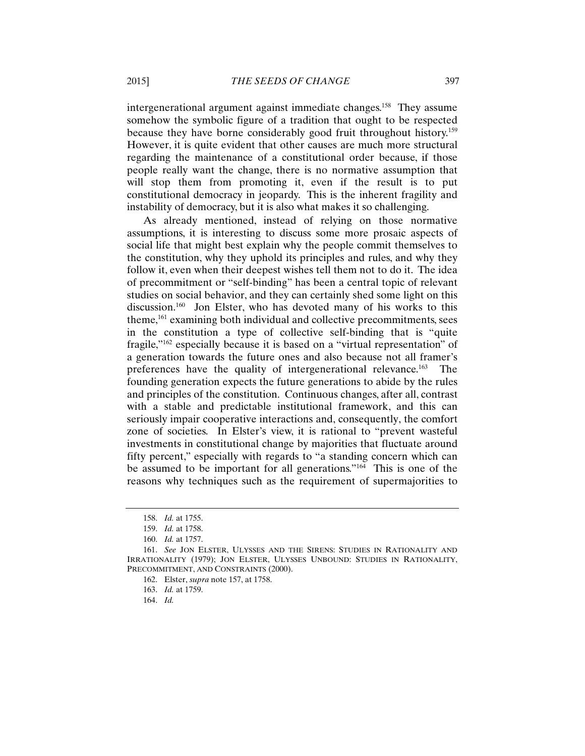intergenerational argument against immediate changes.[158] They assume somehow the symbolic figure of a tradition that ought to be respected because they have borne considerably good fruit throughout history.[159] However, it is quite evident that other causes are much more structural regarding the maintenance of a constitutional order because, if those people really want the change, there is no normative assumption that will stop them from promoting it, even if the result is to put constitutional democracy in jeopardy. This is the inherent fragility and instability of democracy, but it is also what makes it so challenging.

As already mentioned, instead of relying on those normative assumptions, it is interesting to discuss some more prosaic aspects of social life that might best explain why the people commit themselves to the constitution, why they uphold its principles and rules, and why they follow it, even when their deepest wishes tell them not to do it. The idea of precommitment or "self-binding" has been a central topic of relevant studies on social behavior, and they can certainly shed some light on this discussion.[160] Jon Elster, who has devoted many of his works to this theme,[161] examining both individual and collective precommitments, sees in the constitution a type of collective self-binding that is "quite fragile,"[162] especially because it is based on a "virtual representation" of a generation towards the future ones and also because not all framer's preferences have the quality of intergenerational relevance.[163] The founding generation expects the future generations to abide by the rules and principles of the constitution. Continuous changes, after all, contrast with a stable and predictable institutional framework, and this can seriously impair cooperative interactions and, consequently, the comfort zone of societies. In Elster's view, it is rational to "prevent wasteful investments in constitutional change by majorities that fluctuate around fifty percent," especially with regards to "a standing concern which can be assumed to be important for all generations."[164] This is one of the reasons why techniques such as the requirement of supermajorities to

---

158. *Id.* at 1755.

159. *Id.* at 1758.

160. *Id.* at 1757.

161. *See* JON ELSTER, ULYSSES AND THE SIRENS: STUDIES IN RATIONALITY AND IRRATIONALITY (1979); JON ELSTER, ULYSSES UNBOUND: STUDIES IN RATIONALITY, PRECOMMITMENT, AND CONSTRAINTS (2000).

162. Elster, *supra* note 157, at 1758.

163. *Id.* at 1759.

164. *Id.*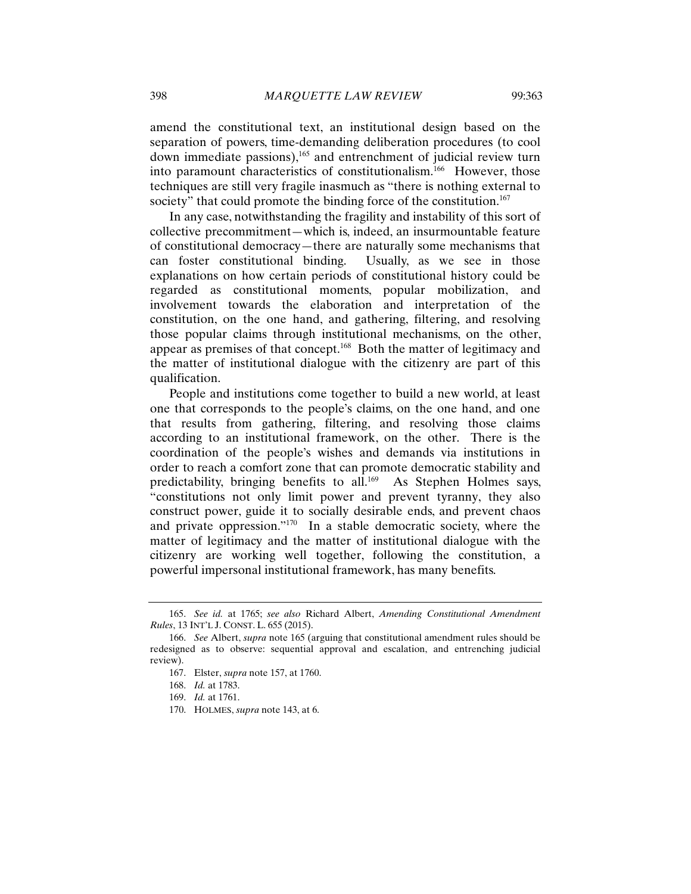amend the constitutional text, an institutional design based on the separation of powers, time-demanding deliberation procedures (to cool down immediate passions),[165] and entrenchment of judicial review turn into paramount characteristics of constitutionalism.[166] However, those techniques are still very fragile inasmuch as "there is nothing external to society" that could promote the binding force of the constitution.[167]

In any case, notwithstanding the fragility and instability of this sort of collective precommitment—which is, indeed, an insurmountable feature of constitutional democracy—there are naturally some mechanisms that can foster constitutional binding. Usually, as we see in those explanations on how certain periods of constitutional history could be regarded as constitutional moments, popular mobilization, and involvement towards the elaboration and interpretation of the constitution, on the one hand, and gathering, filtering, and resolving those popular claims through institutional mechanisms, on the other, appear as premises of that concept.[168] Both the matter of legitimacy and the matter of institutional dialogue with the citizenry are part of this qualification.

People and institutions come together to build a new world, at least one that corresponds to the people's claims, on the one hand, and one that results from gathering, filtering, and resolving those claims according to an institutional framework, on the other. There is the coordination of the people's wishes and demands via institutions in order to reach a comfort zone that can promote democratic stability and predictability, bringing benefits to all.[169] As Stephen Holmes says, "constitutions not only limit power and prevent tyranny, they also construct power, guide it to socially desirable ends, and prevent chaos and private oppression."[170] In a stable democratic society, where the matter of legitimacy and the matter of institutional dialogue with the citizenry are working well together, following the constitution, a powerful impersonal institutional framework, has many benefits.

---

165. *See id.* at 1765; *see also* Richard Albert, *Amending Constitutional Amendment Rules*, 13 INT'L J. CONST. L. 655 (2015).

166. *See* Albert, *supra* note 165 (arguing that constitutional amendment rules should be redesigned as to observe: sequential approval and escalation, and entrenching judicial review).

167. Elster, *supra* note 157, at 1760.

168. *Id.* at 1783.

169. *Id.* at 1761.

170. HOLMES, *supra* note 143, at 6.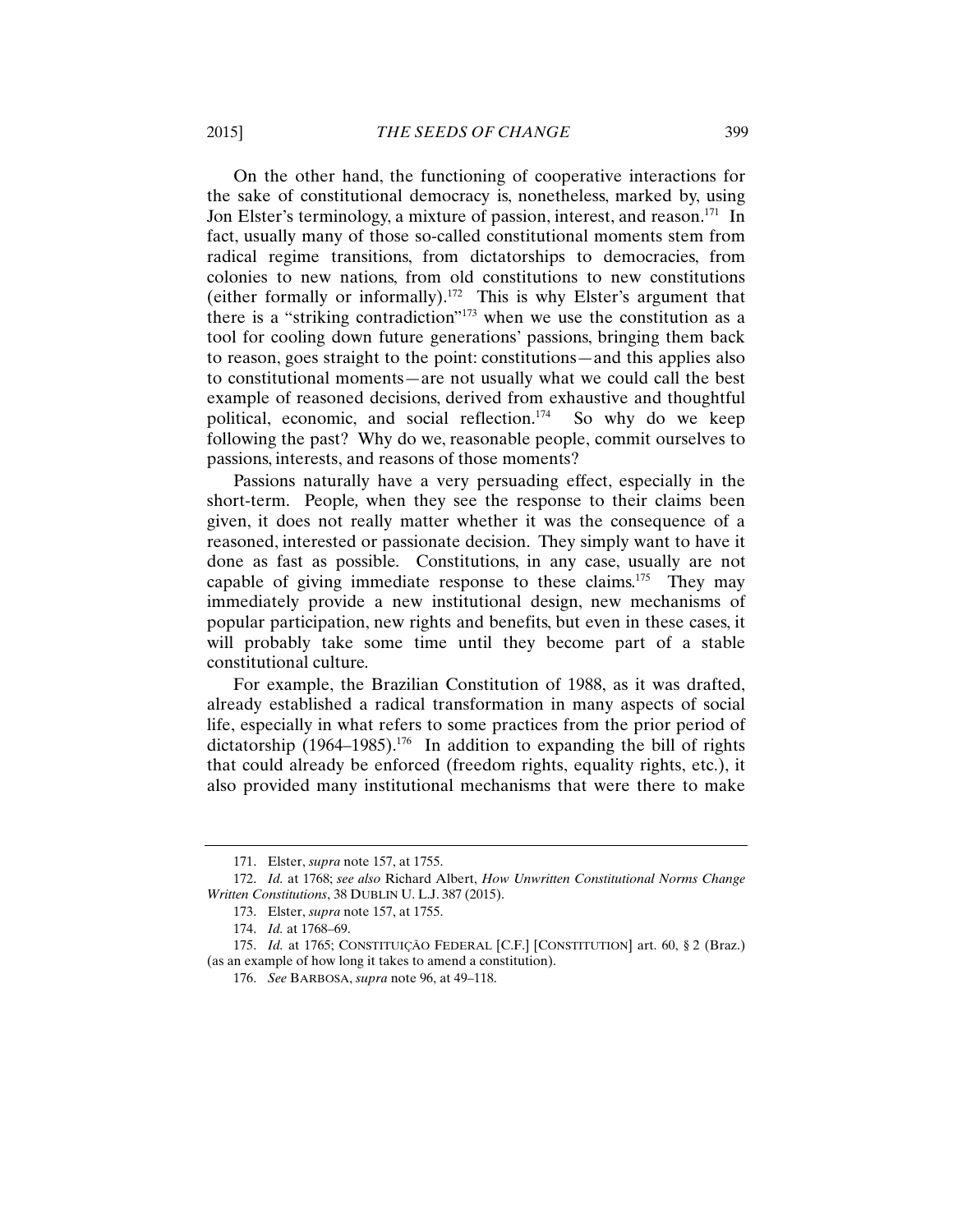On the other hand, the functioning of cooperative interactions for the sake of constitutional democracy is, nonetheless, marked by, using Jon Elster's terminology, a mixture of passion, interest, and reason.[171] In fact, usually many of those so-called constitutional moments stem from radical regime transitions, from dictatorships to democracies, from colonies to new nations, from old constitutions to new constitutions (either formally or informally).[172] This is why Elster's argument that there is a "striking contradiction"[173] when we use the constitution as a tool for cooling down future generations' passions, bringing them back to reason, goes straight to the point: constitutions—and this applies also to constitutional moments—are not usually what we could call the best example of reasoned decisions, derived from exhaustive and thoughtful political, economic, and social reflection.[174] So why do we keep following the past? Why do we, reasonable people, commit ourselves to passions, interests, and reasons of those moments?

Passions naturally have a very persuading effect, especially in the short-term. People*,* when they see the response to their claims been given, it does not really matter whether it was the consequence of a reasoned, interested or passionate decision. They simply want to have it done as fast as possible. Constitutions, in any case, usually are not capable of giving immediate response to these claims.[175] They may immediately provide a new institutional design, new mechanisms of popular participation, new rights and benefits, but even in these cases, it will probably take some time until they become part of a stable constitutional culture.

For example, the Brazilian Constitution of 1988, as it was drafted, already established a radical transformation in many aspects of social life, especially in what refers to some practices from the prior period of dictatorship (1964–1985).[176] In addition to expanding the bill of rights that could already be enforced (freedom rights, equality rights, etc.), it also provided many institutional mechanisms that were there to make

---

171. Elster, *supra* note 157, at 1755.

172. *Id.* at 1768; *see also* Richard Albert, *How Unwritten Constitutional Norms Change Written Constitutions*, 38 DUBLIN U. L.J. 387 (2015).

173. Elster, *supra* note 157, at 1755.

174. *Id.* at 1768–69.

175. *Id.* at 1765; CONSTITUIÇÃO FEDERAL [C.F.] [CONSTITUTION] art. 60, § 2 (Braz.) (as an example of how long it takes to amend a constitution).

176. *See* BARBOSA, *supra* note 96, at 49–118.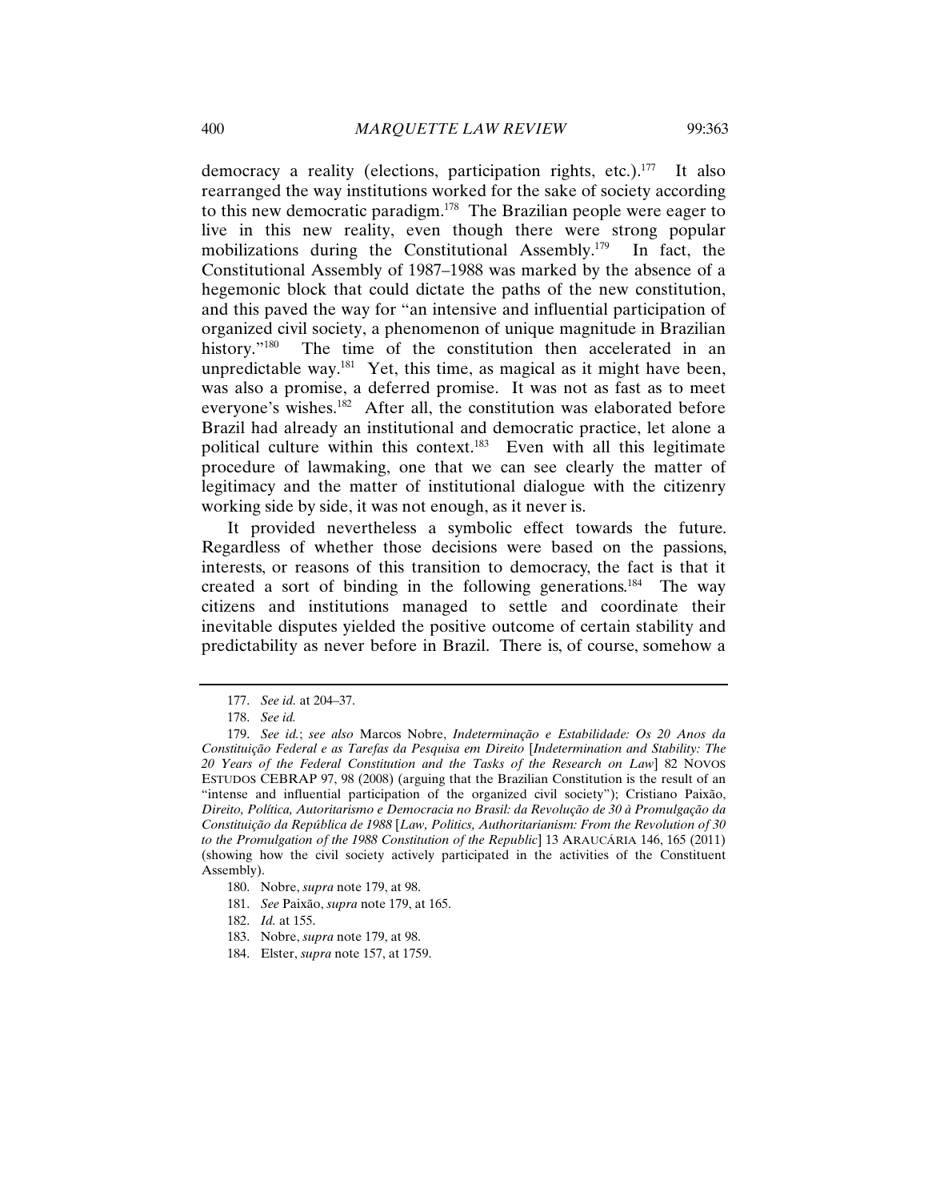democracy a reality (elections, participation rights, etc.).[177] It also rearranged the way institutions worked for the sake of society according to this new democratic paradigm.[178] The Brazilian people were eager to live in this new reality, even though there were strong popular mobilizations during the Constitutional Assembly.[179] In fact, the Constitutional Assembly of 1987–1988 was marked by the absence of a hegemonic block that could dictate the paths of the new constitution, and this paved the way for "an intensive and influential participation of organized civil society, a phenomenon of unique magnitude in Brazilian history."[180] The time of the constitution then accelerated in an unpredictable way.[181] Yet, this time, as magical as it might have been, was also a promise, a deferred promise. It was not as fast as to meet everyone's wishes.[182] After all, the constitution was elaborated before Brazil had already an institutional and democratic practice, let alone a political culture within this context.[183] Even with all this legitimate procedure of lawmaking, one that we can see clearly the matter of legitimacy and the matter of institutional dialogue with the citizenry working side by side, it was not enough, as it never is.

It provided nevertheless a symbolic effect towards the future. Regardless of whether those decisions were based on the passions, interests, or reasons of this transition to democracy, the fact is that it created a sort of binding in the following generations.[184] The way citizens and institutions managed to settle and coordinate their inevitable disputes yielded the positive outcome of certain stability and predictability as never before in Brazil. There is, of course, somehow a

---

177. *See id.* at 204–37.

178. *See id.*

179. *See id.*; *see also* Marcos Nobre, *Indeterminação e Estabilidade: Os 20 Anos da Constituição Federal e as Tarefas da Pesquisa em Direito* [*Indetermination and Stability: The 20 Years of the Federal Constitution and the Tasks of the Research on Law*] 82 NOVOS ESTUDOS CEBRAP 97, 98 (2008) (arguing that the Brazilian Constitution is the result of an "intense and influential participation of the organized civil society"); Cristiano Paixão, *Direito, Política, Autoritarismo e Democracia no Brasil: da Revolução de 30 à Promulgação da Constituição da República de 1988* [*Law, Politics, Authoritarianism: From the Revolution of 30 to the Promulgation of the 1988 Constitution of the Republic*] 13 ARAUCÁRIA 146, 165 (2011) (showing how the civil society actively participated in the activities of the Constituent Assembly).

180. Nobre, *supra* note 179, at 98.

181. *See* Paixão, *supra* note 179, at 165.

182. *Id.* at 155.

183. Nobre, *supra* note 179, at 98.

184. Elster, *supra* note 157, at 1759.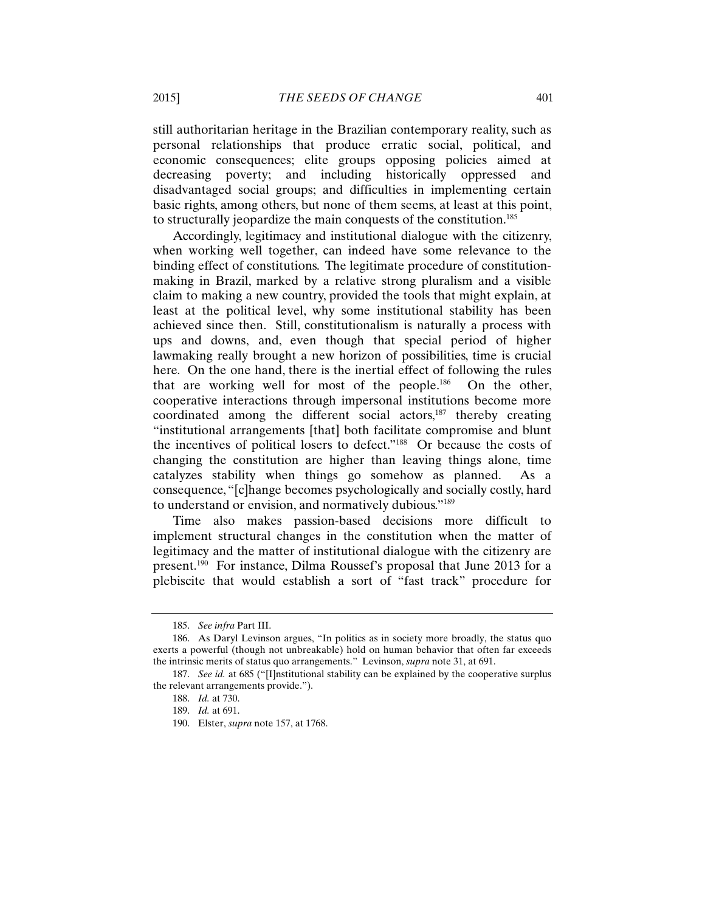still authoritarian heritage in the Brazilian contemporary reality, such as personal relationships that produce erratic social, political, and economic consequences; elite groups opposing policies aimed at decreasing poverty; and including historically oppressed and disadvantaged social groups; and difficulties in implementing certain basic rights, among others, but none of them seems, at least at this point, to structurally jeopardize the main conquests of the constitution.[185]

Accordingly, legitimacy and institutional dialogue with the citizenry, when working well together, can indeed have some relevance to the binding effect of constitutions. The legitimate procedure of constitution-making in Brazil, marked by a relative strong pluralism and a visible claim to making a new country, provided the tools that might explain, at least at the political level, why some institutional stability has been achieved since then. Still, constitutionalism is naturally a process with ups and downs, and, even though that special period of higher lawmaking really brought a new horizon of possibilities, time is crucial here. On the one hand, there is the inertial effect of following the rules that are working well for most of the people.[186] On the other, cooperative interactions through impersonal institutions become more coordinated among the different social actors,[187] thereby creating "institutional arrangements [that] both facilitate compromise and blunt the incentives of political losers to defect."[188] Or because the costs of changing the constitution are higher than leaving things alone, time catalyzes stability when things go somehow as planned. As a consequence, "[c]hange becomes psychologically and socially costly, hard to understand or envision, and normatively dubious."[189]

Time also makes passion-based decisions more difficult to implement structural changes in the constitution when the matter of legitimacy and the matter of institutional dialogue with the citizenry are present.[190] For instance, Dilma Roussef's proposal that June 2013 for a plebiscite that would establish a sort of "fast track" procedure for

---

185. *See infra* Part III.

186. As Daryl Levinson argues, "In politics as in society more broadly, the status quo exerts a powerful (though not unbreakable) hold on human behavior that often far exceeds the intrinsic merits of status quo arrangements." Levinson, *supra* note 31, at 691.

187. *See id.* at 685 ("[I]nstitutional stability can be explained by the cooperative surplus the relevant arrangements provide.").

188. *Id.* at 730.

189. *Id.* at 691.

190. Elster, *supra* note 157, at 1768.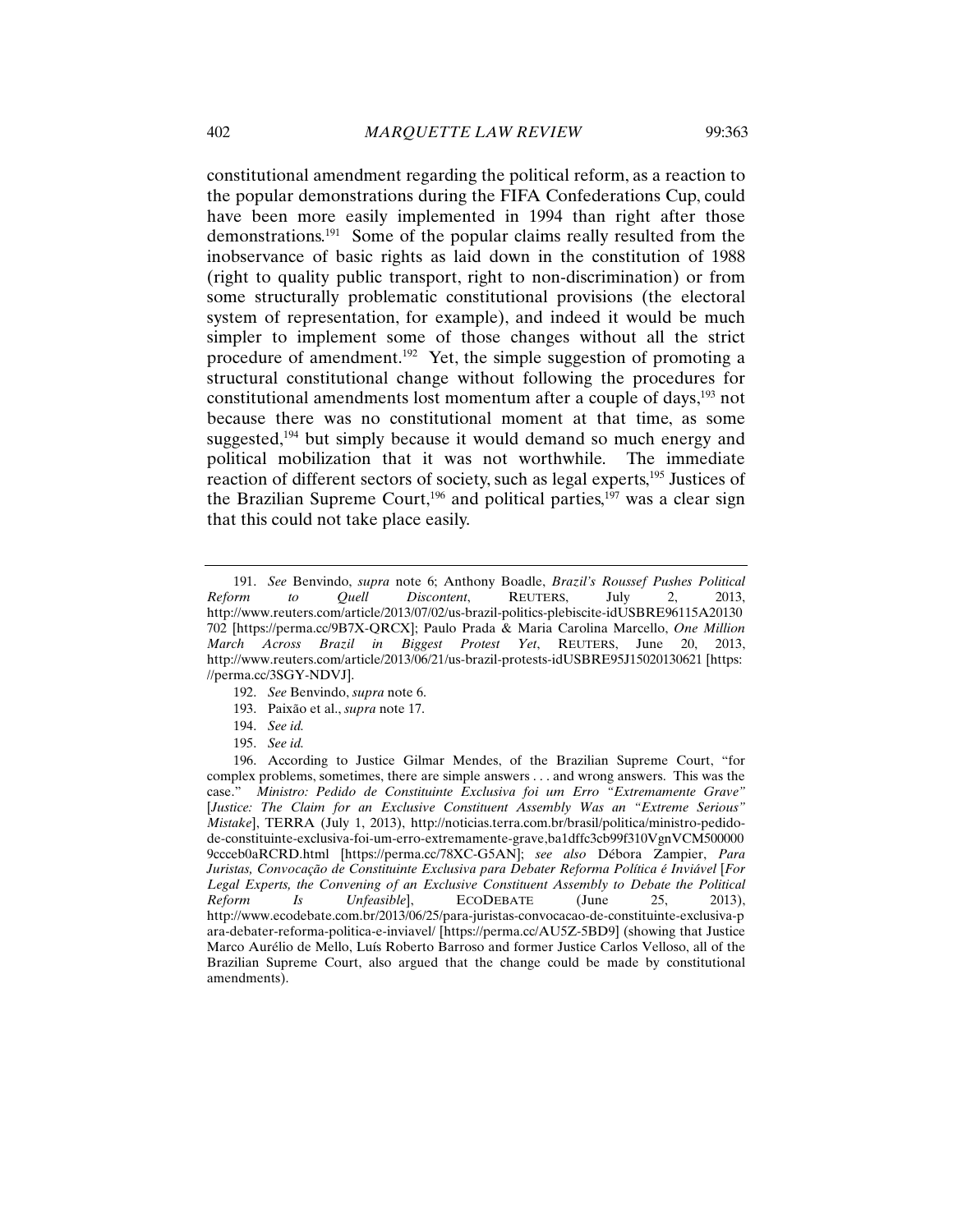constitutional amendment regarding the political reform, as a reaction to the popular demonstrations during the FIFA Confederations Cup, could have been more easily implemented in 1994 than right after those demonstrations.[191] Some of the popular claims really resulted from the inobservance of basic rights as laid down in the constitution of 1988 (right to quality public transport, right to non-discrimination) or from some structurally problematic constitutional provisions (the electoral system of representation, for example), and indeed it would be much simpler to implement some of those changes without all the strict procedure of amendment.[192] Yet, the simple suggestion of promoting a structural constitutional change without following the procedures for constitutional amendments lost momentum after a couple of days,[193] not because there was no constitutional moment at that time, as some suggested,[194] but simply because it would demand so much energy and political mobilization that it was not worthwhile. The immediate reaction of different sectors of society, such as legal experts,[195] Justices of the Brazilian Supreme Court,[196] and political parties,[197] was a clear sign that this could not take place easily.

---

191. *See* Benvindo, *supra* note 6; Anthony Boadle, *Brazil's Roussef Pushes Political Reform to Quell Discontent*, REUTERS, July 2, 2013, http://www.reuters.com/article/2013/07/02/us-brazil-politics-plebiscite-idUSBRE96115A20130702 [https://perma.cc/9B7X-QRCX]; Paulo Prada & Maria Carolina Marcello, *One Million March Across Brazil in Biggest Protest Yet*, REUTERS, June 20, 2013, http://www.reuters.com/article/2013/06/21/us-brazil-protests-idUSBRE95J15020130621 [https://perma.cc/3SGY-NDVJ].

192. *See* Benvindo, *supra* note 6.

193. Paixão et al., *supra* note 17.

194. *See id.*

195. *See id.*

196. According to Justice Gilmar Mendes, of the Brazilian Supreme Court, "for complex problems, sometimes, there are simple answers . . . and wrong answers. This was the case." *Ministro: Pedido de Constituinte Exclusiva foi um Erro "Extremamente Grave"* [*Justice: The Claim for an Exclusive Constituent Assembly Was an "Extreme Serious" Mistake*], TERRA (July 1, 2013), http://noticias.terra.com.br/brasil/politica/ministro-pedido-de-constituinte-exclusiva-foi-um-erro-extremamente-grave,ba1dffc3cb99f310VgnVCM5000009ccceb0aRCRD.html [https://perma.cc/78XC-G5AN]; *see also* Débora Zampier, *Para Juristas, Convocação de Constituinte Exclusiva para Debater Reforma Política é Inviável* [*For Legal Experts, the Convening of an Exclusive Constituent Assembly to Debate the Political Reform Is Unfeasible*], ECODEBATE (June 25, 2013), http://www.ecodebate.com.br/2013/06/25/para-juristas-convocacao-de-constituinte-exclusiva-para-debater-reforma-politica-e-inviavel/ [https://perma.cc/AU5Z-5BD9] (showing that Justice Marco Aurélio de Mello, Luís Roberto Barroso and former Justice Carlos Velloso, all of the Brazilian Supreme Court, also argued that the change could be made by constitutional amendments).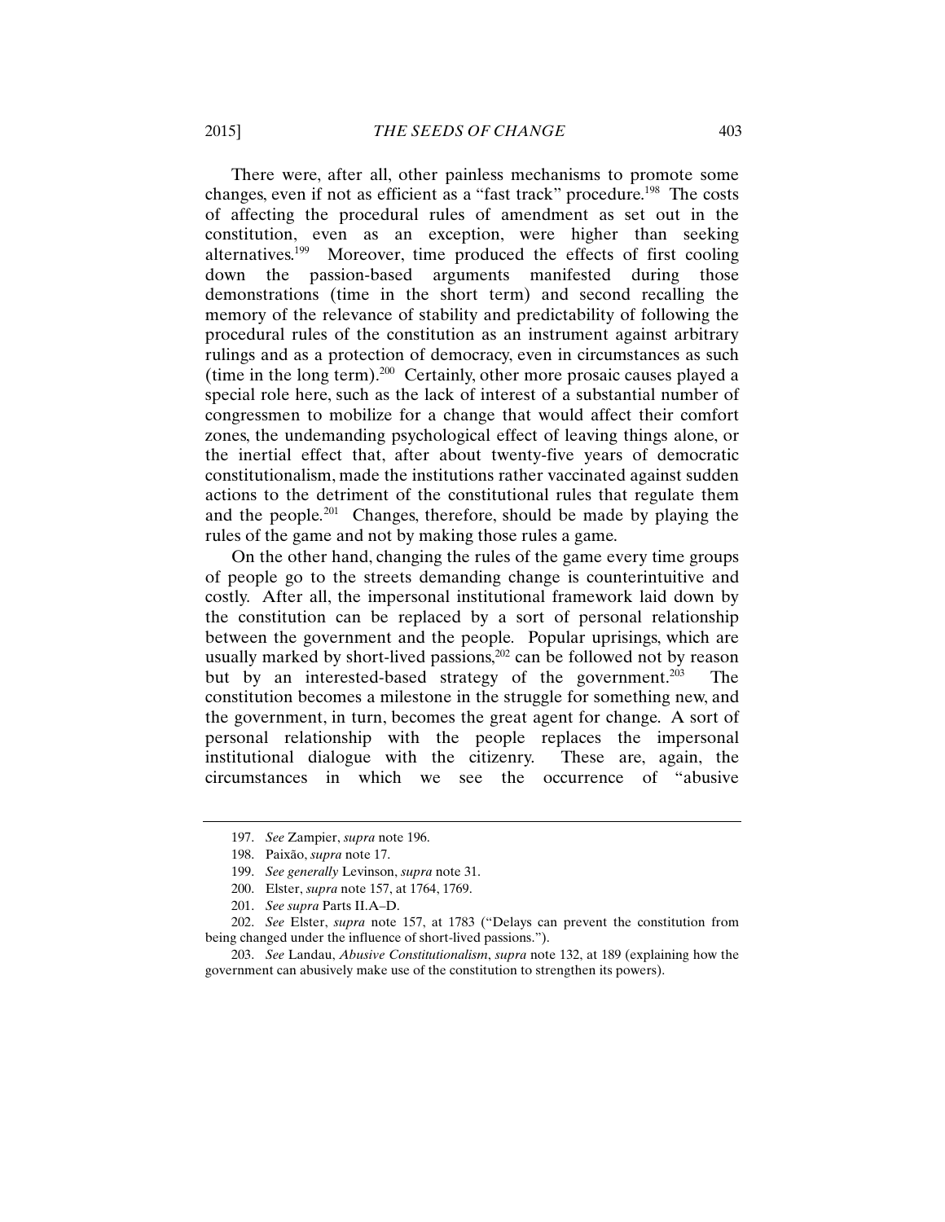There were, after all, other painless mechanisms to promote some changes, even if not as efficient as a "fast track" procedure.[198] The costs of affecting the procedural rules of amendment as set out in the constitution, even as an exception, were higher than seeking alternatives.[199] Moreover, time produced the effects of first cooling down the passion-based arguments manifested during those demonstrations (time in the short term) and second recalling the memory of the relevance of stability and predictability of following the procedural rules of the constitution as an instrument against arbitrary rulings and as a protection of democracy, even in circumstances as such (time in the long term).[200] Certainly, other more prosaic causes played a special role here, such as the lack of interest of a substantial number of congressmen to mobilize for a change that would affect their comfort zones, the undemanding psychological effect of leaving things alone, or the inertial effect that, after about twenty-five years of democratic constitutionalism, made the institutions rather vaccinated against sudden actions to the detriment of the constitutional rules that regulate them and the people.[201] Changes, therefore, should be made by playing the rules of the game and not by making those rules a game.

On the other hand, changing the rules of the game every time groups of people go to the streets demanding change is counterintuitive and costly. After all, the impersonal institutional framework laid down by the constitution can be replaced by a sort of personal relationship between the government and the people. Popular uprisings, which are usually marked by short-lived passions,[202] can be followed not by reason but by an interested-based strategy of the government.[203] The constitution becomes a milestone in the struggle for something new, and the government, in turn, becomes the great agent for change. A sort of personal relationship with the people replaces the impersonal institutional dialogue with the citizenry. These are, again, the circumstances in which we see the occurrence of "abusive

---

197. *See* Zampier, *supra* note 196.

198. Paixão, *supra* note 17.

199. *See generally* Levinson, *supra* note 31.

200. Elster, *supra* note 157, at 1764, 1769.

201. *See supra* Parts II.A–D.

202. *See* Elster, *supra* note 157, at 1783 ("Delays can prevent the constitution from being changed under the influence of short-lived passions.").

203. *See* Landau, *Abusive Constitutionalism*, *supra* note 132, at 189 (explaining how the government can abusively make use of the constitution to strengthen its powers).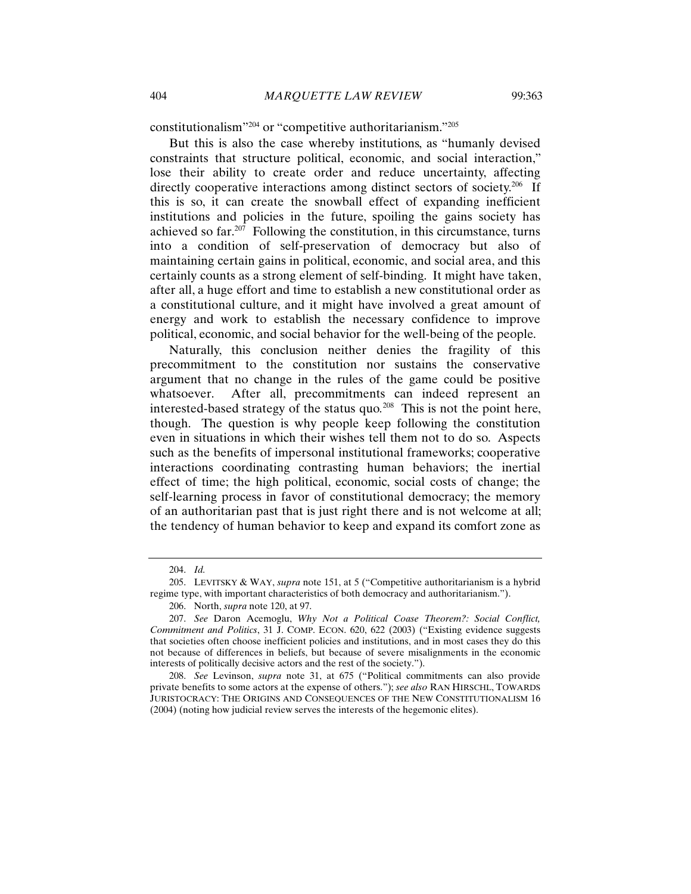constitutionalism"[204] or "competitive authoritarianism."[205]

But this is also the case whereby institutions, as "humanly devised constraints that structure political, economic, and social interaction," lose their ability to create order and reduce uncertainty, affecting directly cooperative interactions among distinct sectors of society.[206] If this is so, it can create the snowball effect of expanding inefficient institutions and policies in the future, spoiling the gains society has achieved so far.[207] Following the constitution, in this circumstance, turns into a condition of self-preservation of democracy but also of maintaining certain gains in political, economic, and social area, and this certainly counts as a strong element of self-binding. It might have taken, after all, a huge effort and time to establish a new constitutional order as a constitutional culture, and it might have involved a great amount of energy and work to establish the necessary confidence to improve political, economic, and social behavior for the well-being of the people.

Naturally, this conclusion neither denies the fragility of this precommitment to the constitution nor sustains the conservative argument that no change in the rules of the game could be positive whatsoever. After all, precommitments can indeed represent an interested-based strategy of the status quo.[208] This is not the point here, though. The question is why people keep following the constitution even in situations in which their wishes tell them not to do so. Aspects such as the benefits of impersonal institutional frameworks; cooperative interactions coordinating contrasting human behaviors; the inertial effect of time; the high political, economic, social costs of change; the self-learning process in favor of constitutional democracy; the memory of an authoritarian past that is just right there and is not welcome at all; the tendency of human behavior to keep and expand its comfort zone as

---

204. *Id.*

205. LEVITSKY & WAY, *supra* note 151, at 5 ("Competitive authoritarianism is a hybrid regime type, with important characteristics of both democracy and authoritarianism.").

206. North, *supra* note 120, at 97.

207. *See* Daron Acemoglu, *Why Not a Political Coase Theorem?: Social Conflict, Commitment and Politics*, 31 J. COMP. ECON. 620, 622 (2003) ("Existing evidence suggests that societies often choose inefficient policies and institutions, and in most cases they do this not because of differences in beliefs, but because of severe misalignments in the economic interests of politically decisive actors and the rest of the society.").

208. *See* Levinson, *supra* note 31, at 675 ("Political commitments can also provide private benefits to some actors at the expense of others."); *see also* RAN HIRSCHL, TOWARDS JURISTOCRACY: THE ORIGINS AND CONSEQUENCES OF THE NEW CONSTITUTIONALISM 16 (2004) (noting how judicial review serves the interests of the hegemonic elites).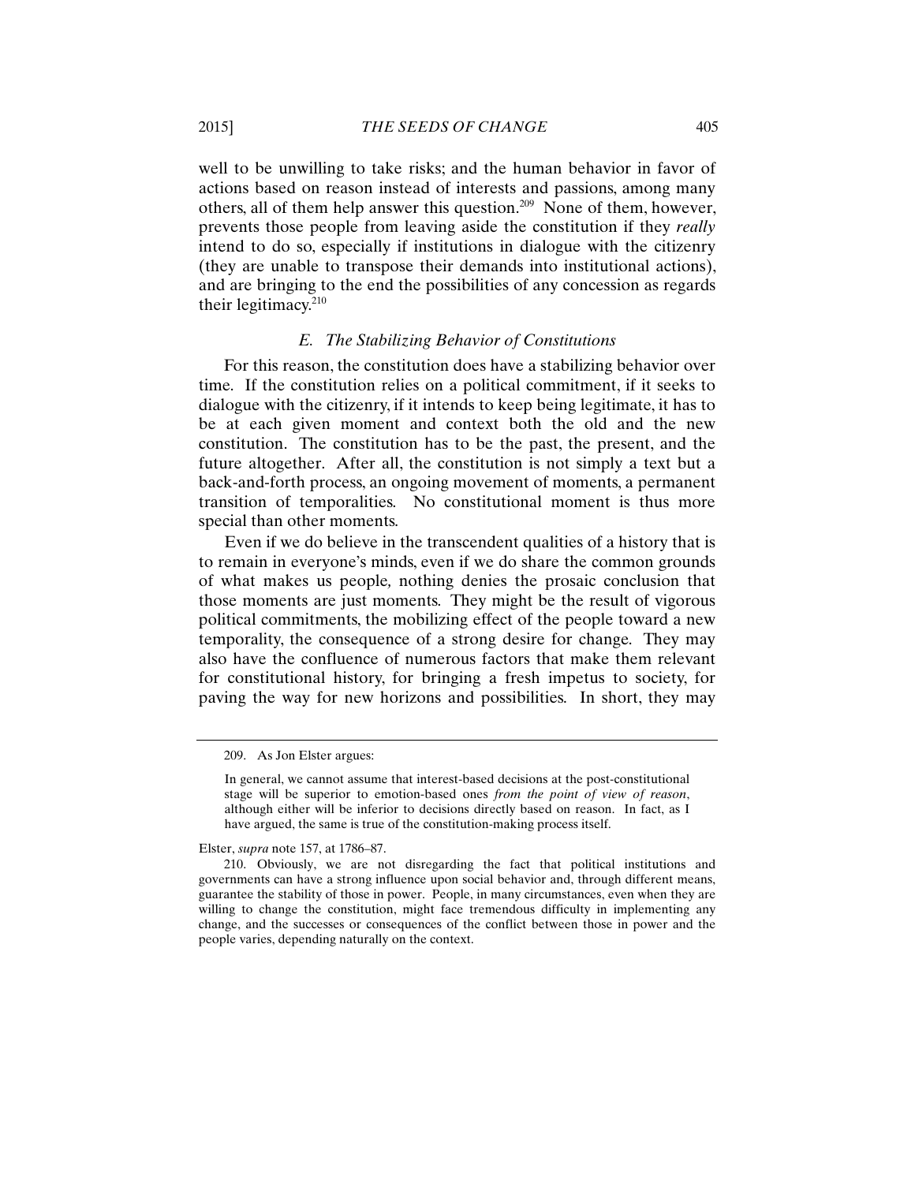well to be unwilling to take risks; and the human behavior in favor of actions based on reason instead of interests and passions, among many others, all of them help answer this question.[209] None of them, however, prevents those people from leaving aside the constitution if they *really* intend to do so, especially if institutions in dialogue with the citizenry (they are unable to transpose their demands into institutional actions), and are bringing to the end the possibilities of any concession as regards their legitimacy.[210]

### *E. The Stabilizing Behavior of Constitutions*

For this reason, the constitution does have a stabilizing behavior over time. If the constitution relies on a political commitment, if it seeks to dialogue with the citizenry, if it intends to keep being legitimate, it has to be at each given moment and context both the old and the new constitution. The constitution has to be the past, the present, and the future altogether. After all, the constitution is not simply a text but a back-and-forth process, an ongoing movement of moments, a permanent transition of temporalities. No constitutional moment is thus more special than other moments.

Even if we do believe in the transcendent qualities of a history that is to remain in everyone's minds, even if we do share the common grounds of what makes us people*,* nothing denies the prosaic conclusion that those moments are just moments. They might be the result of vigorous political commitments, the mobilizing effect of the people toward a new temporality, the consequence of a strong desire for change. They may also have the confluence of numerous factors that make them relevant for constitutional history, for bringing a fresh impetus to society, for paving the way for new horizons and possibilities. In short, they may

---

209. As Jon Elster argues:

> In general, we cannot assume that interest-based decisions at the post-constitutional stage will be superior to emotion-based ones *from the point of view of reason*, although either will be inferior to decisions directly based on reason. In fact, as I have argued, the same is true of the constitution-making process itself.

Elster, *supra* note 157, at 1786–87.

210. Obviously, we are not disregarding the fact that political institutions and governments can have a strong influence upon social behavior and, through different means, guarantee the stability of those in power. People, in many circumstances, even when they are willing to change the constitution, might face tremendous difficulty in implementing any change, and the successes or consequences of the conflict between those in power and the people varies, depending naturally on the context.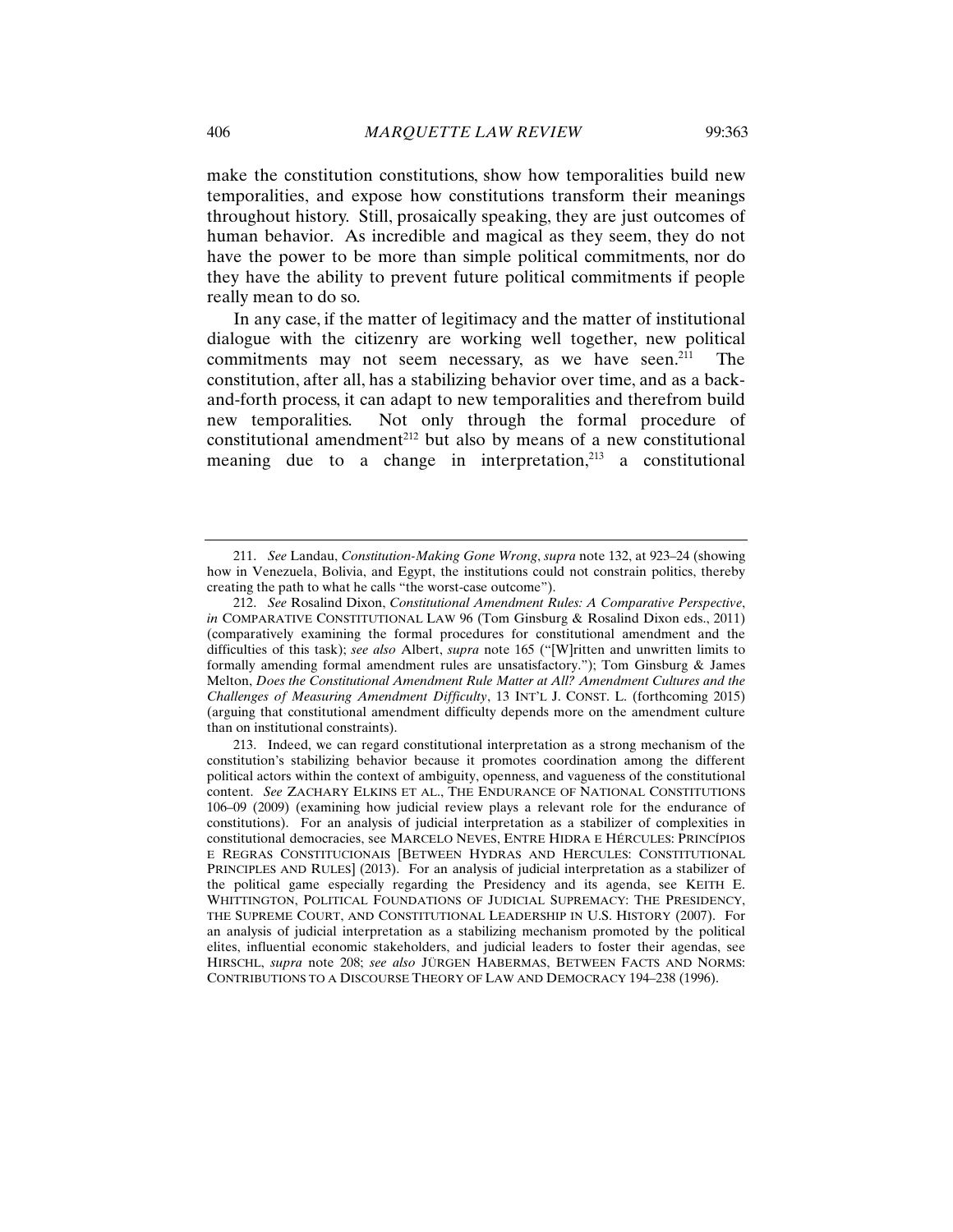make the constitution constitutions, show how temporalities build new temporalities, and expose how constitutions transform their meanings throughout history. Still, prosaically speaking, they are just outcomes of human behavior. As incredible and magical as they seem, they do not have the power to be more than simple political commitments, nor do they have the ability to prevent future political commitments if people really mean to do so.

In any case, if the matter of legitimacy and the matter of institutional dialogue with the citizenry are working well together, new political commitments may not seem necessary, as we have seen.[211] The constitution, after all, has a stabilizing behavior over time, and as a back-and-forth process, it can adapt to new temporalities and therefrom build new temporalities. Not only through the formal procedure of constitutional amendment[212] but also by means of a new constitutional meaning due to a change in interpretation,[213] a constitutional

---

211. *See* Landau, *Constitution-Making Gone Wrong*, *supra* note 132, at 923–24 (showing how in Venezuela, Bolivia, and Egypt, the institutions could not constrain politics, thereby creating the path to what he calls "the worst-case outcome").

212. *See* Rosalind Dixon, *Constitutional Amendment Rules: A Comparative Perspective*, *in* COMPARATIVE CONSTITUTIONAL LAW 96 (Tom Ginsburg & Rosalind Dixon eds., 2011) (comparatively examining the formal procedures for constitutional amendment and the difficulties of this task); *see also* Albert, *supra* note 165 ("[W]ritten and unwritten limits to formally amending formal amendment rules are unsatisfactory."); Tom Ginsburg & James Melton, *Does the Constitutional Amendment Rule Matter at All? Amendment Cultures and the Challenges of Measuring Amendment Difficulty*, 13 INT'L J. CONST. L. (forthcoming 2015) (arguing that constitutional amendment difficulty depends more on the amendment culture than on institutional constraints).

213. Indeed, we can regard constitutional interpretation as a strong mechanism of the constitution's stabilizing behavior because it promotes coordination among the different political actors within the context of ambiguity, openness, and vagueness of the constitutional content. *See* ZACHARY ELKINS ET AL., THE ENDURANCE OF NATIONAL CONSTITUTIONS 106–09 (2009) (examining how judicial review plays a relevant role for the endurance of constitutions). For an analysis of judicial interpretation as a stabilizer of complexities in constitutional democracies, see MARCELO NEVES, ENTRE HIDRA E HÉRCULES: PRINCÍPIOS E REGRAS CONSTITUCIONAIS [BETWEEN HYDRAS AND HERCULES: CONSTITUTIONAL PRINCIPLES AND RULES] (2013). For an analysis of judicial interpretation as a stabilizer of the political game especially regarding the Presidency and its agenda, see KEITH E. WHITTINGTON, POLITICAL FOUNDATIONS OF JUDICIAL SUPREMACY: THE PRESIDENCY, THE SUPREME COURT, AND CONSTITUTIONAL LEADERSHIP IN U.S. HISTORY (2007). For an analysis of judicial interpretation as a stabilizing mechanism promoted by the political elites, influential economic stakeholders, and judicial leaders to foster their agendas, see HIRSCHL, *supra* note 208; *see also* JÜRGEN HABERMAS, BETWEEN FACTS AND NORMS: CONTRIBUTIONS TO A DISCOURSE THEORY OF LAW AND DEMOCRACY 194–238 (1996).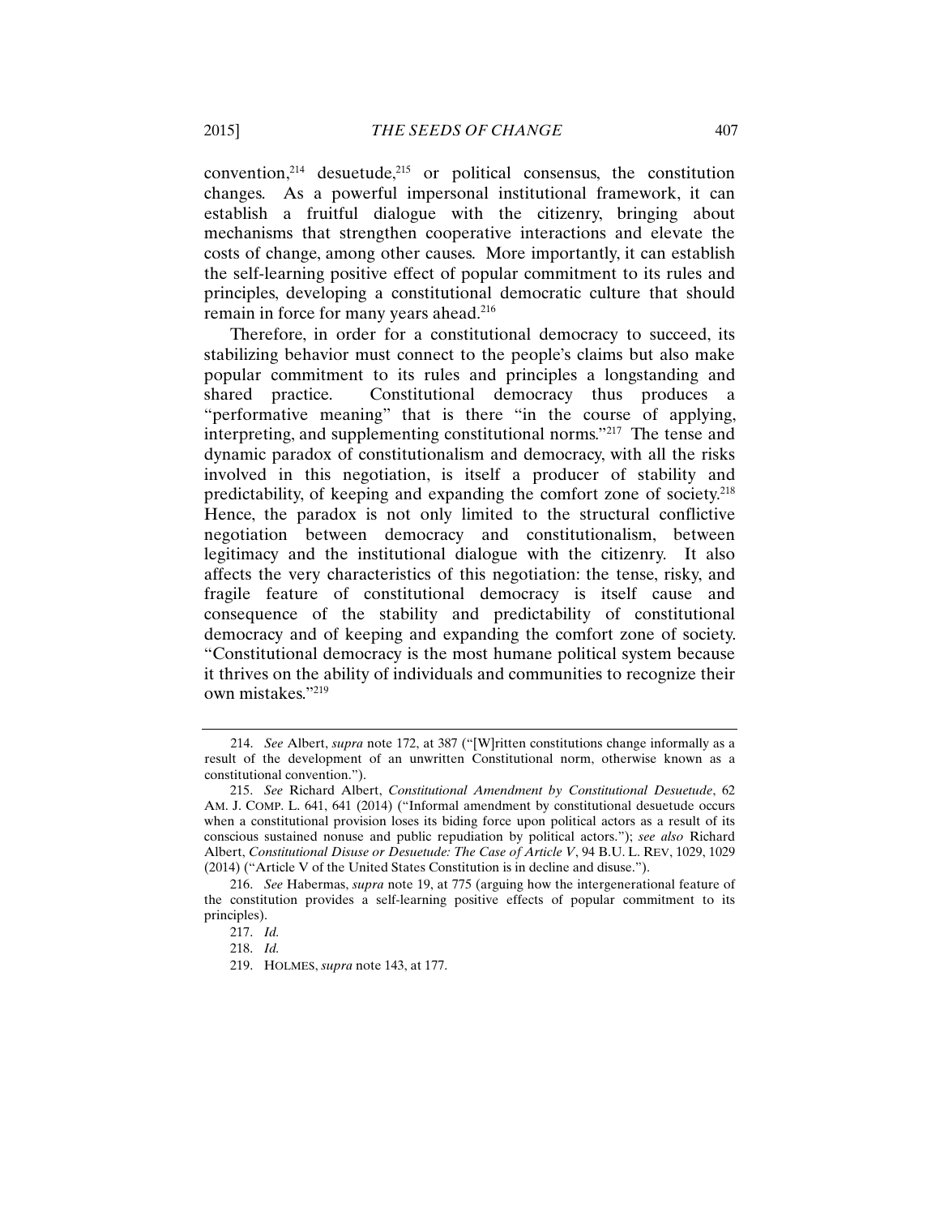convention,[214] desuetude,[215] or political consensus, the constitution changes. As a powerful impersonal institutional framework, it can establish a fruitful dialogue with the citizenry, bringing about mechanisms that strengthen cooperative interactions and elevate the costs of change, among other causes. More importantly, it can establish the self-learning positive effect of popular commitment to its rules and principles, developing a constitutional democratic culture that should remain in force for many years ahead.[216]

Therefore, in order for a constitutional democracy to succeed, its stabilizing behavior must connect to the people's claims but also make popular commitment to its rules and principles a longstanding and shared practice. Constitutional democracy thus produces a "performative meaning" that is there "in the course of applying, interpreting, and supplementing constitutional norms."[217] The tense and dynamic paradox of constitutionalism and democracy, with all the risks involved in this negotiation, is itself a producer of stability and predictability, of keeping and expanding the comfort zone of society.[218] Hence, the paradox is not only limited to the structural conflictive negotiation between democracy and constitutionalism, between legitimacy and the institutional dialogue with the citizenry. It also affects the very characteristics of this negotiation: the tense, risky, and fragile feature of constitutional democracy is itself cause and consequence of the stability and predictability of constitutional democracy and of keeping and expanding the comfort zone of society. "Constitutional democracy is the most humane political system because it thrives on the ability of individuals and communities to recognize their own mistakes."[219]

---

214. *See* Albert, *supra* note 172, at 387 ("[W]ritten constitutions change informally as a result of the development of an unwritten Constitutional norm, otherwise known as a constitutional convention.").

215. *See* Richard Albert, *Constitutional Amendment by Constitutional Desuetude*, 62 AM. J. COMP. L. 641, 641 (2014) ("Informal amendment by constitutional desuetude occurs when a constitutional provision loses its biding force upon political actors as a result of its conscious sustained nonuse and public repudiation by political actors."); *see also* Richard Albert, *Constitutional Disuse or Desuetude: The Case of Article V*, 94 B.U. L. REV, 1029, 1029 (2014) ("Article V of the United States Constitution is in decline and disuse.").

216. *See* Habermas, *supra* note 19, at 775 (arguing how the intergenerational feature of the constitution provides a self-learning positive effects of popular commitment to its principles).

217. *Id.*

218. *Id.*

219. HOLMES, *supra* note 143, at 177.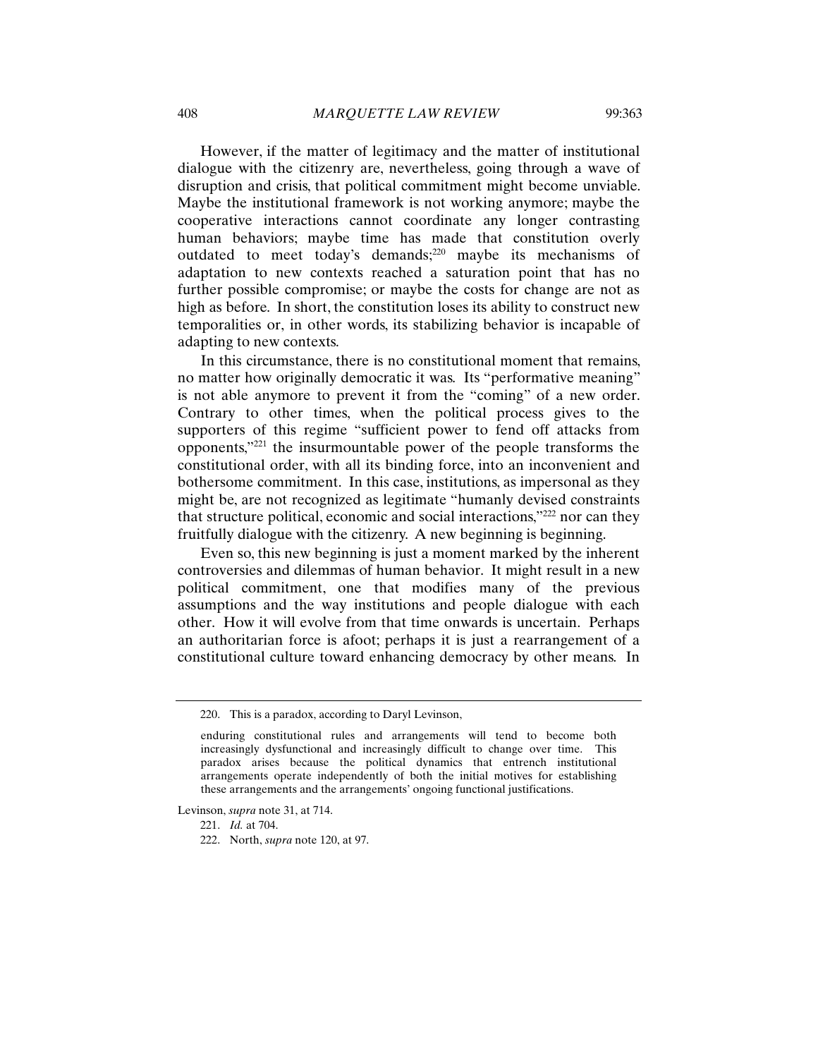However, if the matter of legitimacy and the matter of institutional dialogue with the citizenry are, nevertheless, going through a wave of disruption and crisis, that political commitment might become unviable. Maybe the institutional framework is not working anymore; maybe the cooperative interactions cannot coordinate any longer contrasting human behaviors; maybe time has made that constitution overly outdated to meet today's demands;[220] maybe its mechanisms of adaptation to new contexts reached a saturation point that has no further possible compromise; or maybe the costs for change are not as high as before. In short, the constitution loses its ability to construct new temporalities or, in other words, its stabilizing behavior is incapable of adapting to new contexts.

In this circumstance, there is no constitutional moment that remains, no matter how originally democratic it was. Its "performative meaning" is not able anymore to prevent it from the "coming" of a new order. Contrary to other times, when the political process gives to the supporters of this regime "sufficient power to fend off attacks from opponents,"[221] the insurmountable power of the people transforms the constitutional order, with all its binding force, into an inconvenient and bothersome commitment. In this case, institutions, as impersonal as they might be, are not recognized as legitimate "humanly devised constraints that structure political, economic and social interactions,"[222] nor can they fruitfully dialogue with the citizenry. A new beginning is beginning.

Even so, this new beginning is just a moment marked by the inherent controversies and dilemmas of human behavior. It might result in a new political commitment, one that modifies many of the previous assumptions and the way institutions and people dialogue with each other. How it will evolve from that time onwards is uncertain. Perhaps an authoritarian force is afoot; perhaps it is just a rearrangement of a constitutional culture toward enhancing democracy by other means. In

---

220. This is a paradox, according to Daryl Levinson,

> enduring constitutional rules and arrangements will tend to become both increasingly dysfunctional and increasingly difficult to change over time. This paradox arises because the political dynamics that entrench institutional arrangements operate independently of both the initial motives for establishing these arrangements and the arrangements' ongoing functional justifications.

Levinson, *supra* note 31, at 714.

221. *Id.* at 704.

222. North, *supra* note 120, at 97.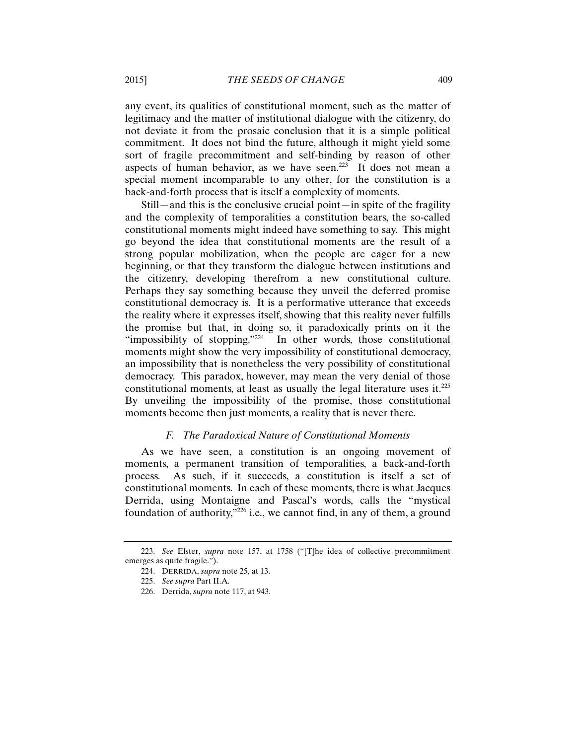any event, its qualities of constitutional moment, such as the matter of legitimacy and the matter of institutional dialogue with the citizenry, do not deviate it from the prosaic conclusion that it is a simple political commitment. It does not bind the future, although it might yield some sort of fragile precommitment and self-binding by reason of other aspects of human behavior, as we have seen.[223] It does not mean a special moment incomparable to any other, for the constitution is a back-and-forth process that is itself a complexity of moments.

Still—and this is the conclusive crucial point—in spite of the fragility and the complexity of temporalities a constitution bears, the so-called constitutional moments might indeed have something to say. This might go beyond the idea that constitutional moments are the result of a strong popular mobilization, when the people are eager for a new beginning, or that they transform the dialogue between institutions and the citizenry, developing therefrom a new constitutional culture. Perhaps they say something because they unveil the deferred promise constitutional democracy is. It is a performative utterance that exceeds the reality where it expresses itself, showing that this reality never fulfills the promise but that, in doing so, it paradoxically prints on it the "impossibility of stopping."[224] In other words, those constitutional moments might show the very impossibility of constitutional democracy, an impossibility that is nonetheless the very possibility of constitutional democracy. This paradox, however, may mean the very denial of those constitutional moments, at least as usually the legal literature uses it.[225] By unveiling the impossibility of the promise, those constitutional moments become then just moments, a reality that is never there.

### *F. The Paradoxical Nature of Constitutional Moments*

As we have seen, a constitution is an ongoing movement of moments, a permanent transition of temporalities, a back-and-forth process. As such, if it succeeds, a constitution is itself a set of constitutional moments. In each of these moments, there is what Jacques Derrida, using Montaigne and Pascal's words, calls the "mystical foundation of authority,"[226] i.e., we cannot find, in any of them, a ground

---

223. *See* Elster, *supra* note 157, at 1758 ("[T]he idea of collective precommitment emerges as quite fragile.").

224. DERRIDA, *supra* note 25, at 13.

225. *See supra* Part II.A.

226. Derrida, *supra* note 117, at 943.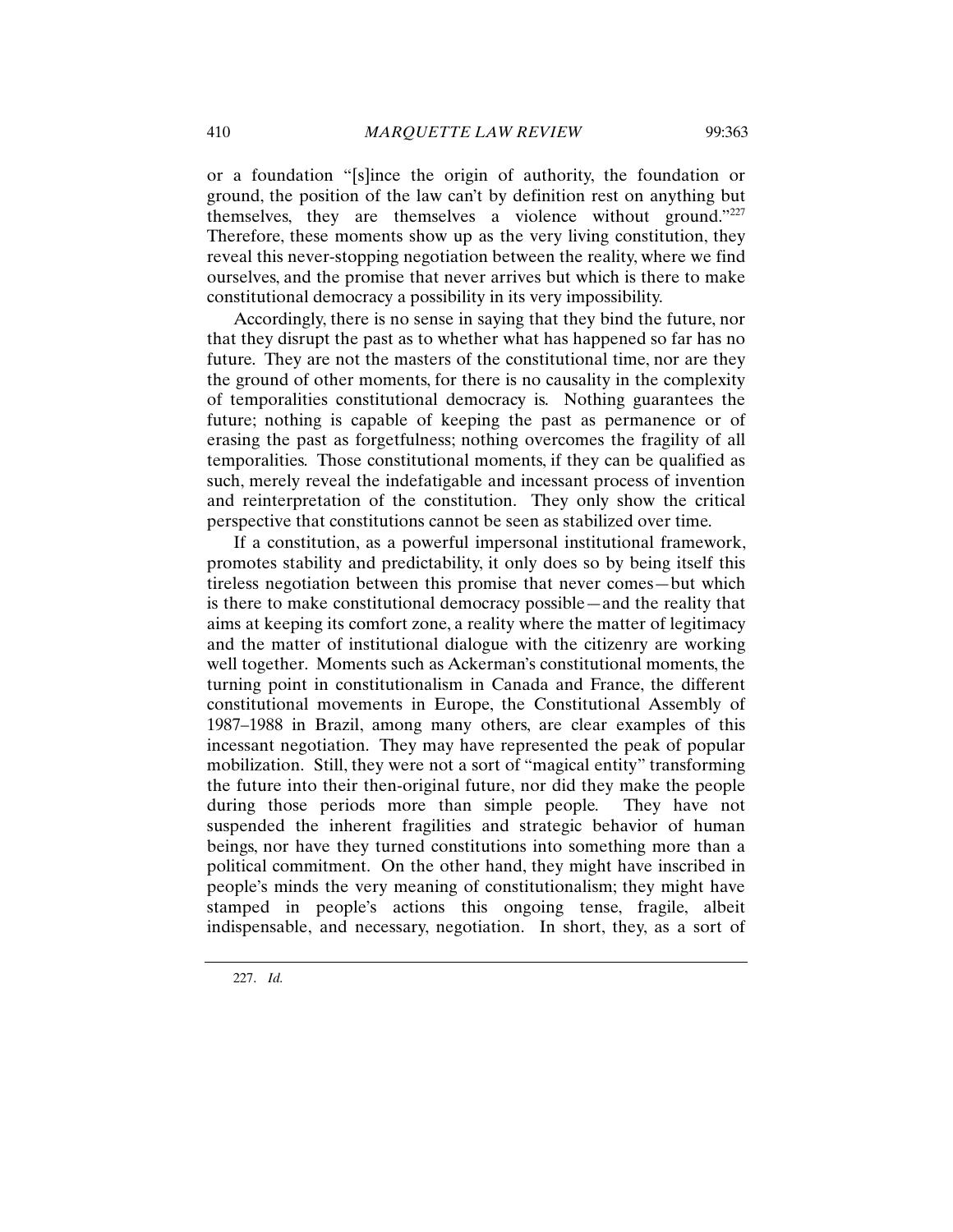or a foundation "[s]ince the origin of authority, the foundation or ground, the position of the law can't by definition rest on anything but themselves, they are themselves a violence without ground."[227] Therefore, these moments show up as the very living constitution, they reveal this never-stopping negotiation between the reality, where we find ourselves, and the promise that never arrives but which is there to make constitutional democracy a possibility in its very impossibility.

Accordingly, there is no sense in saying that they bind the future, nor that they disrupt the past as to whether what has happened so far has no future. They are not the masters of the constitutional time, nor are they the ground of other moments, for there is no causality in the complexity of temporalities constitutional democracy is. Nothing guarantees the future; nothing is capable of keeping the past as permanence or of erasing the past as forgetfulness; nothing overcomes the fragility of all temporalities. Those constitutional moments, if they can be qualified as such, merely reveal the indefatigable and incessant process of invention and reinterpretation of the constitution. They only show the critical perspective that constitutions cannot be seen as stabilized over time.

If a constitution, as a powerful impersonal institutional framework, promotes stability and predictability, it only does so by being itself this tireless negotiation between this promise that never comes—but which is there to make constitutional democracy possible—and the reality that aims at keeping its comfort zone, a reality where the matter of legitimacy and the matter of institutional dialogue with the citizenry are working well together. Moments such as Ackerman's constitutional moments, the turning point in constitutionalism in Canada and France, the different constitutional movements in Europe, the Constitutional Assembly of 1987–1988 in Brazil, among many others, are clear examples of this incessant negotiation. They may have represented the peak of popular mobilization. Still, they were not a sort of "magical entity" transforming the future into their then-original future, nor did they make the people during those periods more than simple people. They have not suspended the inherent fragilities and strategic behavior of human beings, nor have they turned constitutions into something more than a political commitment. On the other hand, they might have inscribed in people's minds the very meaning of constitutionalism; they might have stamped in people's actions this ongoing tense, fragile, albeit indispensable, and necessary, negotiation. In short, they, as a sort of

227. *Id.*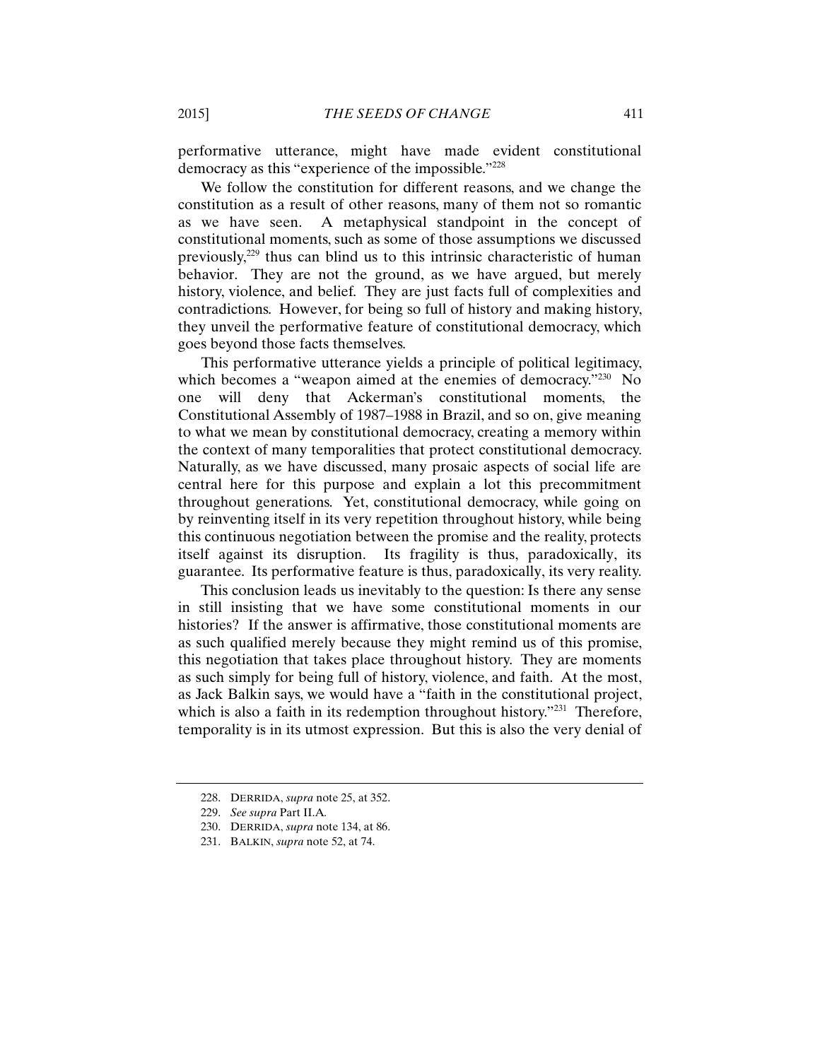performative utterance, might have made evident constitutional democracy as this "experience of the impossible."[228]

We follow the constitution for different reasons, and we change the constitution as a result of other reasons, many of them not so romantic as we have seen. A metaphysical standpoint in the concept of constitutional moments, such as some of those assumptions we discussed previously,[229] thus can blind us to this intrinsic characteristic of human behavior. They are not the ground, as we have argued, but merely history, violence, and belief. They are just facts full of complexities and contradictions. However, for being so full of history and making history, they unveil the performative feature of constitutional democracy, which goes beyond those facts themselves.

This performative utterance yields a principle of political legitimacy, which becomes a "weapon aimed at the enemies of democracy."[230] No one will deny that Ackerman's constitutional moments, the Constitutional Assembly of 1987–1988 in Brazil, and so on, give meaning to what we mean by constitutional democracy, creating a memory within the context of many temporalities that protect constitutional democracy. Naturally, as we have discussed, many prosaic aspects of social life are central here for this purpose and explain a lot this precommitment throughout generations. Yet, constitutional democracy, while going on by reinventing itself in its very repetition throughout history, while being this continuous negotiation between the promise and the reality, protects itself against its disruption. Its fragility is thus, paradoxically, its guarantee. Its performative feature is thus, paradoxically, its very reality.

This conclusion leads us inevitably to the question: Is there any sense in still insisting that we have some constitutional moments in our histories? If the answer is affirmative, those constitutional moments are as such qualified merely because they might remind us of this promise, this negotiation that takes place throughout history. They are moments as such simply for being full of history, violence, and faith. At the most, as Jack Balkin says, we would have a "faith in the constitutional project, which is also a faith in its redemption throughout history."[231] Therefore, temporality is in its utmost expression. But this is also the very denial of

228. DERRIDA, *supra* note 25, at 352.

229. *See supra* Part II.A.

230. DERRIDA, *supra* note 134, at 86.

231. BALKIN, *supra* note 52, at 74.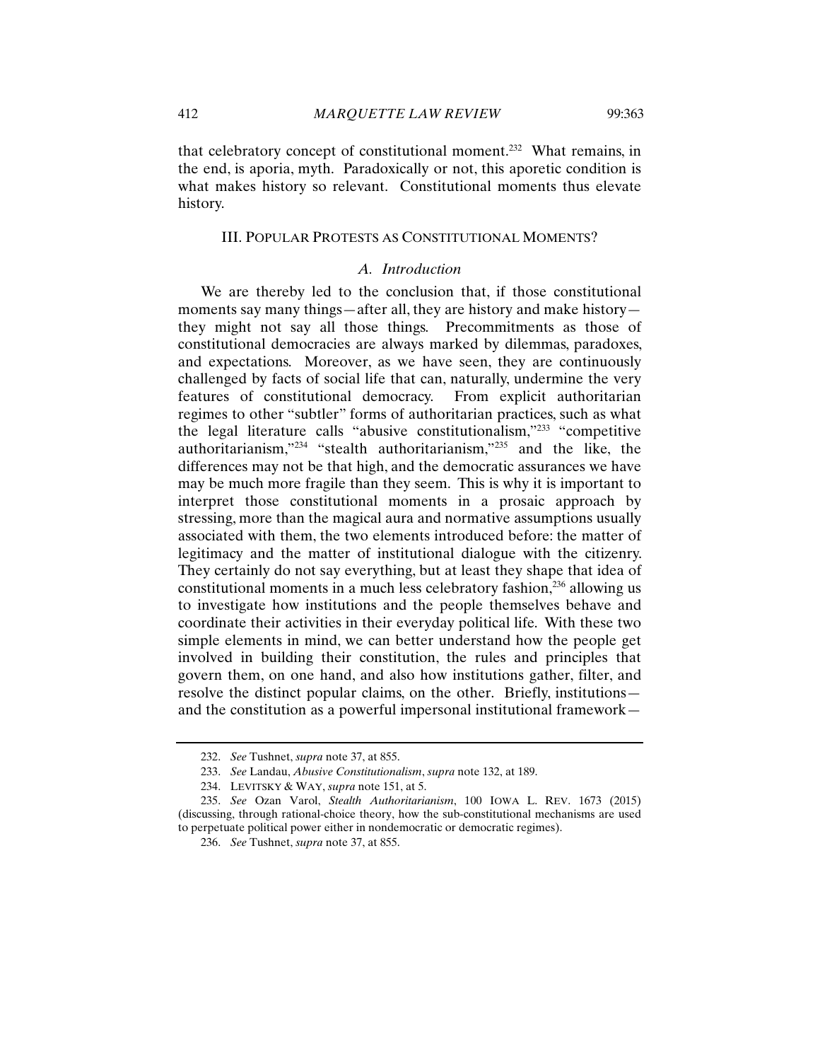that celebratory concept of constitutional moment.[232] What remains, in the end, is aporia, myth. Paradoxically or not, this aporetic condition is what makes history so relevant. Constitutional moments thus elevate history.

## III. POPULAR PROTESTS AS CONSTITUTIONAL MOMENTS?

### *A. Introduction*

We are thereby led to the conclusion that, if those constitutional moments say many things—after all, they are history and make history—they might not say all those things. Precommitments as those of constitutional democracies are always marked by dilemmas, paradoxes, and expectations. Moreover, as we have seen, they are continuously challenged by facts of social life that can, naturally, undermine the very features of constitutional democracy. From explicit authoritarian regimes to other "subtler" forms of authoritarian practices, such as what the legal literature calls "abusive constitutionalism,"[233] "competitive authoritarianism,"[234] "stealth authoritarianism,"[235] and the like, the differences may not be that high, and the democratic assurances we have may be much more fragile than they seem. This is why it is important to interpret those constitutional moments in a prosaic approach by stressing, more than the magical aura and normative assumptions usually associated with them, the two elements introduced before: the matter of legitimacy and the matter of institutional dialogue with the citizenry. They certainly do not say everything, but at least they shape that idea of constitutional moments in a much less celebratory fashion,[236] allowing us to investigate how institutions and the people themselves behave and coordinate their activities in their everyday political life. With these two simple elements in mind, we can better understand how the people get involved in building their constitution, the rules and principles that govern them, on one hand, and also how institutions gather, filter, and resolve the distinct popular claims, on the other. Briefly, institutions—and the constitution as a powerful impersonal institutional framework—

---

232. *See* Tushnet, *supra* note 37, at 855.

233. *See* Landau, *Abusive Constitutionalism*, *supra* note 132, at 189.

234. LEVITSKY & WAY, *supra* note 151, at 5.

235. *See* Ozan Varol, *Stealth Authoritarianism*, 100 IOWA L. REV. 1673 (2015) (discussing, through rational-choice theory, how the sub-constitutional mechanisms are used to perpetuate political power either in nondemocratic or democratic regimes).

236. *See* Tushnet, *supra* note 37, at 855.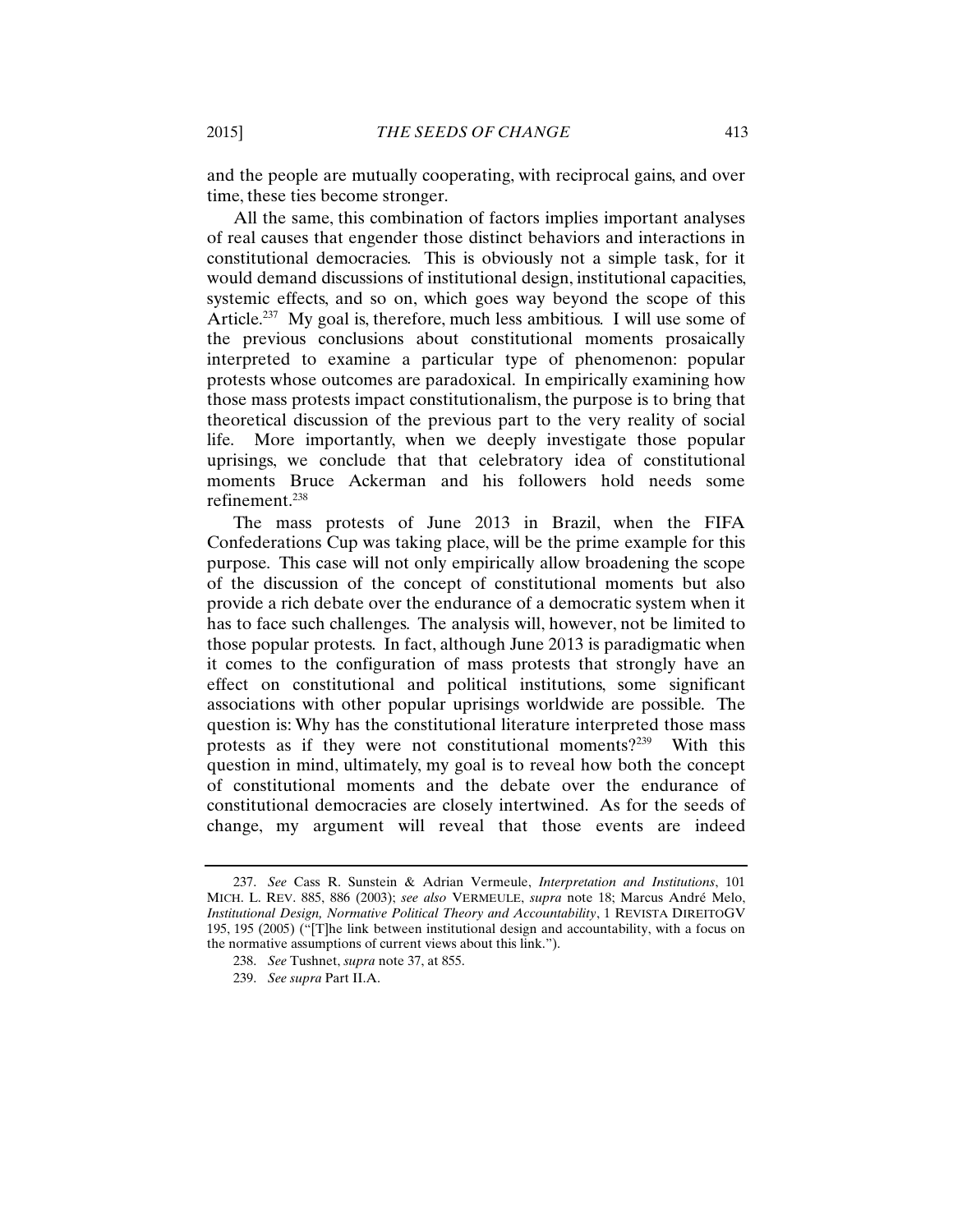and the people are mutually cooperating, with reciprocal gains, and over time, these ties become stronger.

All the same, this combination of factors implies important analyses of real causes that engender those distinct behaviors and interactions in constitutional democracies. This is obviously not a simple task, for it would demand discussions of institutional design, institutional capacities, systemic effects, and so on, which goes way beyond the scope of this Article.[237] My goal is, therefore, much less ambitious. I will use some of the previous conclusions about constitutional moments prosaically interpreted to examine a particular type of phenomenon: popular protests whose outcomes are paradoxical. In empirically examining how those mass protests impact constitutionalism, the purpose is to bring that theoretical discussion of the previous part to the very reality of social life. More importantly, when we deeply investigate those popular uprisings, we conclude that that celebratory idea of constitutional moments Bruce Ackerman and his followers hold needs some refinement.[238]

The mass protests of June 2013 in Brazil, when the FIFA Confederations Cup was taking place, will be the prime example for this purpose. This case will not only empirically allow broadening the scope of the discussion of the concept of constitutional moments but also provide a rich debate over the endurance of a democratic system when it has to face such challenges. The analysis will, however, not be limited to those popular protests. In fact, although June 2013 is paradigmatic when it comes to the configuration of mass protests that strongly have an effect on constitutional and political institutions, some significant associations with other popular uprisings worldwide are possible. The question is: Why has the constitutional literature interpreted those mass protests as if they were not constitutional moments?[239] With this question in mind, ultimately, my goal is to reveal how both the concept of constitutional moments and the debate over the endurance of constitutional democracies are closely intertwined. As for the seeds of change, my argument will reveal that those events are indeed

---

237. *See* Cass R. Sunstein & Adrian Vermeule, *Interpretation and Institutions*, 101 MICH. L. REV. 885, 886 (2003); *see also* VERMEULE, *supra* note 18; Marcus André Melo, *Institutional Design, Normative Political Theory and Accountability*, 1 REVISTA DIREITOGV 195, 195 (2005) ("[T]he link between institutional design and accountability, with a focus on the normative assumptions of current views about this link.").

238. *See* Tushnet, *supra* note 37, at 855.

239. *See supra* Part II.A.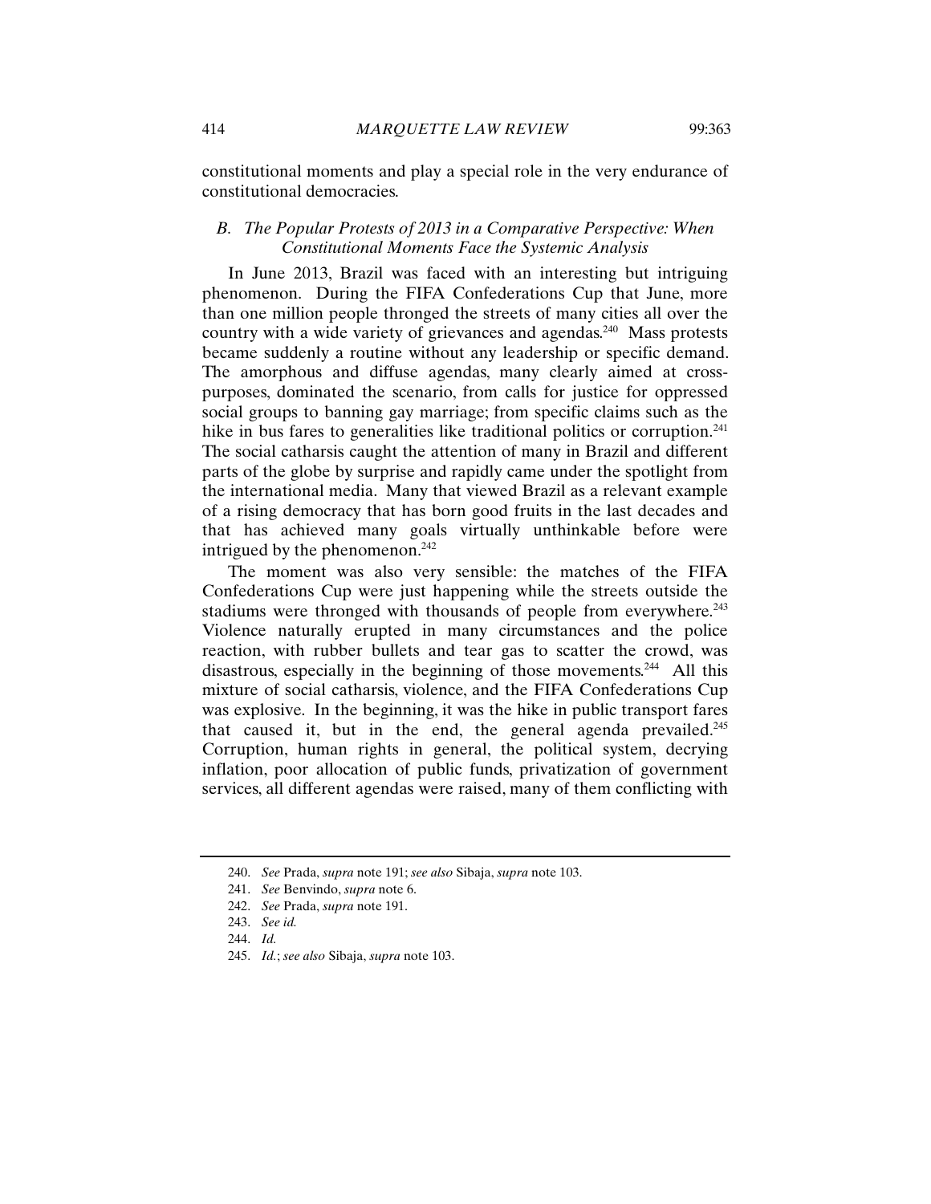constitutional moments and play a special role in the very endurance of constitutional democracies.

### *B. The Popular Protests of 2013 in a Comparative Perspective: When Constitutional Moments Face the Systemic Analysis*

In June 2013, Brazil was faced with an interesting but intriguing phenomenon. During the FIFA Confederations Cup that June, more than one million people thronged the streets of many cities all over the country with a wide variety of grievances and agendas.[240] Mass protests became suddenly a routine without any leadership or specific demand. The amorphous and diffuse agendas, many clearly aimed at cross-purposes, dominated the scenario, from calls for justice for oppressed social groups to banning gay marriage; from specific claims such as the hike in bus fares to generalities like traditional politics or corruption.[241] The social catharsis caught the attention of many in Brazil and different parts of the globe by surprise and rapidly came under the spotlight from the international media. Many that viewed Brazil as a relevant example of a rising democracy that has born good fruits in the last decades and that has achieved many goals virtually unthinkable before were intrigued by the phenomenon.[242]

The moment was also very sensible: the matches of the FIFA Confederations Cup were just happening while the streets outside the stadiums were thronged with thousands of people from everywhere.[243] Violence naturally erupted in many circumstances and the police reaction, with rubber bullets and tear gas to scatter the crowd, was disastrous, especially in the beginning of those movements.[244] All this mixture of social catharsis, violence, and the FIFA Confederations Cup was explosive. In the beginning, it was the hike in public transport fares that caused it, but in the end, the general agenda prevailed.[245] Corruption, human rights in general, the political system, decrying inflation, poor allocation of public funds, privatization of government services, all different agendas were raised, many of them conflicting with

---

240. *See* Prada, *supra* note 191; *see also* Sibaja, *supra* note 103.

241. *See* Benvindo, *supra* note 6.

242. *See* Prada, *supra* note 191.

243. *See id.*

244. *Id.*

245. *Id.*; *see also* Sibaja, *supra* note 103.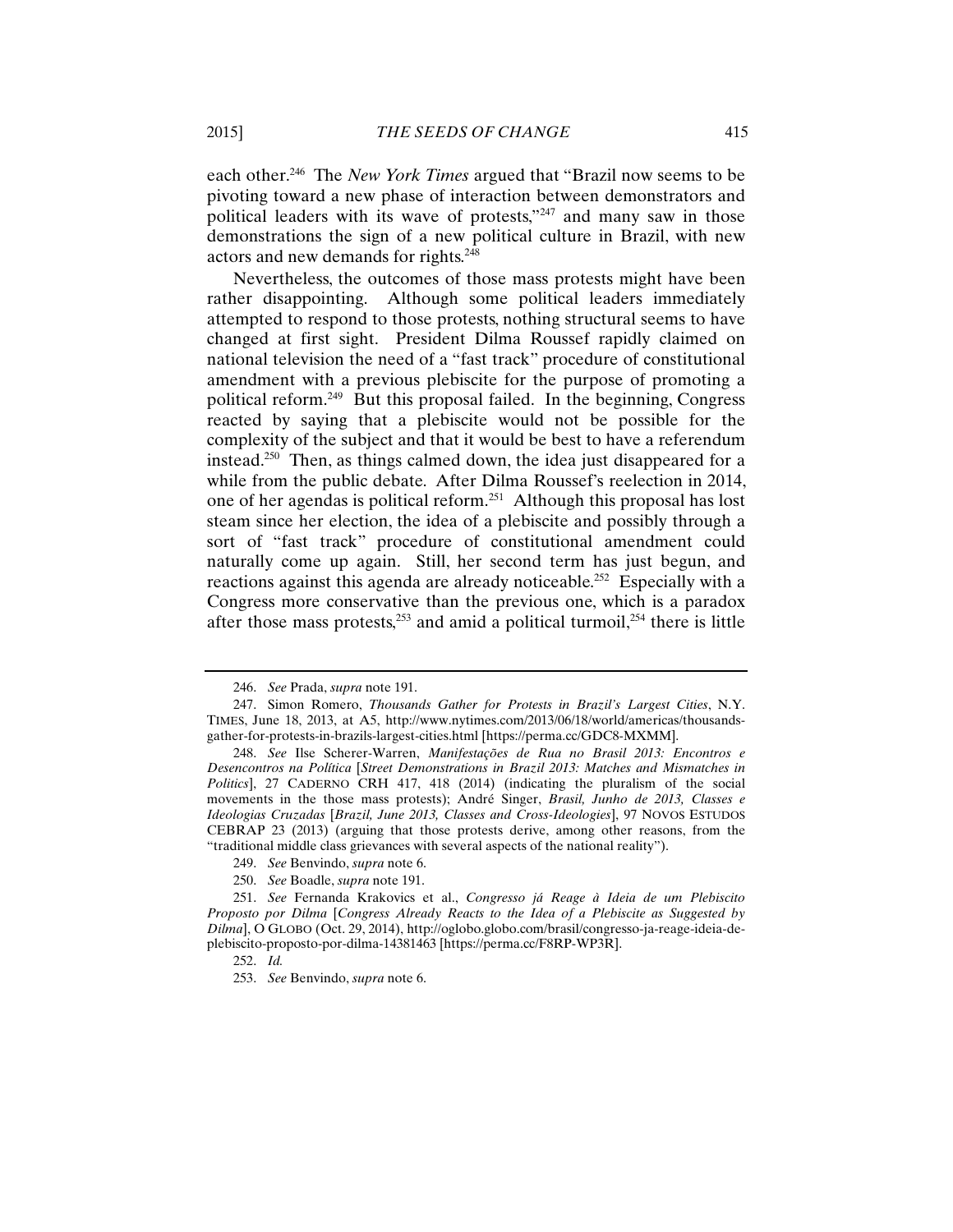each other.[246] The *New York Times* argued that "Brazil now seems to be pivoting toward a new phase of interaction between demonstrators and political leaders with its wave of protests,"[247] and many saw in those demonstrations the sign of a new political culture in Brazil, with new actors and new demands for rights.[248]

Nevertheless, the outcomes of those mass protests might have been rather disappointing. Although some political leaders immediately attempted to respond to those protests, nothing structural seems to have changed at first sight. President Dilma Roussef rapidly claimed on national television the need of a "fast track" procedure of constitutional amendment with a previous plebiscite for the purpose of promoting a political reform.[249] But this proposal failed. In the beginning, Congress reacted by saying that a plebiscite would not be possible for the complexity of the subject and that it would be best to have a referendum instead.[250] Then, as things calmed down, the idea just disappeared for a while from the public debate. After Dilma Roussef's reelection in 2014, one of her agendas is political reform.[251] Although this proposal has lost steam since her election, the idea of a plebiscite and possibly through a sort of "fast track" procedure of constitutional amendment could naturally come up again. Still, her second term has just begun, and reactions against this agenda are already noticeable.[252] Especially with a Congress more conservative than the previous one, which is a paradox after those mass protests,[253] and amid a political turmoil,[254] there is little

---

246. *See* Prada, *supra* note 191.

247. Simon Romero, *Thousands Gather for Protests in Brazil's Largest Cities*, N.Y. TIMES, June 18, 2013, at A5, http://www.nytimes.com/2013/06/18/world/americas/thousands-gather-for-protests-in-brazils-largest-cities.html [https://perma.cc/GDC8-MXMM].

248. *See* Ilse Scherer-Warren, *Manifestações de Rua no Brasil 2013: Encontros e Desencontros na Política* [*Street Demonstrations in Brazil 2013: Matches and Mismatches in Politics*], 27 CADERNO CRH 417, 418 (2014) (indicating the pluralism of the social movements in the those mass protests); André Singer, *Brasil, Junho de 2013, Classes e Ideologias Cruzadas* [*Brazil, June 2013, Classes and Cross-Ideologies*], 97 NOVOS ESTUDOS CEBRAP 23 (2013) (arguing that those protests derive, among other reasons, from the "traditional middle class grievances with several aspects of the national reality").

249. *See* Benvindo, *supra* note 6.

250. *See* Boadle, *supra* note 191.

251. *See* Fernanda Krakovics et al., *Congresso já Reage à Ideia de um Plebiscito Proposto por Dilma* [*Congress Already Reacts to the Idea of a Plebiscite as Suggested by Dilma*], O GLOBO (Oct. 29, 2014), http://oglobo.globo.com/brasil/congresso-ja-reage-ideia-de-plebiscito-proposto-por-dilma-14381463 [https://perma.cc/F8RP-WP3R].

252. *Id.*

253. *See* Benvindo, *supra* note 6.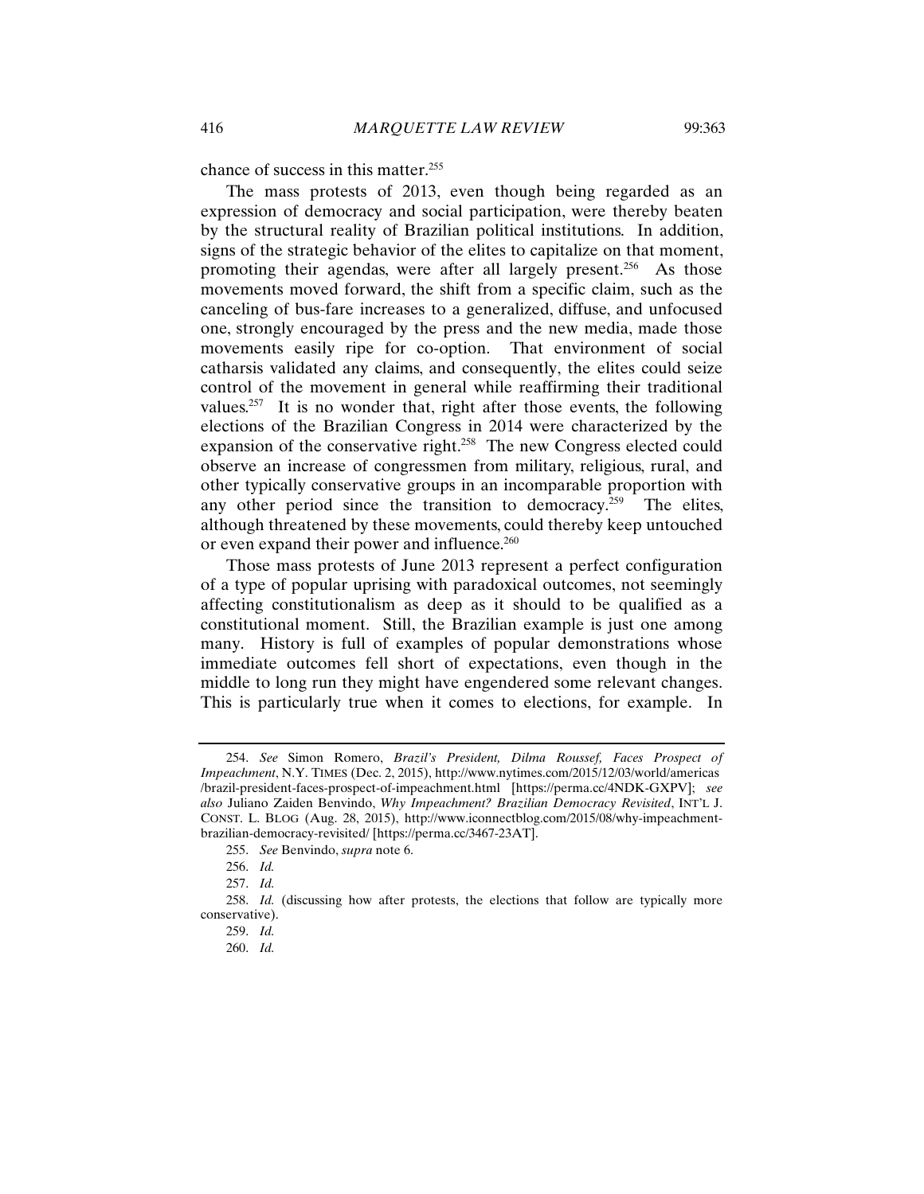chance of success in this matter.[255]

The mass protests of 2013, even though being regarded as an expression of democracy and social participation, were thereby beaten by the structural reality of Brazilian political institutions. In addition, signs of the strategic behavior of the elites to capitalize on that moment, promoting their agendas, were after all largely present.[256] As those movements moved forward, the shift from a specific claim, such as the canceling of bus-fare increases to a generalized, diffuse, and unfocused one, strongly encouraged by the press and the new media, made those movements easily ripe for co-option. That environment of social catharsis validated any claims, and consequently, the elites could seize control of the movement in general while reaffirming their traditional values.[257] It is no wonder that, right after those events, the following elections of the Brazilian Congress in 2014 were characterized by the expansion of the conservative right.[258] The new Congress elected could observe an increase of congressmen from military, religious, rural, and other typically conservative groups in an incomparable proportion with any other period since the transition to democracy.[259] The elites, although threatened by these movements, could thereby keep untouched or even expand their power and influence.[260]

Those mass protests of June 2013 represent a perfect configuration of a type of popular uprising with paradoxical outcomes, not seemingly affecting constitutionalism as deep as it should to be qualified as a constitutional moment. Still, the Brazilian example is just one among many. History is full of examples of popular demonstrations whose immediate outcomes fell short of expectations, even though in the middle to long run they might have engendered some relevant changes. This is particularly true when it comes to elections, for example. In

---

254. *See* Simon Romero, *Brazil's President, Dilma Roussef, Faces Prospect of Impeachment*, N.Y. TIMES (Dec. 2, 2015), http://www.nytimes.com/2015/12/03/world/americas/brazil-president-faces-prospect-of-impeachment.html [https://perma.cc/4NDK-GXPV]; *see also* Juliano Zaiden Benvindo, *Why Impeachment? Brazilian Democracy Revisited*, INT'L J. CONST. L. BLOG (Aug. 28, 2015), http://www.iconnectblog.com/2015/08/why-impeachment-brazilian-democracy-revisited/ [https://perma.cc/3467-23AT].

255. *See* Benvindo, *supra* note 6.

256. *Id.*

257. *Id.*

258. *Id.* (discussing how after protests, the elections that follow are typically more conservative).

259. *Id.*

260. *Id.*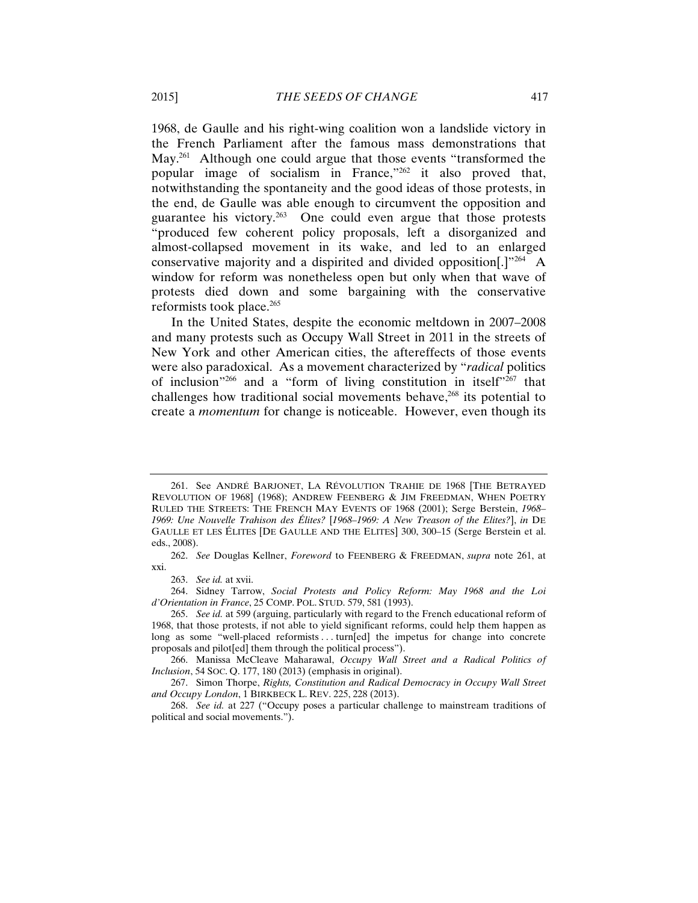1968, de Gaulle and his right-wing coalition won a landslide victory in the French Parliament after the famous mass demonstrations that May.[261] Although one could argue that those events "transformed the popular image of socialism in France,"[262] it also proved that, notwithstanding the spontaneity and the good ideas of those protests, in the end, de Gaulle was able enough to circumvent the opposition and guarantee his victory.[263] One could even argue that those protests "produced few coherent policy proposals, left a disorganized and almost-collapsed movement in its wake, and led to an enlarged conservative majority and a dispirited and divided opposition[.]"[264] A window for reform was nonetheless open but only when that wave of protests died down and some bargaining with the conservative reformists took place.[265]

In the United States, despite the economic meltdown in 2007–2008 and many protests such as Occupy Wall Street in 2011 in the streets of New York and other American cities, the aftereffects of those events were also paradoxical. As a movement characterized by "*radical* politics of inclusion"[266] and a "form of living constitution in itself"[267] that challenges how traditional social movements behave,[268] its potential to create a *momentum* for change is noticeable. However, even though its

---

261. See ANDRÉ BARJONET, LA RÉVOLUTION TRAHIE DE 1968 [THE BETRAYED REVOLUTION OF 1968] (1968); ANDREW FEENBERG & JIM FREEDMAN, WHEN POETRY RULED THE STREETS: THE FRENCH MAY EVENTS OF 1968 (2001); Serge Berstein, *1968–1969: Une Nouvelle Trahison des Élites?* [*1968–1969: A New Treason of the Elites?*], *in* DE GAULLE ET LES ÉLITES [DE GAULLE AND THE ELITES] 300, 300–15 (Serge Berstein et al. eds., 2008).

262. *See* Douglas Kellner, *Foreword* to FEENBERG & FREEDMAN, *supra* note 261, at xxi.

263. *See id.* at xvii.

264. Sidney Tarrow, *Social Protests and Policy Reform: May 1968 and the Loi d'Orientation in France*, 25 COMP. POL. STUD. 579, 581 (1993).

265. *See id.* at 599 (arguing, particularly with regard to the French educational reform of 1968, that those protests, if not able to yield significant reforms, could help them happen as long as some "well-placed reformists . . . turn[ed] the impetus for change into concrete proposals and pilot[ed] them through the political process").

266. Manissa McCleave Maharawal, *Occupy Wall Street and a Radical Politics of Inclusion*, 54 SOC. Q. 177, 180 (2013) (emphasis in original).

267. Simon Thorpe, *Rights, Constitution and Radical Democracy in Occupy Wall Street and Occupy London*, 1 BIRKBECK L. REV. 225, 228 (2013).

268. *See id.* at 227 ("Occupy poses a particular challenge to mainstream traditions of political and social movements.").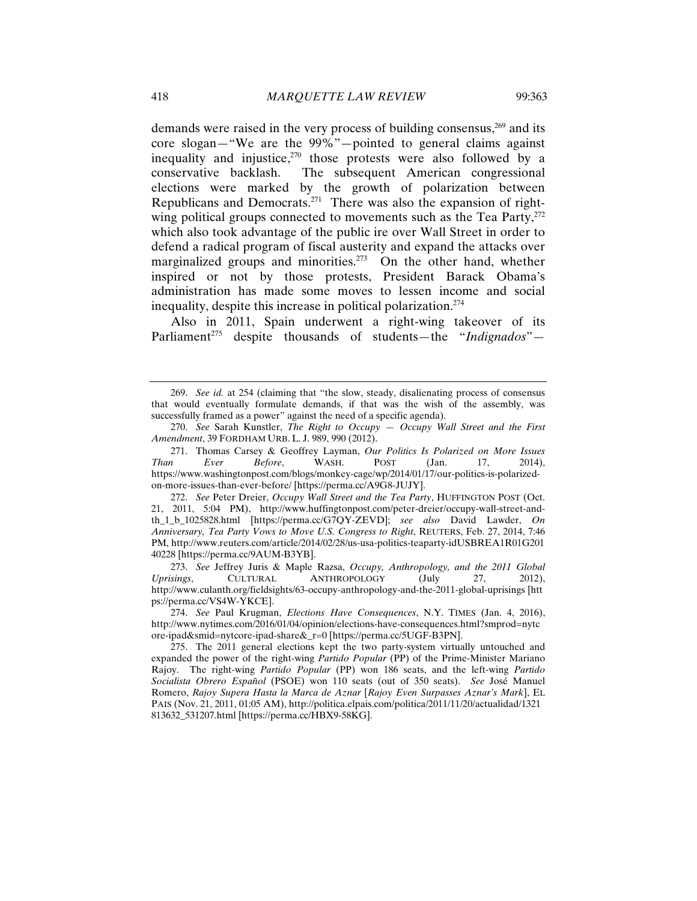demands were raised in the very process of building consensus,[269] and its core slogan—"We are the 99%"—pointed to general claims against inequality and injustice,[270] those protests were also followed by a conservative backlash. The subsequent American congressional elections were marked by the growth of polarization between Republicans and Democrats.[271] There was also the expansion of right-wing political groups connected to movements such as the Tea Party,[272] which also took advantage of the public ire over Wall Street in order to defend a radical program of fiscal austerity and expand the attacks over marginalized groups and minorities.[273] On the other hand, whether inspired or not by those protests, President Barack Obama's administration has made some moves to lessen income and social inequality, despite this increase in political polarization.[274]

Also in 2011, Spain underwent a right-wing takeover of its Parliament[275] despite thousands of students—the "*Indignados*"—

---

269. *See id.* at 254 (claiming that "the slow, steady, disalienating process of consensus that would eventually formulate demands, if that was the wish of the assembly, was successfully framed as a power" against the need of a specific agenda).

270. *See* Sarah Kunstler, *The Right to Occupy — Occupy Wall Street and the First Amendment*, 39 FORDHAM URB. L. J. 989, 990 (2012).

271. Thomas Carsey & Geoffrey Layman, *Our Politics Is Polarized on More Issues Than Ever Before*, WASH. POST (Jan. 17, 2014), https://www.washingtonpost.com/blogs/monkey-cage/wp/2014/01/17/our-politics-is-polarized-on-more-issues-than-ever-before/ [https://perma.cc/A9G8-JUJY].

272. *See* Peter Dreier, *Occupy Wall Street and the Tea Party*, HUFFINGTON POST (Oct. 21, 2011, 5:04 PM), http://www.huffingtonpost.com/peter-dreier/occupy-wall-street-and-th_1_b_1025828.html [https://perma.cc/G7QY-ZEVD]; *see also* David Lawder, *On Anniversary, Tea Party Vows to Move U.S. Congress to Right*, REUTERS, Feb. 27, 2014, 7:46 PM, http://www.reuters.com/article/2014/02/28/us-usa-politics-teaparty-idUSBREA1R01G20140228 [https://perma.cc/9AUM-B3YB].

273. *See* Jeffrey Juris & Maple Razsa, *Occupy, Anthropology, and the 2011 Global Uprisings*, CULTURAL ANTHROPOLOGY (July 27, 2012), http://www.culanth.org/fieldsights/63-occupy-anthropology-and-the-2011-global-uprisings [https://perma.cc/VS4W-YKCE].

274. *See* Paul Krugman, *Elections Have Consequences*, N.Y. TIMES (Jan. 4, 2016), http://www.nytimes.com/2016/01/04/opinion/elections-have-consequences.html?smprod=nytcore-ipad&smid=nytcore-ipad-share&_r=0 [https://perma.cc/5UGF-B3PN].

275. The 2011 general elections kept the two party-system virtually untouched and expanded the power of the right-wing *Partido Popular* (PP) of the Prime-Minister Mariano Rajoy. The right-wing *Partido Popular* (PP) won 186 seats, and the left-wing *Partido Socialista Obrero Español* (PSOE) won 110 seats (out of 350 seats). *See* José Manuel Romero, *Rajoy Supera Hasta la Marca de Aznar* [*Rajoy Even Surpasses Aznar's Mark*], EL PAIS (Nov. 21, 2011, 01:05 AM), http://politica.elpais.com/politica/2011/11/20/actualidad/1321813632_531207.html [https://perma.cc/HBX9-58KG].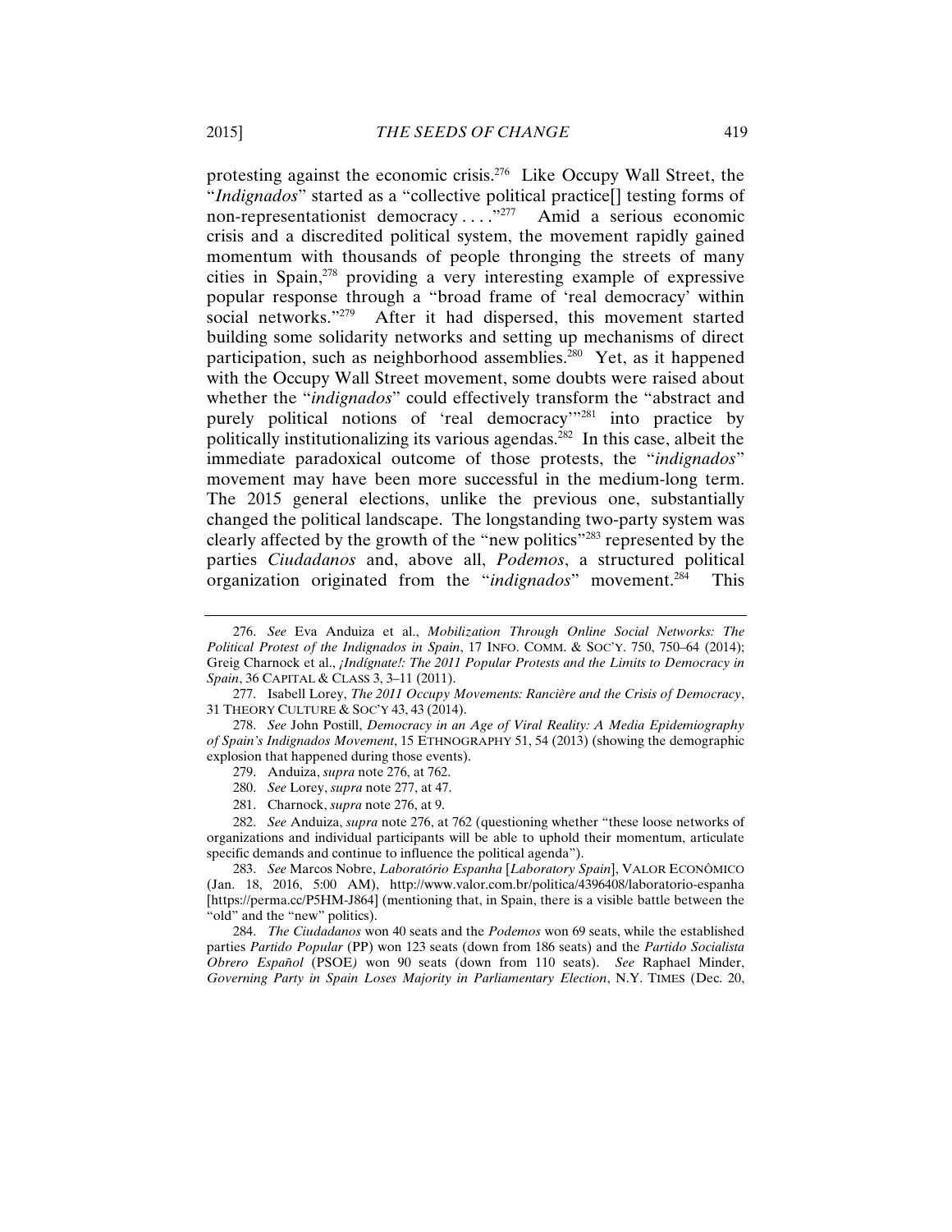protesting against the economic crisis.[276] Like Occupy Wall Street, the "*Indignados*" started as a "collective political practice[] testing forms of non-representationist democracy . . . ."[277] Amid a serious economic crisis and a discredited political system, the movement rapidly gained momentum with thousands of people thronging the streets of many cities in Spain,[278] providing a very interesting example of expressive popular response through a "broad frame of 'real democracy' within social networks."[279] After it had dispersed, this movement started building some solidarity networks and setting up mechanisms of direct participation, such as neighborhood assemblies.[280] Yet, as it happened with the Occupy Wall Street movement, some doubts were raised about whether the "*indignados*" could effectively transform the "abstract and purely political notions of 'real democracy'"[281] into practice by politically institutionalizing its various agendas.[282] In this case, albeit the immediate paradoxical outcome of those protests, the "*indignados*" movement may have been more successful in the medium-long term. The 2015 general elections, unlike the previous one, substantially changed the political landscape. The longstanding two-party system was clearly affected by the growth of the "new politics"[283] represented by the parties *Ciudadanos* and, above all, *Podemos*, a structured political organization originated from the "*indignados*" movement.[284] This

---

276. *See* Eva Anduiza et al., *Mobilization Through Online Social Networks: The Political Protest of the Indignados in Spain*, 17 INFO. COMM. & SOC'Y. 750, 750–64 (2014); Greig Charnock et al., *¡Indígnate!: The 2011 Popular Protests and the Limits to Democracy in Spain*, 36 CAPITAL & CLASS 3, 3–11 (2011).

277. Isabell Lorey, *The 2011 Occupy Movements: Rancière and the Crisis of Democracy*, 31 THEORY CULTURE & SOC'Y 43, 43 (2014).

278. *See* John Postill, *Democracy in an Age of Viral Reality: A Media Epidemiography of Spain's Indignados Movement*, 15 ETHNOGRAPHY 51, 54 (2013) (showing the demographic explosion that happened during those events).

279. Anduiza, *supra* note 276, at 762.

280. *See* Lorey, *supra* note 277, at 47.

281. Charnock, *supra* note 276, at 9.

282. *See* Anduiza, *supra* note 276, at 762 (questioning whether "these loose networks of organizations and individual participants will be able to uphold their momentum, articulate specific demands and continue to influence the political agenda").

283. *See* Marcos Nobre, *Laboratório Espanha* [*Laboratory Spain*], VALOR ECONÔMICO (Jan. 18, 2016, 5:00 AM), http://www.valor.com.br/politica/4396408/laboratorio-espanha [https://perma.cc/P5HM-J864] (mentioning that, in Spain, there is a visible battle between the "old" and the "new" politics).

284. *The Ciudadanos* won 40 seats and the *Podemos* won 69 seats, while the established parties *Partido Popular* (PP) won 123 seats (down from 186 seats) and the *Partido Socialista Obrero Español* (PSOE) won 90 seats (down from 110 seats). *See* Raphael Minder, *Governing Party in Spain Loses Majority in Parliamentary Election*, N.Y. TIMES (Dec. 20,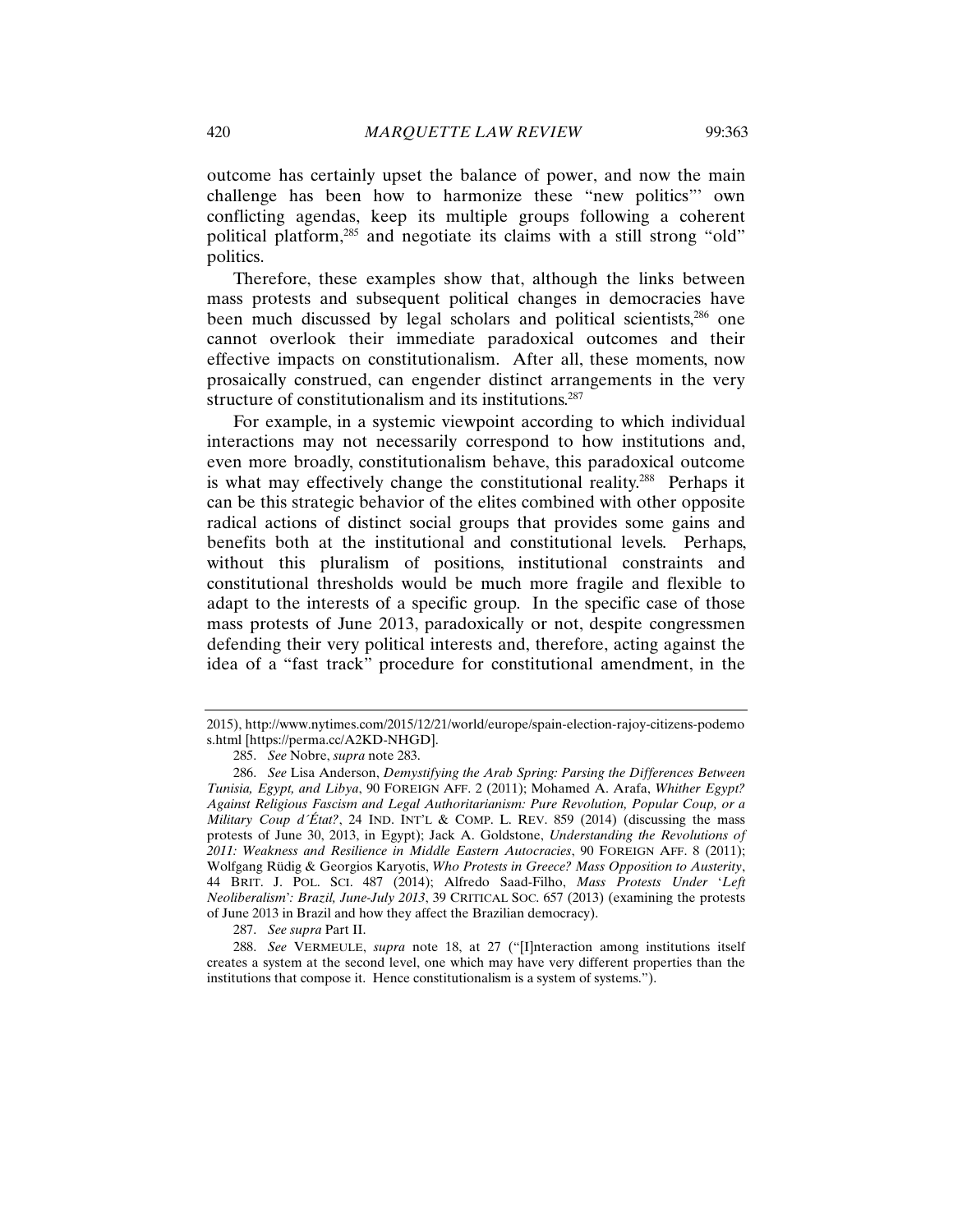outcome has certainly upset the balance of power, and now the main challenge has been how to harmonize these "new politics"' own conflicting agendas, keep its multiple groups following a coherent political platform,[285] and negotiate its claims with a still strong "old" politics.

Therefore, these examples show that, although the links between mass protests and subsequent political changes in democracies have been much discussed by legal scholars and political scientists,[286] one cannot overlook their immediate paradoxical outcomes and their effective impacts on constitutionalism. After all, these moments, now prosaically construed, can engender distinct arrangements in the very structure of constitutionalism and its institutions.[287]

For example, in a systemic viewpoint according to which individual interactions may not necessarily correspond to how institutions and, even more broadly, constitutionalism behave, this paradoxical outcome is what may effectively change the constitutional reality.[288] Perhaps it can be this strategic behavior of the elites combined with other opposite radical actions of distinct social groups that provides some gains and benefits both at the institutional and constitutional levels. Perhaps, without this pluralism of positions, institutional constraints and constitutional thresholds would be much more fragile and flexible to adapt to the interests of a specific group. In the specific case of those mass protests of June 2013, paradoxically or not, despite congressmen defending their very political interests and, therefore, acting against the idea of a "fast track" procedure for constitutional amendment, in the

---

2015), http://www.nytimes.com/2015/12/21/world/europe/spain-election-rajoy-citizens-podemos.html [https://perma.cc/A2KD-NHGD].

285. *See* Nobre, *supra* note 283.

286. *See* Lisa Anderson, *Demystifying the Arab Spring: Parsing the Differences Between Tunisia, Egypt, and Libya*, 90 FOREIGN AFF. 2 (2011); Mohamed A. Arafa, *Whither Egypt? Against Religious Fascism and Legal Authoritarianism: Pure Revolution, Popular Coup, or a Military Coup d´État?*, 24 IND. INT'L & COMP. L. REV. 859 (2014) (discussing the mass protests of June 30, 2013, in Egypt); Jack A. Goldstone, *Understanding the Revolutions of 2011: Weakness and Resilience in Middle Eastern Autocracies*, 90 FOREIGN AFF. 8 (2011); Wolfgang Rüdig & Georgios Karyotis, *Who Protests in Greece? Mass Opposition to Austerity*, 44 BRIT. J. POL. SCI. 487 (2014); Alfredo Saad-Filho, *Mass Protests Under 'Left Neoliberalism': Brazil, June-July 2013*, 39 CRITICAL SOC. 657 (2013) (examining the protests of June 2013 in Brazil and how they affect the Brazilian democracy).

287. *See supra* Part II.

288. *See* VERMEULE, *supra* note 18, at 27 ("[I]nteraction among institutions itself creates a system at the second level, one which may have very different properties than the institutions that compose it. Hence constitutionalism is a system of systems.").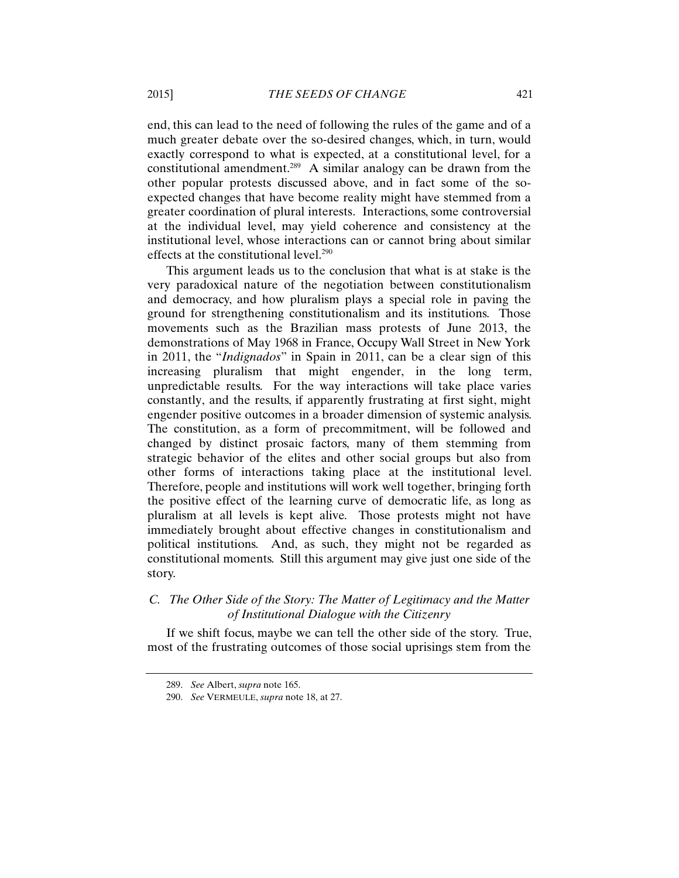end, this can lead to the need of following the rules of the game and of a much greater debate over the so-desired changes, which, in turn, would exactly correspond to what is expected, at a constitutional level, for a constitutional amendment.[289] A similar analogy can be drawn from the other popular protests discussed above, and in fact some of the so-expected changes that have become reality might have stemmed from a greater coordination of plural interests. Interactions, some controversial at the individual level, may yield coherence and consistency at the institutional level, whose interactions can or cannot bring about similar effects at the constitutional level.[290]

This argument leads us to the conclusion that what is at stake is the very paradoxical nature of the negotiation between constitutionalism and democracy, and how pluralism plays a special role in paving the ground for strengthening constitutionalism and its institutions. Those movements such as the Brazilian mass protests of June 2013, the demonstrations of May 1968 in France, Occupy Wall Street in New York in 2011, the "*Indignados*" in Spain in 2011, can be a clear sign of this increasing pluralism that might engender, in the long term, unpredictable results. For the way interactions will take place varies constantly, and the results, if apparently frustrating at first sight, might engender positive outcomes in a broader dimension of systemic analysis. The constitution, as a form of precommitment, will be followed and changed by distinct prosaic factors, many of them stemming from strategic behavior of the elites and other social groups but also from other forms of interactions taking place at the institutional level. Therefore, people and institutions will work well together, bringing forth the positive effect of the learning curve of democratic life, as long as pluralism at all levels is kept alive. Those protests might not have immediately brought about effective changes in constitutionalism and political institutions. And, as such, they might not be regarded as constitutional moments. Still this argument may give just one side of the story.

### *C. The Other Side of the Story: The Matter of Legitimacy and the Matter of Institutional Dialogue with the Citizenry*

If we shift focus, maybe we can tell the other side of the story. True, most of the frustrating outcomes of those social uprisings stem from the

289. *See* Albert, *supra* note 165.

290. *See* VERMEULE, *supra* note 18, at 27.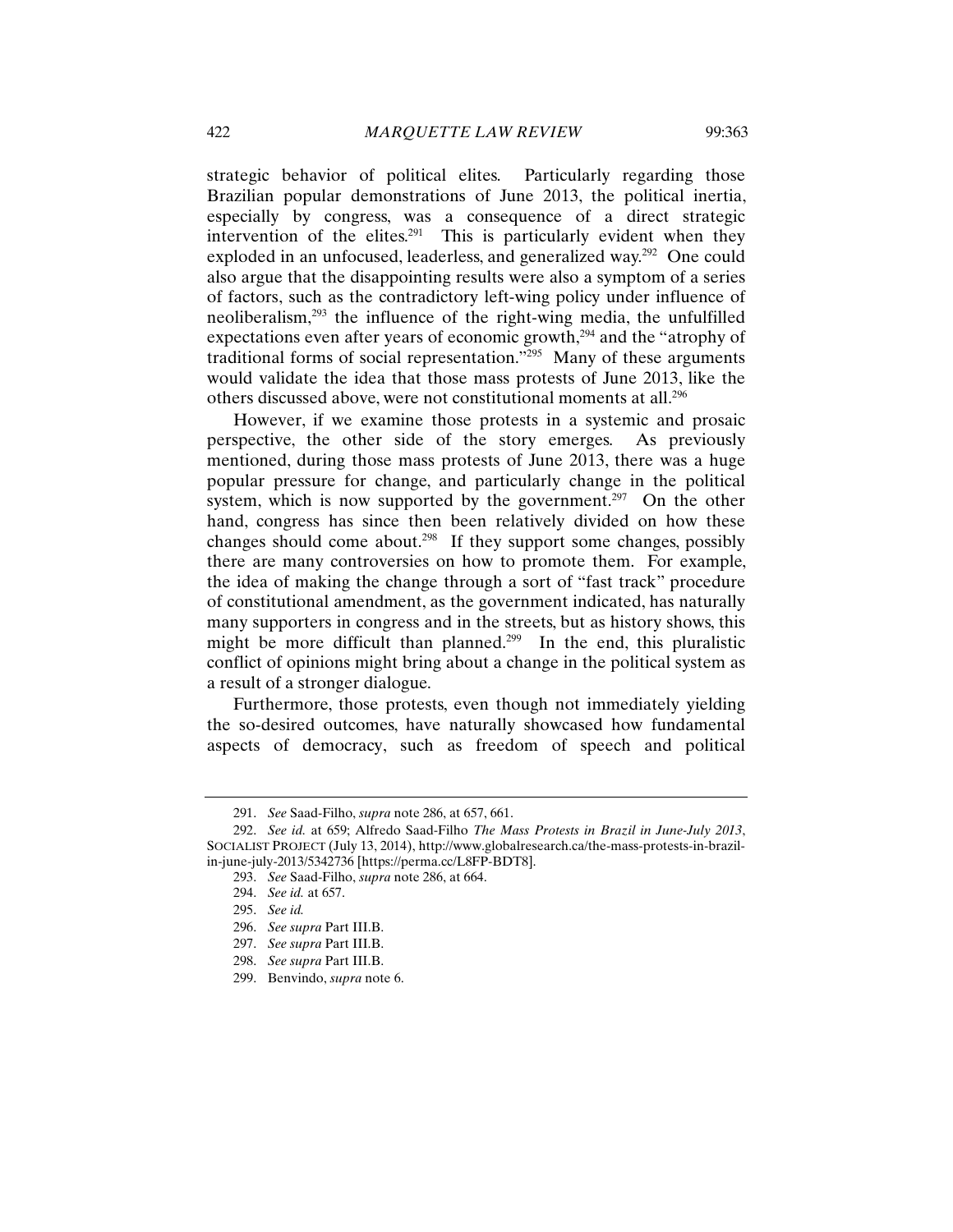strategic behavior of political elites. Particularly regarding those Brazilian popular demonstrations of June 2013, the political inertia, especially by congress, was a consequence of a direct strategic intervention of the elites.[291] This is particularly evident when they exploded in an unfocused, leaderless, and generalized way.[292] One could also argue that the disappointing results were also a symptom of a series of factors, such as the contradictory left-wing policy under influence of neoliberalism,[293] the influence of the right-wing media, the unfulfilled expectations even after years of economic growth,[294] and the "atrophy of traditional forms of social representation."[295] Many of these arguments would validate the idea that those mass protests of June 2013, like the others discussed above, were not constitutional moments at all.[296]

However, if we examine those protests in a systemic and prosaic perspective, the other side of the story emerges. As previously mentioned, during those mass protests of June 2013, there was a huge popular pressure for change, and particularly change in the political system, which is now supported by the government.[297] On the other hand, congress has since then been relatively divided on how these changes should come about.[298] If they support some changes, possibly there are many controversies on how to promote them. For example, the idea of making the change through a sort of "fast track" procedure of constitutional amendment, as the government indicated, has naturally many supporters in congress and in the streets, but as history shows, this might be more difficult than planned.[299] In the end, this pluralistic conflict of opinions might bring about a change in the political system as a result of a stronger dialogue.

Furthermore, those protests, even though not immediately yielding the so-desired outcomes, have naturally showcased how fundamental aspects of democracy, such as freedom of speech and political

---

291. *See* Saad-Filho, *supra* note 286, at 657, 661.

292. *See id.* at 659; Alfredo Saad-Filho *The Mass Protests in Brazil in June-July 2013*, SOCIALIST PROJECT (July 13, 2014), http://www.globalresearch.ca/the-mass-protests-in-brazil-in-june-july-2013/5342736 [https://perma.cc/L8FP-BDT8].

293. *See* Saad-Filho, *supra* note 286, at 664.

294. *See id.* at 657.

295. *See id.*

296. *See supra* Part III.B.

297. *See supra* Part III.B.

298. *See supra* Part III.B.

299. Benvindo, *supra* note 6.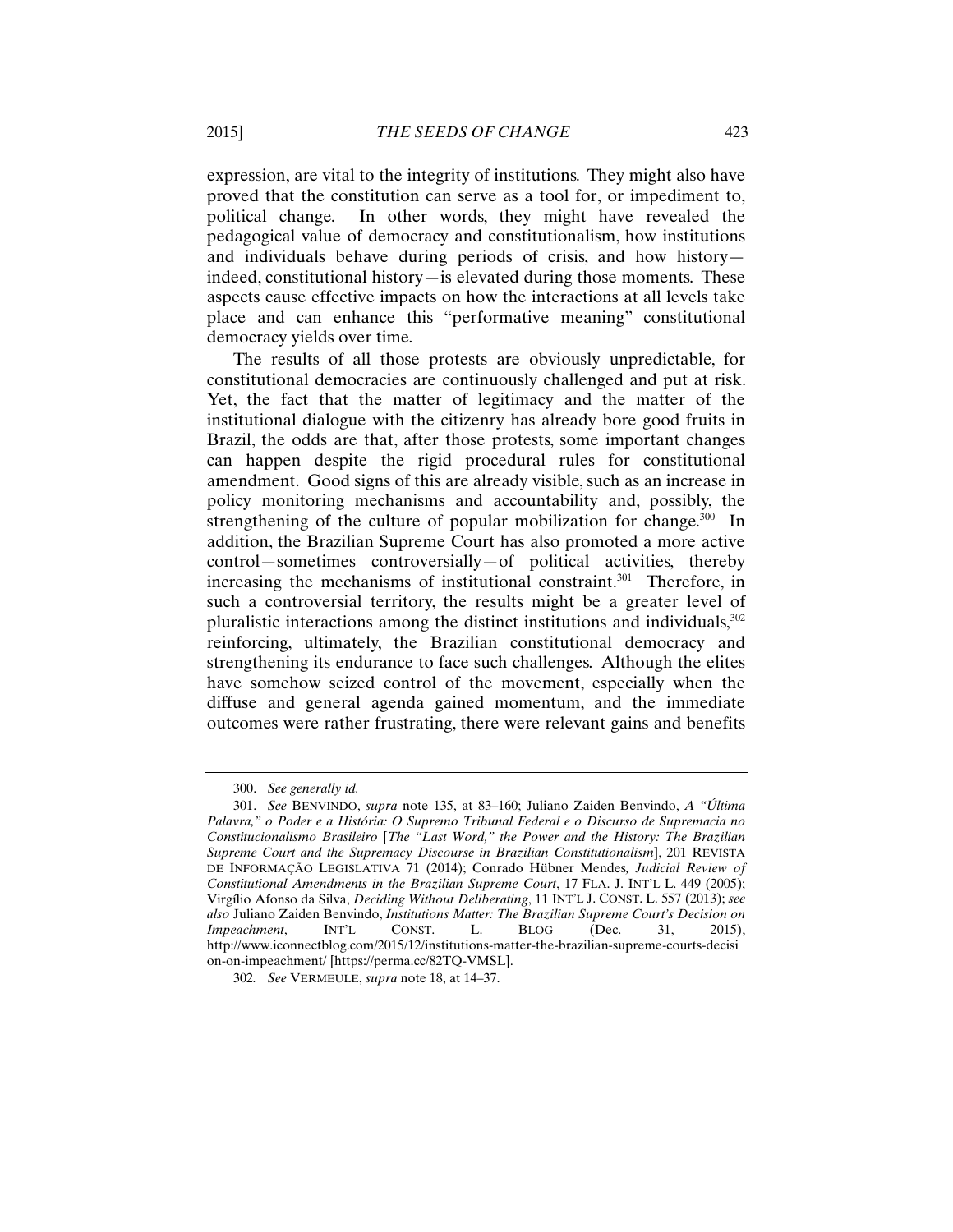expression, are vital to the integrity of institutions. They might also have proved that the constitution can serve as a tool for, or impediment to, political change. In other words, they might have revealed the pedagogical value of democracy and constitutionalism, how institutions and individuals behave during periods of crisis, and how history—indeed, constitutional history—is elevated during those moments. These aspects cause effective impacts on how the interactions at all levels take place and can enhance this "performative meaning" constitutional democracy yields over time.

The results of all those protests are obviously unpredictable, for constitutional democracies are continuously challenged and put at risk. Yet, the fact that the matter of legitimacy and the matter of the institutional dialogue with the citizenry has already bore good fruits in Brazil, the odds are that, after those protests, some important changes can happen despite the rigid procedural rules for constitutional amendment. Good signs of this are already visible, such as an increase in policy monitoring mechanisms and accountability and, possibly, the strengthening of the culture of popular mobilization for change.[300] In addition, the Brazilian Supreme Court has also promoted a more active control—sometimes controversially—of political activities, thereby increasing the mechanisms of institutional constraint.[301] Therefore, in such a controversial territory, the results might be a greater level of pluralistic interactions among the distinct institutions and individuals,[302] reinforcing, ultimately, the Brazilian constitutional democracy and strengthening its endurance to face such challenges. Although the elites have somehow seized control of the movement, especially when the diffuse and general agenda gained momentum, and the immediate outcomes were rather frustrating, there were relevant gains and benefits

---

300. *See generally id.*

301. *See* BENVINDO, *supra* note 135, at 83–160; Juliano Zaiden Benvindo, *A "Última Palavra," o Poder e a História: O Supremo Tribunal Federal e o Discurso de Supremacia no Constitucionalismo Brasileiro* [*The "Last Word," the Power and the History: The Brazilian Supreme Court and the Supremacy Discourse in Brazilian Constitutionalism*], 201 REVISTA DE INFORMAÇÃO LEGISLATIVA 71 (2014); Conrado Hübner Mendes, *Judicial Review of Constitutional Amendments in the Brazilian Supreme Court*, 17 FLA. J. INT'L L. 449 (2005); Virgílio Afonso da Silva, *Deciding Without Deliberating*, 11 INT'L J. CONST. L. 557 (2013); *see also* Juliano Zaiden Benvindo, *Institutions Matter: The Brazilian Supreme Court's Decision on Impeachment*, INT'L CONST. L. BLOG (Dec. 31, 2015), http://www.iconnectblog.com/2015/12/institutions-matter-the-brazilian-supreme-courts-decision-on-impeachment/ [https://perma.cc/82TQ-VMSL].

302. *See* VERMEULE, *supra* note 18, at 14–37.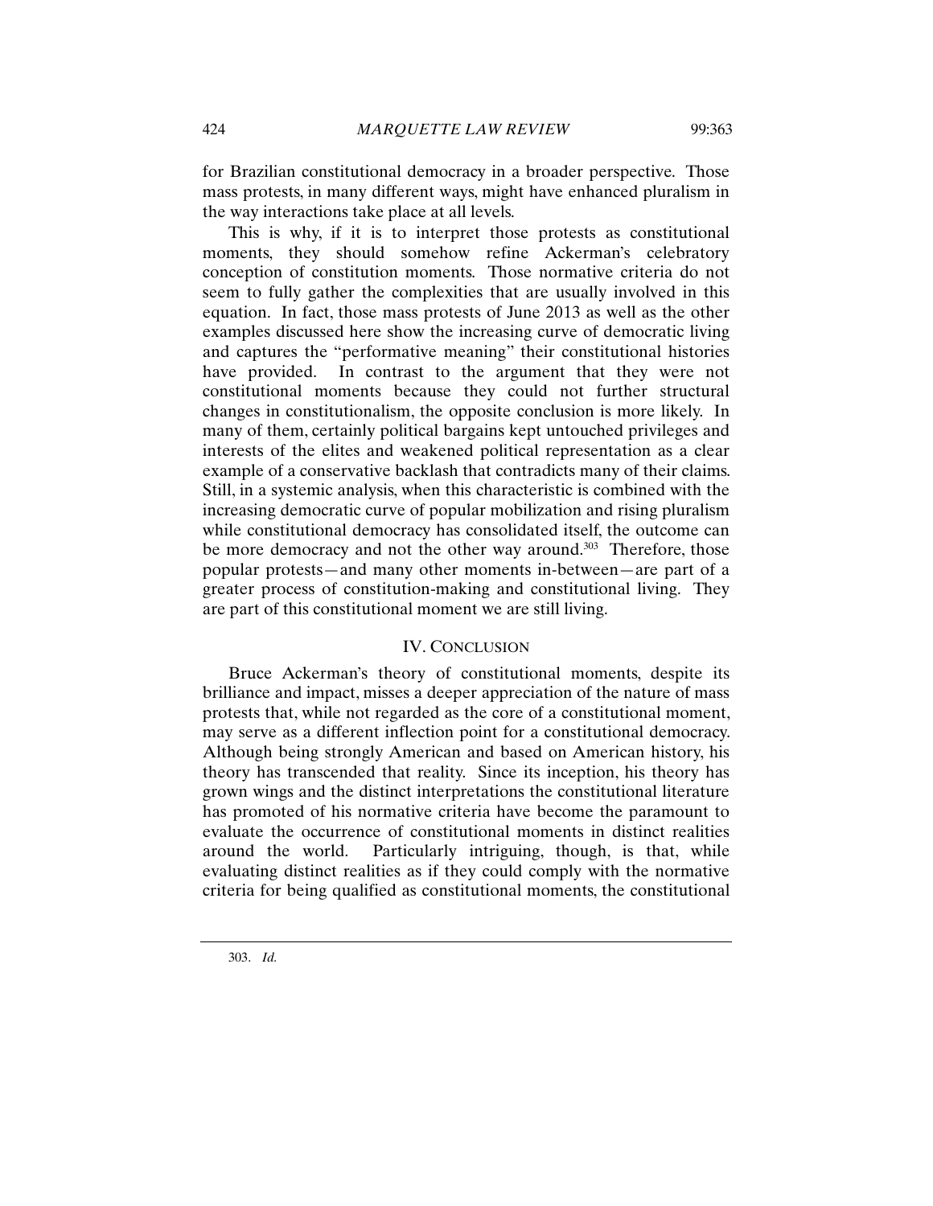for Brazilian constitutional democracy in a broader perspective. Those mass protests, in many different ways, might have enhanced pluralism in the way interactions take place at all levels.

This is why, if it is to interpret those protests as constitutional moments, they should somehow refine Ackerman's celebratory conception of constitution moments. Those normative criteria do not seem to fully gather the complexities that are usually involved in this equation. In fact, those mass protests of June 2013 as well as the other examples discussed here show the increasing curve of democratic living and captures the "performative meaning" their constitutional histories have provided. In contrast to the argument that they were not constitutional moments because they could not further structural changes in constitutionalism, the opposite conclusion is more likely. In many of them, certainly political bargains kept untouched privileges and interests of the elites and weakened political representation as a clear example of a conservative backlash that contradicts many of their claims. Still, in a systemic analysis, when this characteristic is combined with the increasing democratic curve of popular mobilization and rising pluralism while constitutional democracy has consolidated itself, the outcome can be more democracy and not the other way around.[303] Therefore, those popular protests—and many other moments in-between—are part of a greater process of constitution-making and constitutional living. They are part of this constitutional moment we are still living.

## IV. Conclusion

Bruce Ackerman's theory of constitutional moments, despite its brilliance and impact, misses a deeper appreciation of the nature of mass protests that, while not regarded as the core of a constitutional moment, may serve as a different inflection point for a constitutional democracy. Although being strongly American and based on American history, his theory has transcended that reality. Since its inception, his theory has grown wings and the distinct interpretations the constitutional literature has promoted of his normative criteria have become the paramount to evaluate the occurrence of constitutional moments in distinct realities around the world. Particularly intriguing, though, is that, while evaluating distinct realities as if they could comply with the normative criteria for being qualified as constitutional moments, the constitutional

303. *Id.*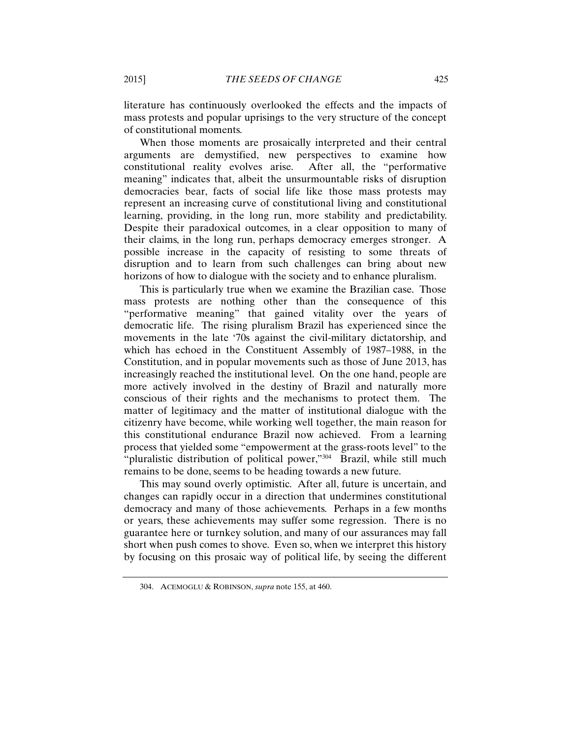literature has continuously overlooked the effects and the impacts of mass protests and popular uprisings to the very structure of the concept of constitutional moments.

When those moments are prosaically interpreted and their central arguments are demystified, new perspectives to examine how constitutional reality evolves arise. After all, the "performative meaning" indicates that, albeit the unsurmountable risks of disruption democracies bear, facts of social life like those mass protests may represent an increasing curve of constitutional living and constitutional learning, providing, in the long run, more stability and predictability. Despite their paradoxical outcomes, in a clear opposition to many of their claims, in the long run, perhaps democracy emerges stronger. A possible increase in the capacity of resisting to some threats of disruption and to learn from such challenges can bring about new horizons of how to dialogue with the society and to enhance pluralism.

This is particularly true when we examine the Brazilian case. Those mass protests are nothing other than the consequence of this "performative meaning" that gained vitality over the years of democratic life. The rising pluralism Brazil has experienced since the movements in the late '70s against the civil-military dictatorship, and which has echoed in the Constituent Assembly of 1987–1988, in the Constitution, and in popular movements such as those of June 2013, has increasingly reached the institutional level. On the one hand, people are more actively involved in the destiny of Brazil and naturally more conscious of their rights and the mechanisms to protect them. The matter of legitimacy and the matter of institutional dialogue with the citizenry have become, while working well together, the main reason for this constitutional endurance Brazil now achieved. From a learning process that yielded some "empowerment at the grass-roots level" to the "pluralistic distribution of political power,"[304] Brazil, while still much remains to be done, seems to be heading towards a new future.

This may sound overly optimistic. After all, future is uncertain, and changes can rapidly occur in a direction that undermines constitutional democracy and many of those achievements. Perhaps in a few months or years, these achievements may suffer some regression. There is no guarantee here or turnkey solution, and many of our assurances may fall short when push comes to shove. Even so, when we interpret this history by focusing on this prosaic way of political life, by seeing the different

---

304. ACEMOGLU & ROBINSON, *supra* note 155, at 460.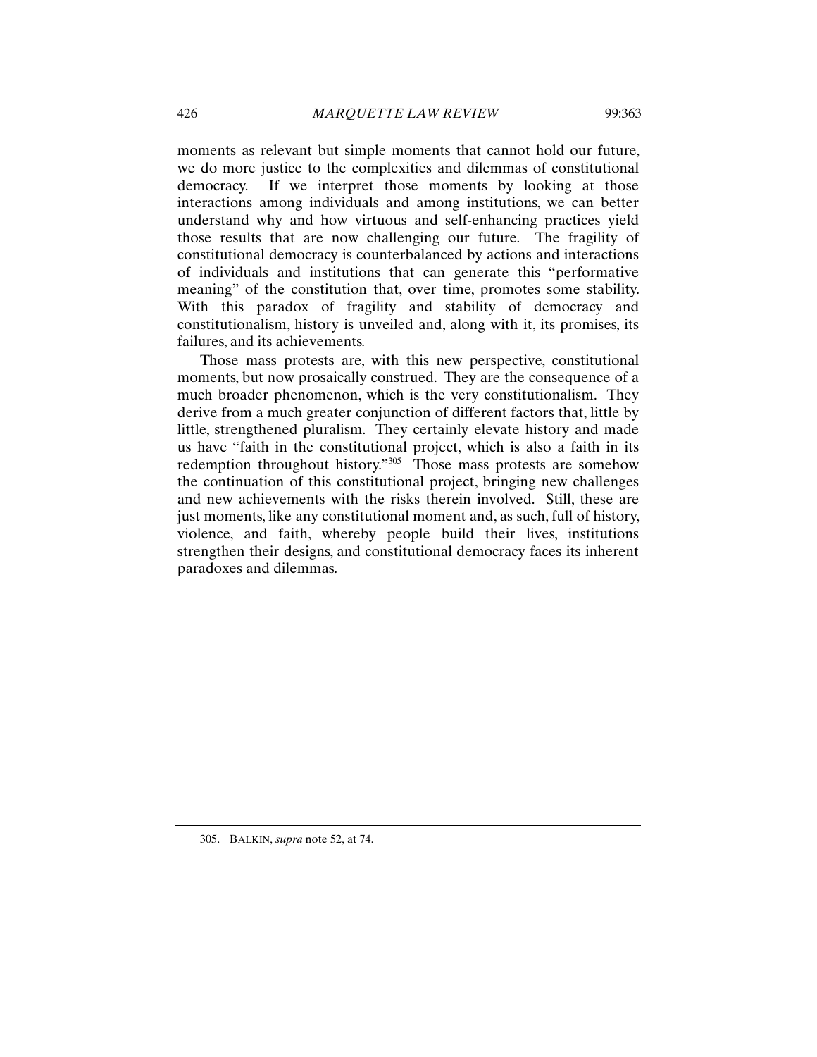moments as relevant but simple moments that cannot hold our future, we do more justice to the complexities and dilemmas of constitutional democracy. If we interpret those moments by looking at those interactions among individuals and among institutions, we can better understand why and how virtuous and self-enhancing practices yield those results that are now challenging our future. The fragility of constitutional democracy is counterbalanced by actions and interactions of individuals and institutions that can generate this "performative meaning" of the constitution that, over time, promotes some stability. With this paradox of fragility and stability of democracy and constitutionalism, history is unveiled and, along with it, its promises, its failures, and its achievements.

Those mass protests are, with this new perspective, constitutional moments, but now prosaically construed. They are the consequence of a much broader phenomenon, which is the very constitutionalism. They derive from a much greater conjunction of different factors that, little by little, strengthened pluralism. They certainly elevate history and made us have "faith in the constitutional project, which is also a faith in its redemption throughout history."[305] Those mass protests are somehow the continuation of this constitutional project, bringing new challenges and new achievements with the risks therein involved. Still, these are just moments, like any constitutional moment and, as such, full of history, violence, and faith, whereby people build their lives, institutions strengthen their designs, and constitutional democracy faces its inherent paradoxes and dilemmas.

305. BALKIN, *supra* note 52, at 74.